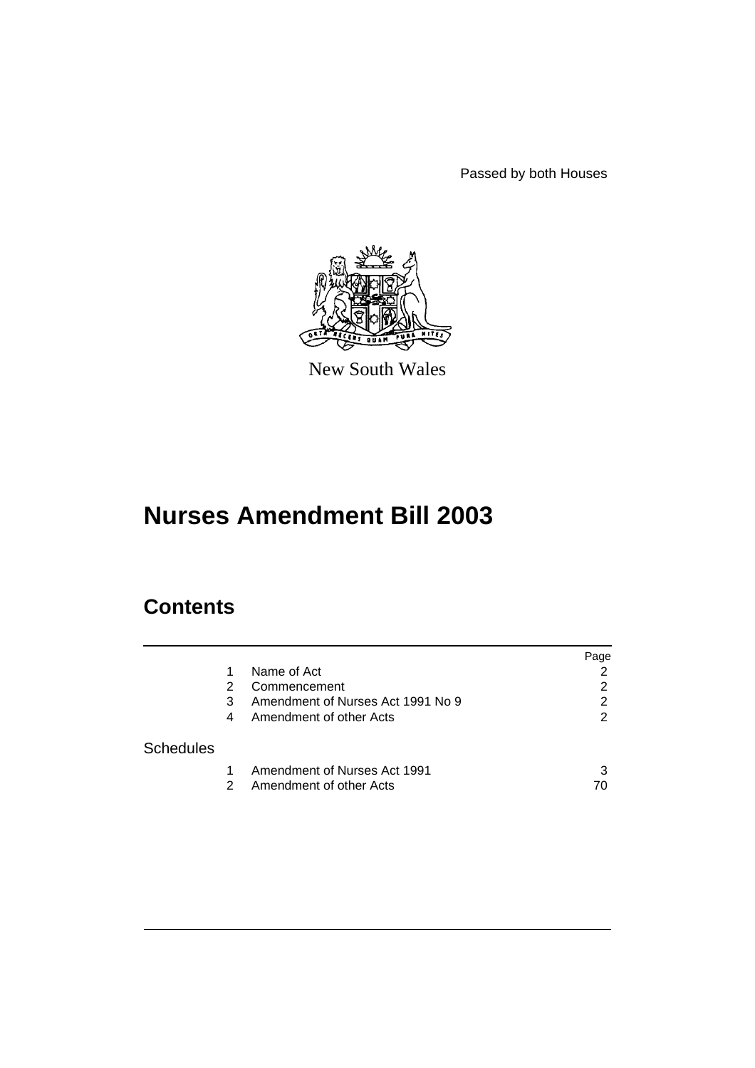Passed by both Houses

New South Wales

# Nurses Amendment Bill 2003

## Contents

| | | | Page |
|---|---|---|---|
| | 1 | Name of Act | 2 |
| | 2 | Commencement | 2 |
| | 3 | Amendment of Nurses Act 1991 No 9 | 2 |
| | 4 | Amendment of other Acts | 2 |
| Schedules | | | |
| | 1 | Amendment of Nurses Act 1991 | 3 |
| | 2 | Amendment of other Acts | 70 |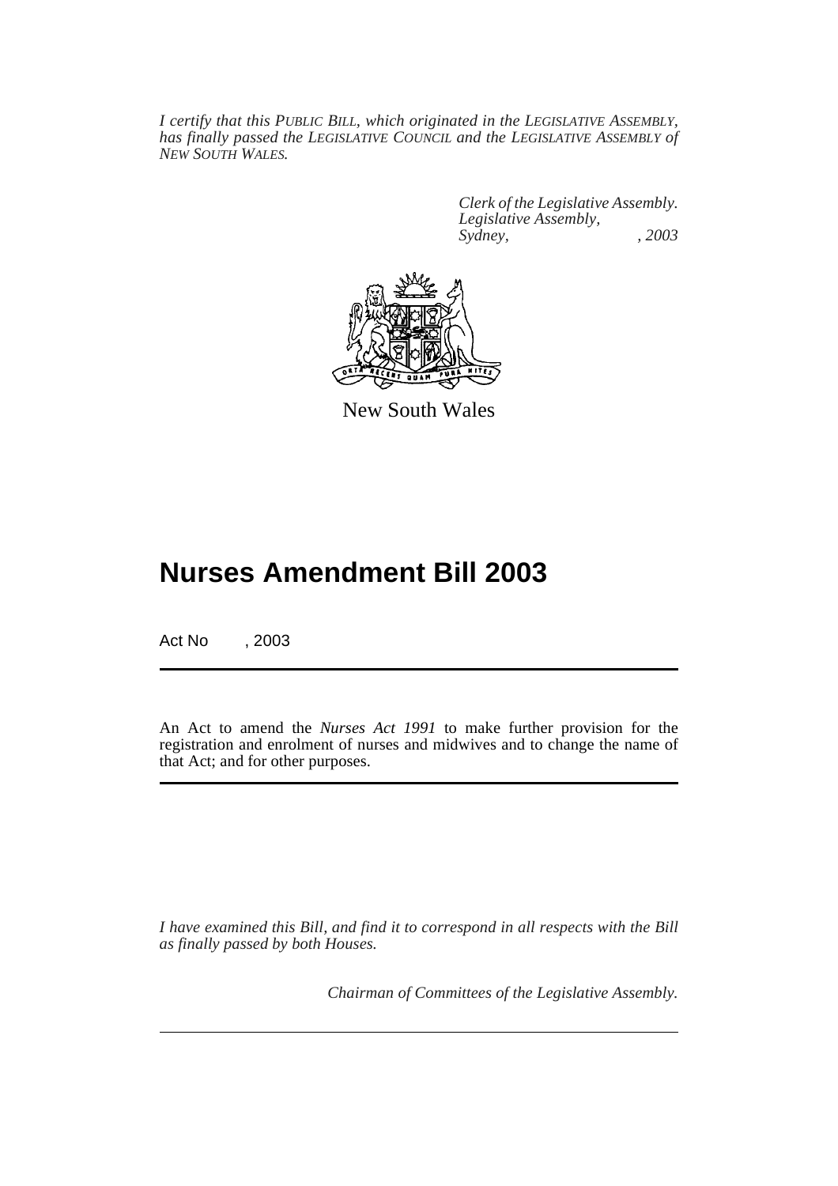*I certify that this PUBLIC BILL, which originated in the LEGISLATIVE ASSEMBLY, has finally passed the LEGISLATIVE COUNCIL and the LEGISLATIVE ASSEMBLY of NEW SOUTH WALES.*

*Clerk of the Legislative Assembly.*
*Legislative Assembly,*
*Sydney, , 2003*

New South Wales

# Nurses Amendment Bill 2003

Act No , 2003

An Act to amend the *Nurses Act 1991* to make further provision for the registration and enrolment of nurses and midwives and to change the name of that Act; and for other purposes.

*I have examined this Bill, and find it to correspond in all respects with the Bill as finally passed by both Houses.*

*Chairman of Committees of the Legislative Assembly.*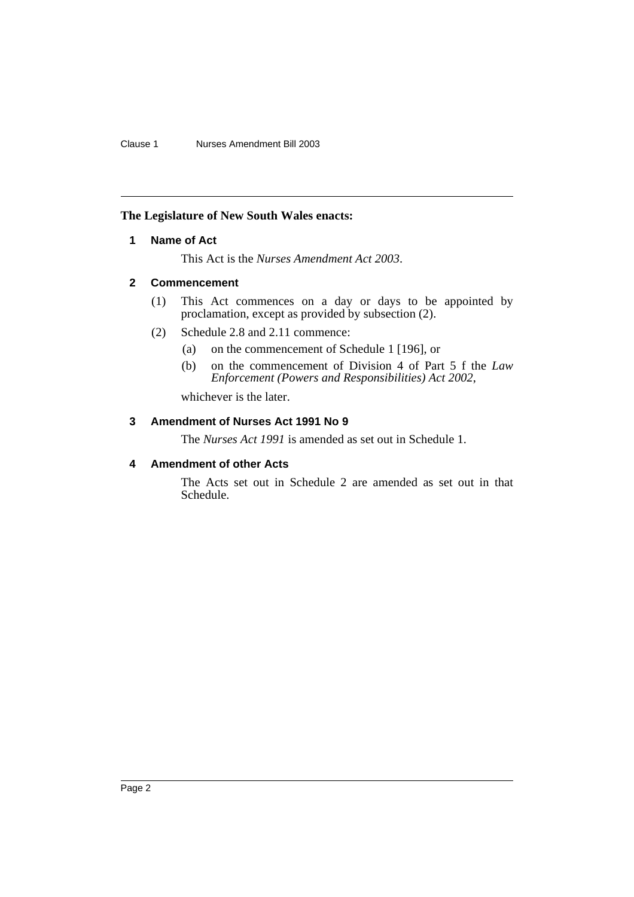**The Legislature of New South Wales enacts:**

## 1 Name of Act

This Act is the *Nurses Amendment Act 2003*.

## 2 Commencement

(1) This Act commences on a day or days to be appointed by proclamation, except as provided by subsection (2).

(2) Schedule 2.8 and 2.11 commence:

(a) on the commencement of Schedule 1 [196], or

(b) on the commencement of Division 4 of Part 5 f the *Law Enforcement (Powers and Responsibilities) Act 2002*,

whichever is the later.

## 3 Amendment of Nurses Act 1991 No 9

The *Nurses Act 1991* is amended as set out in Schedule 1.

## 4 Amendment of other Acts

The Acts set out in Schedule 2 are amended as set out in that Schedule.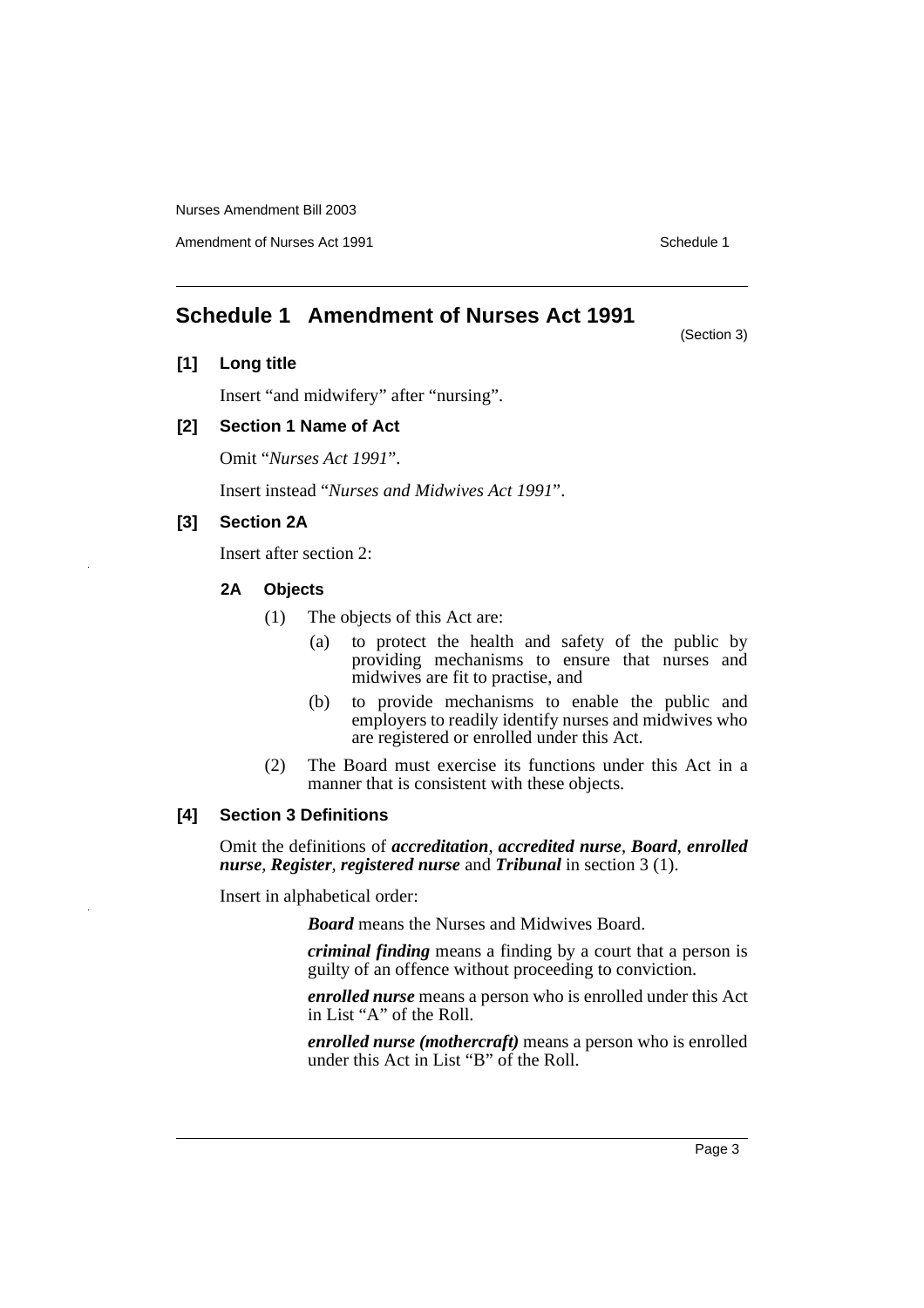## Schedule 1 Amendment of Nurses Act 1991

(Section 3)

### [1] Long title

Insert "and midwifery" after "nursing".

### [2] Section 1 Name of Act

Omit "*Nurses Act 1991*".

Insert instead "*Nurses and Midwives Act 1991*".

### [3] Section 2A

Insert after section 2:

#### 2A Objects

(1) The objects of this Act are:

(a) to protect the health and safety of the public by providing mechanisms to ensure that nurses and midwives are fit to practise, and

(b) to provide mechanisms to enable the public and employers to readily identify nurses and midwives who are registered or enrolled under this Act.

(2) The Board must exercise its functions under this Act in a manner that is consistent with these objects.

### [4] Section 3 Definitions

Omit the definitions of ***accreditation***, ***accredited nurse***, ***Board***, ***enrolled nurse***, ***Register***, ***registered nurse*** and ***Tribunal*** in section 3 (1).

Insert in alphabetical order:

***Board*** means the Nurses and Midwives Board.

***criminal finding*** means a finding by a court that a person is guilty of an offence without proceeding to conviction.

***enrolled nurse*** means a person who is enrolled under this Act in List "A" of the Roll.

***enrolled nurse (mothercraft)*** means a person who is enrolled under this Act in List "B" of the Roll.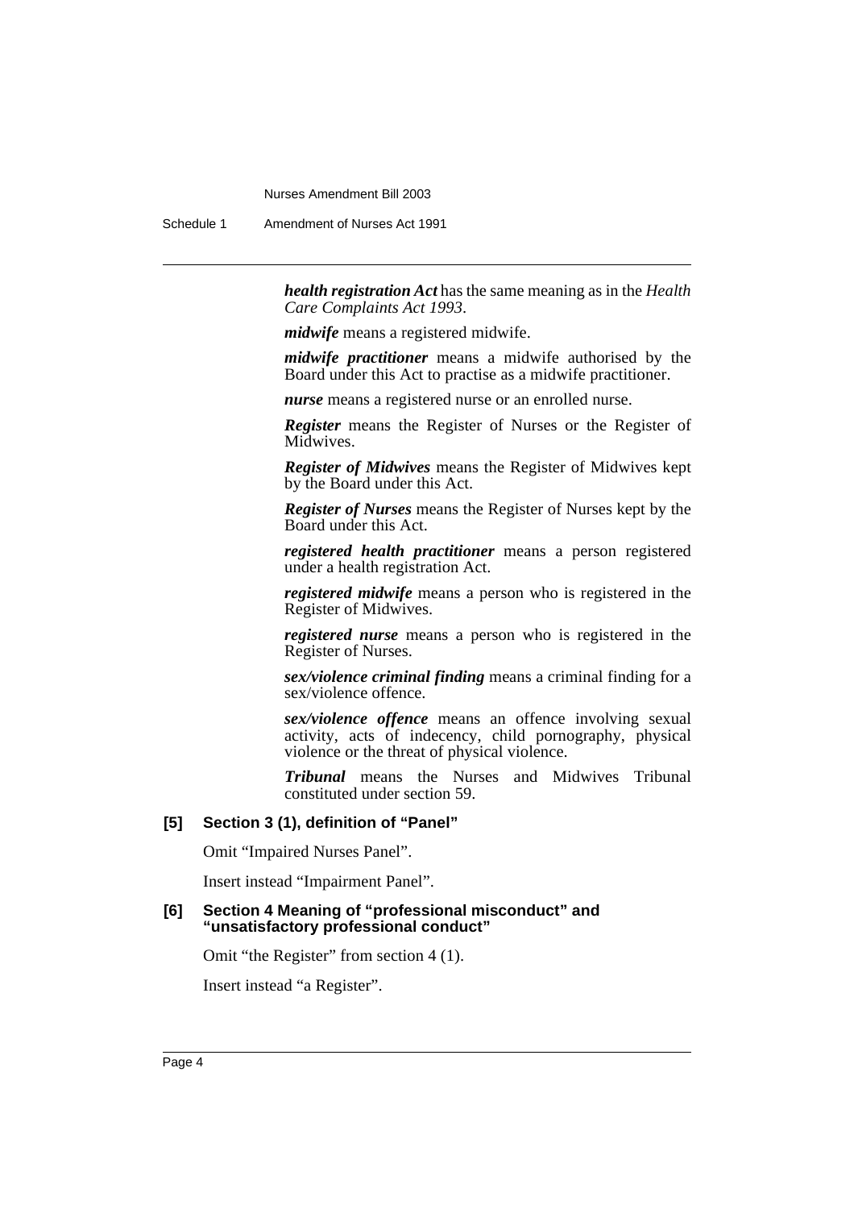***health registration Act*** has the same meaning as in the *Health Care Complaints Act 1993*.

***midwife*** means a registered midwife.

***midwife practitioner*** means a midwife authorised by the Board under this Act to practise as a midwife practitioner.

***nurse*** means a registered nurse or an enrolled nurse.

***Register*** means the Register of Nurses or the Register of Midwives.

***Register of Midwives*** means the Register of Midwives kept by the Board under this Act.

***Register of Nurses*** means the Register of Nurses kept by the Board under this Act.

***registered health practitioner*** means a person registered under a health registration Act.

***registered midwife*** means a person who is registered in the Register of Midwives.

***registered nurse*** means a person who is registered in the Register of Nurses.

***sex/violence criminal finding*** means a criminal finding for a sex/violence offence.

***sex/violence offence*** means an offence involving sexual activity, acts of indecency, child pornography, physical violence or the threat of physical violence.

***Tribunal*** means the Nurses and Midwives Tribunal constituted under section 59.

**[5] Section 3 (1), definition of "Panel"**

Omit "Impaired Nurses Panel".

Insert instead "Impairment Panel".

**[6] Section 4 Meaning of "professional misconduct" and "unsatisfactory professional conduct"**

Omit "the Register" from section 4 (1).

Insert instead "a Register".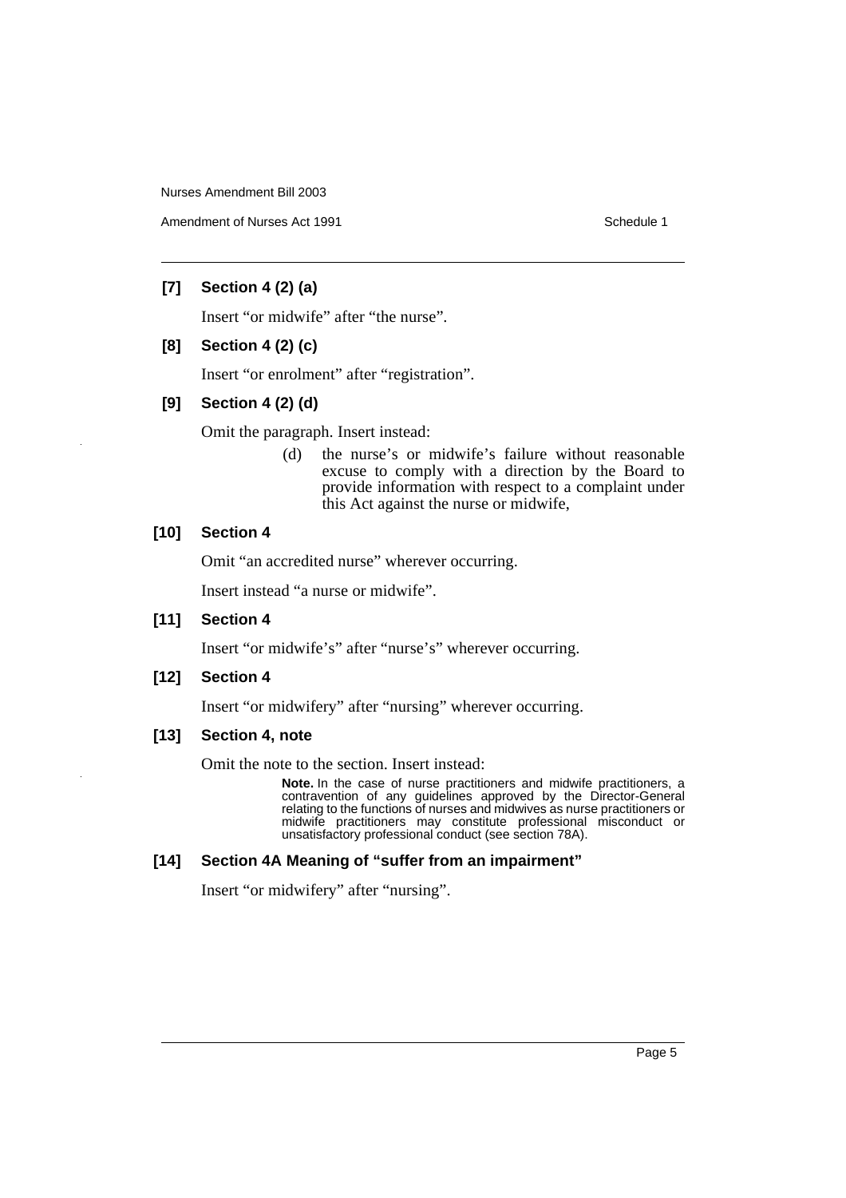**[7] Section 4 (2) (a)**

Insert "or midwife" after "the nurse".

**[8] Section 4 (2) (c)**

Insert "or enrolment" after "registration".

**[9] Section 4 (2) (d)**

Omit the paragraph. Insert instead:

> (d) the nurse's or midwife's failure without reasonable excuse to comply with a direction by the Board to provide information with respect to a complaint under this Act against the nurse or midwife,

**[10] Section 4**

Omit "an accredited nurse" wherever occurring.

Insert instead "a nurse or midwife".

**[11] Section 4**

Insert "or midwife's" after "nurse's" wherever occurring.

**[12] Section 4**

Insert "or midwifery" after "nursing" wherever occurring.

**[13] Section 4, note**

Omit the note to the section. Insert instead:

> **Note.** In the case of nurse practitioners and midwife practitioners, a contravention of any guidelines approved by the Director-General relating to the functions of nurses and midwives as nurse practitioners or midwife practitioners may constitute professional misconduct or unsatisfactory professional conduct (see section 78A).

**[14] Section 4A Meaning of "suffer from an impairment"**

Insert "or midwifery" after "nursing".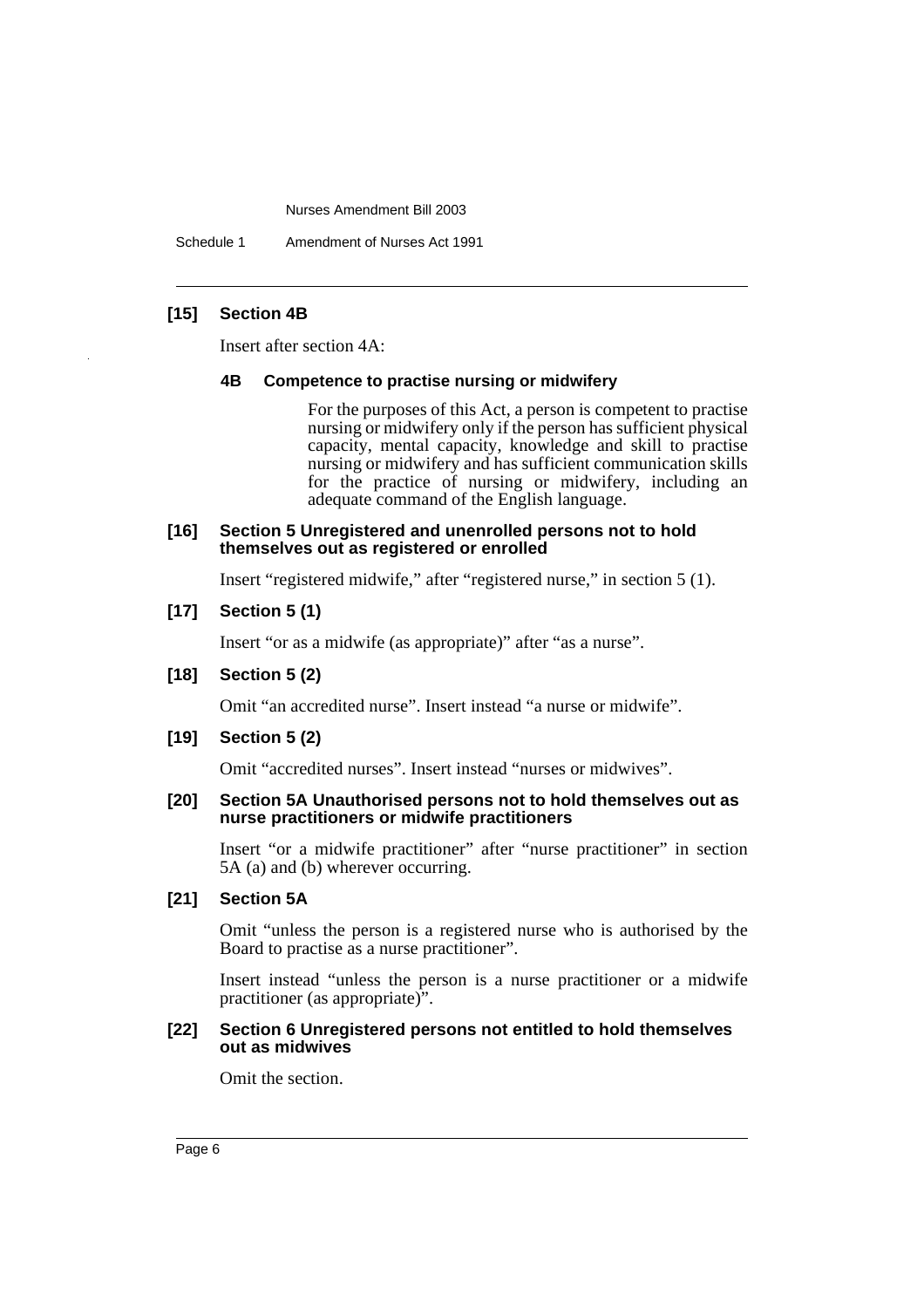**[15] Section 4B**

Insert after section 4A:

**4B Competence to practise nursing or midwifery**

For the purposes of this Act, a person is competent to practise nursing or midwifery only if the person has sufficient physical capacity, mental capacity, knowledge and skill to practise nursing or midwifery and has sufficient communication skills for the practice of nursing or midwifery, including an adequate command of the English language.

**[16] Section 5 Unregistered and unenrolled persons not to hold themselves out as registered or enrolled**

Insert "registered midwife," after "registered nurse," in section 5 (1).

**[17] Section 5 (1)**

Insert "or as a midwife (as appropriate)" after "as a nurse".

**[18] Section 5 (2)**

Omit "an accredited nurse". Insert instead "a nurse or midwife".

**[19] Section 5 (2)**

Omit "accredited nurses". Insert instead "nurses or midwives".

**[20] Section 5A Unauthorised persons not to hold themselves out as nurse practitioners or midwife practitioners**

Insert "or a midwife practitioner" after "nurse practitioner" in section 5A (a) and (b) wherever occurring.

**[21] Section 5A**

Omit "unless the person is a registered nurse who is authorised by the Board to practise as a nurse practitioner".

Insert instead "unless the person is a nurse practitioner or a midwife practitioner (as appropriate)".

**[22] Section 6 Unregistered persons not entitled to hold themselves out as midwives**

Omit the section.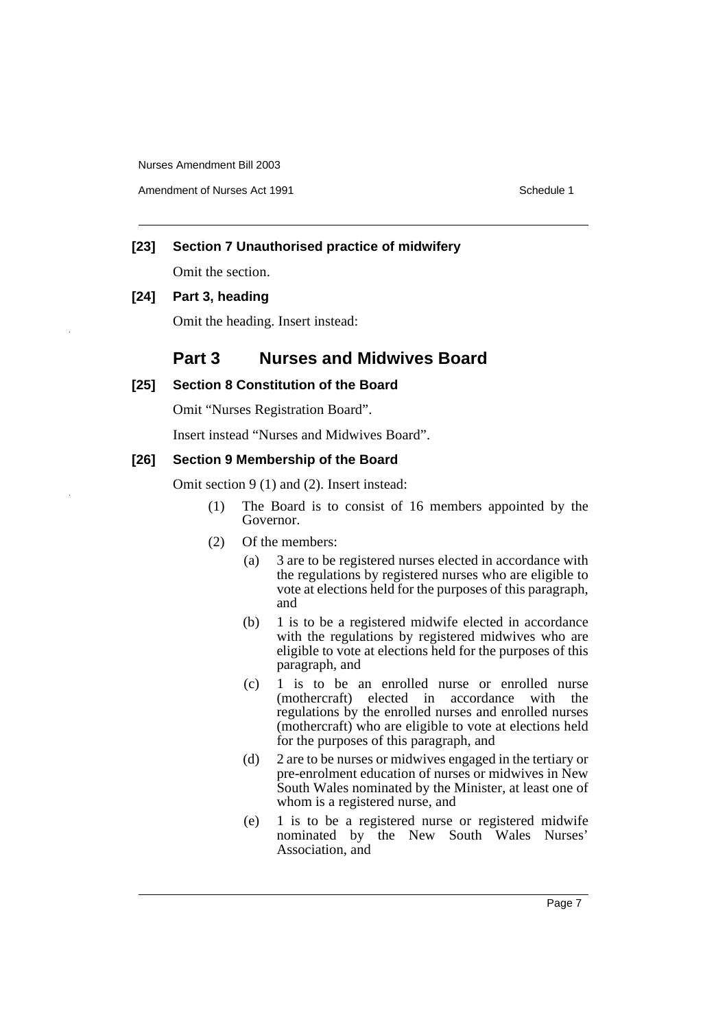**[23] Section 7 Unauthorised practice of midwifery**

Omit the section.

**[24] Part 3, heading**

Omit the heading. Insert instead:

## Part 3 Nurses and Midwives Board

**[25] Section 8 Constitution of the Board**

Omit "Nurses Registration Board".

Insert instead "Nurses and Midwives Board".

**[26] Section 9 Membership of the Board**

Omit section 9 (1) and (2). Insert instead:

(1) The Board is to consist of 16 members appointed by the Governor.

(2) Of the members:

- (a) 3 are to be registered nurses elected in accordance with the regulations by registered nurses who are eligible to vote at elections held for the purposes of this paragraph, and
- (b) 1 is to be a registered midwife elected in accordance with the regulations by registered midwives who are eligible to vote at elections held for the purposes of this paragraph, and
- (c) 1 is to be an enrolled nurse or enrolled nurse (mothercraft) elected in accordance with the regulations by the enrolled nurses and enrolled nurses (mothercraft) who are eligible to vote at elections held for the purposes of this paragraph, and
- (d) 2 are to be nurses or midwives engaged in the tertiary or pre-enrolment education of nurses or midwives in New South Wales nominated by the Minister, at least one of whom is a registered nurse, and
- (e) 1 is to be a registered nurse or registered midwife nominated by the New South Wales Nurses' Association, and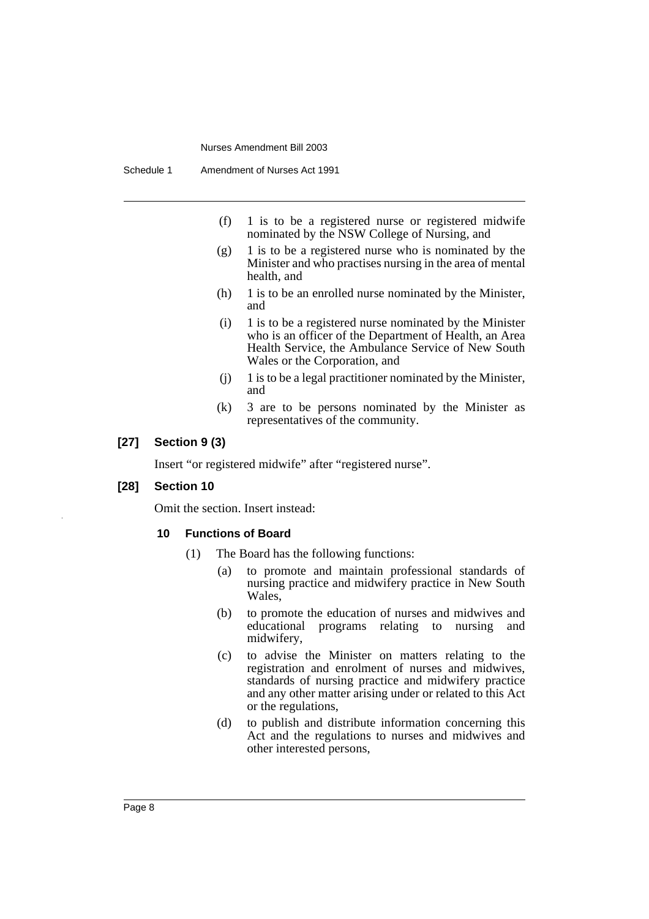(f) 1 is to be a registered nurse or registered midwife nominated by the NSW College of Nursing, and

(g) 1 is to be a registered nurse who is nominated by the Minister and who practises nursing in the area of mental health, and

(h) 1 is to be an enrolled nurse nominated by the Minister, and

(i) 1 is to be a registered nurse nominated by the Minister who is an officer of the Department of Health, an Area Health Service, the Ambulance Service of New South Wales or the Corporation, and

(j) 1 is to be a legal practitioner nominated by the Minister, and

(k) 3 are to be persons nominated by the Minister as representatives of the community.

### [27] Section 9 (3)

Insert "or registered midwife" after "registered nurse".

### [28] Section 10

Omit the section. Insert instead:

#### 10 Functions of Board

(1) The Board has the following functions:

(a) to promote and maintain professional standards of nursing practice and midwifery practice in New South Wales,

(b) to promote the education of nurses and midwives and educational programs relating to nursing and midwifery,

(c) to advise the Minister on matters relating to the registration and enrolment of nurses and midwives, standards of nursing practice and midwifery practice and any other matter arising under or related to this Act or the regulations,

(d) to publish and distribute information concerning this Act and the regulations to nurses and midwives and other interested persons,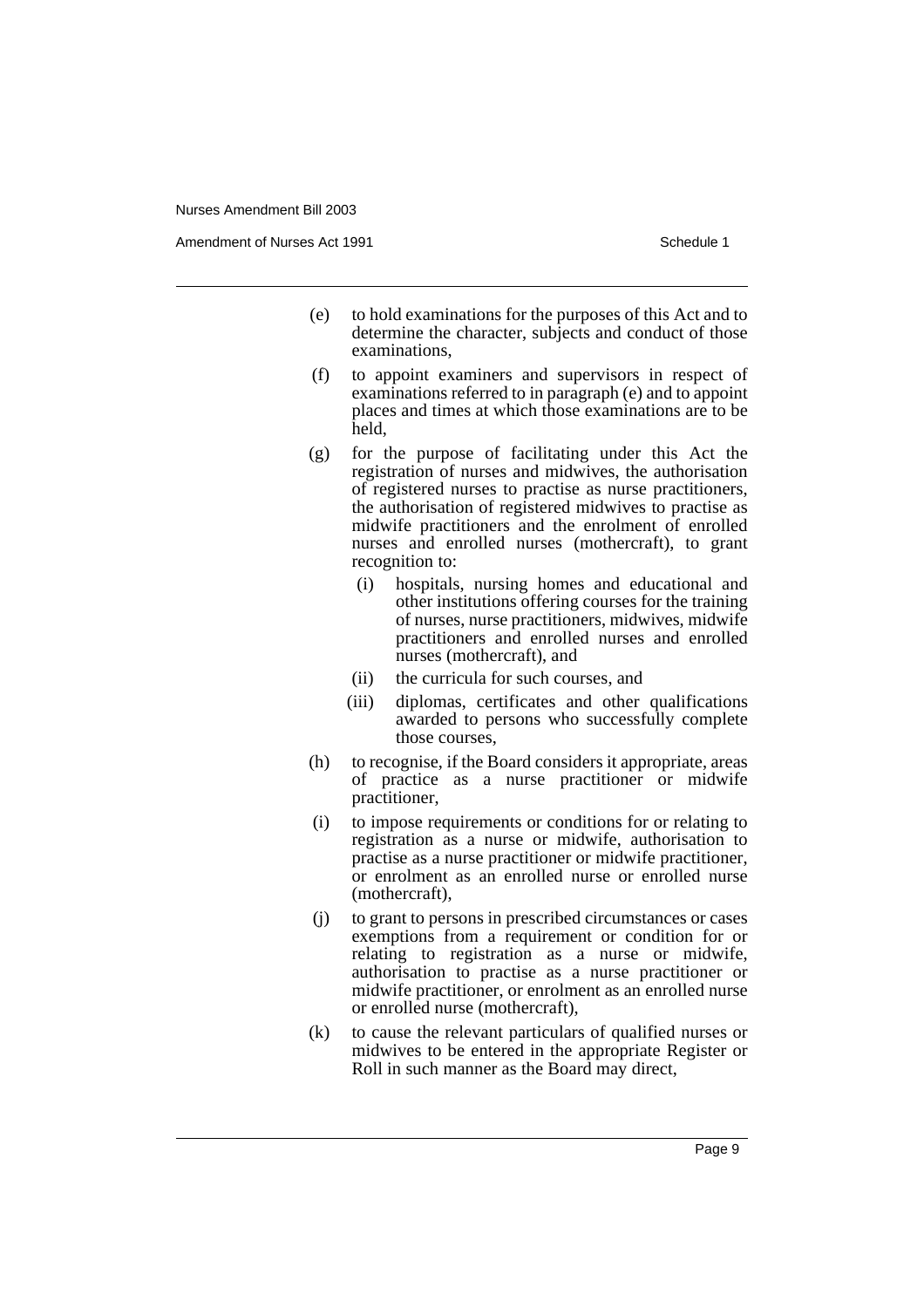(e) to hold examinations for the purposes of this Act and to determine the character, subjects and conduct of those examinations,

(f) to appoint examiners and supervisors in respect of examinations referred to in paragraph (e) and to appoint places and times at which those examinations are to be held,

(g) for the purpose of facilitating under this Act the registration of nurses and midwives, the authorisation of registered nurses to practise as nurse practitioners, the authorisation of registered midwives to practise as midwife practitioners and the enrolment of enrolled nurses and enrolled nurses (mothercraft), to grant recognition to:

   (i) hospitals, nursing homes and educational and other institutions offering courses for the training of nurses, nurse practitioners, midwives, midwife practitioners and enrolled nurses and enrolled nurses (mothercraft), and

   (ii) the curricula for such courses, and

   (iii) diplomas, certificates and other qualifications awarded to persons who successfully complete those courses,

(h) to recognise, if the Board considers it appropriate, areas of practice as a nurse practitioner or midwife practitioner,

(i) to impose requirements or conditions for or relating to registration as a nurse or midwife, authorisation to practise as a nurse practitioner or midwife practitioner, or enrolment as an enrolled nurse or enrolled nurse (mothercraft),

(j) to grant to persons in prescribed circumstances or cases exemptions from a requirement or condition for or relating to registration as a nurse or midwife, authorisation to practise as a nurse practitioner or midwife practitioner, or enrolment as an enrolled nurse or enrolled nurse (mothercraft),

(k) to cause the relevant particulars of qualified nurses or midwives to be entered in the appropriate Register or Roll in such manner as the Board may direct,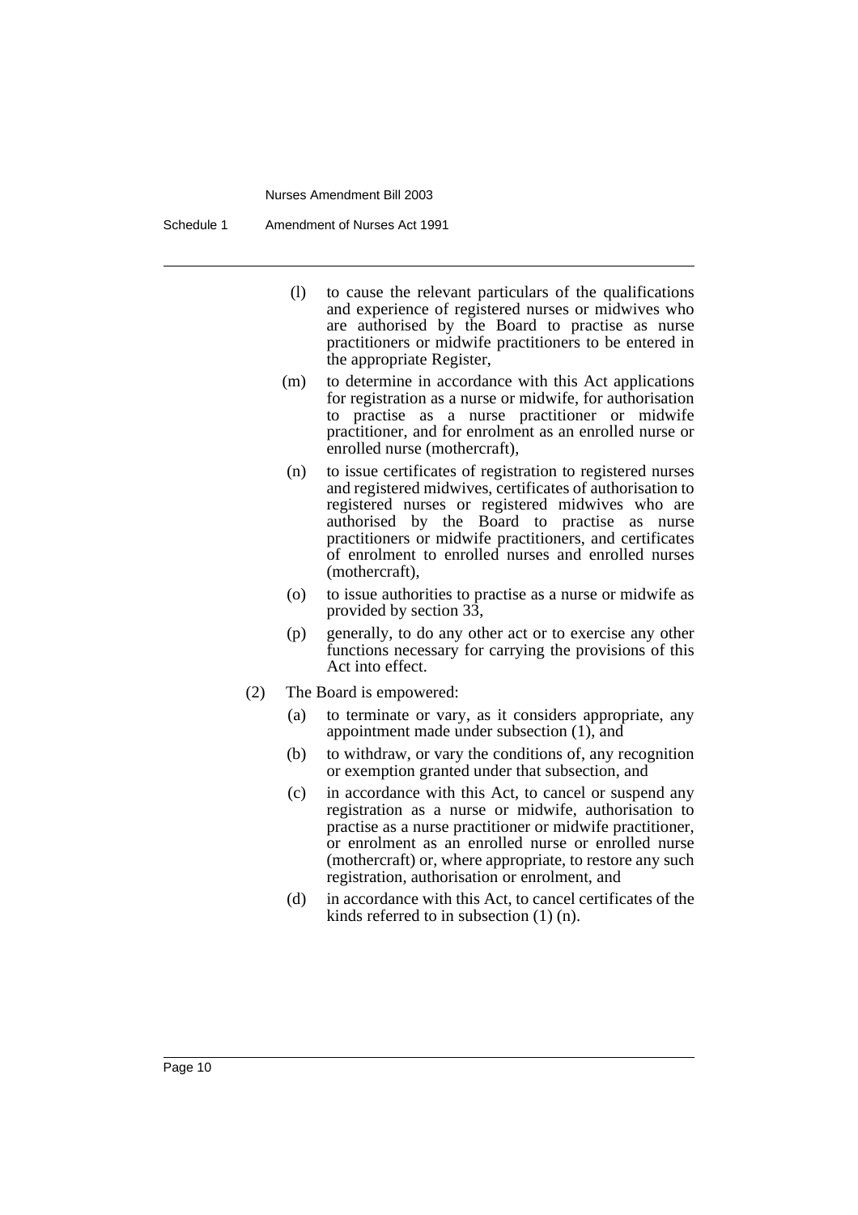(l) to cause the relevant particulars of the qualifications and experience of registered nurses or midwives who are authorised by the Board to practise as nurse practitioners or midwife practitioners to be entered in the appropriate Register,

(m) to determine in accordance with this Act applications for registration as a nurse or midwife, for authorisation to practise as a nurse practitioner or midwife practitioner, and for enrolment as an enrolled nurse or enrolled nurse (mothercraft),

(n) to issue certificates of registration to registered nurses and registered midwives, certificates of authorisation to registered nurses or registered midwives who are authorised by the Board to practise as nurse practitioners or midwife practitioners, and certificates of enrolment to enrolled nurses and enrolled nurses (mothercraft),

(o) to issue authorities to practise as a nurse or midwife as provided by section 33,

(p) generally, to do any other act or to exercise any other functions necessary for carrying the provisions of this Act into effect.

(2) The Board is empowered:

(a) to terminate or vary, as it considers appropriate, any appointment made under subsection (1), and

(b) to withdraw, or vary the conditions of, any recognition or exemption granted under that subsection, and

(c) in accordance with this Act, to cancel or suspend any registration as a nurse or midwife, authorisation to practise as a nurse practitioner or midwife practitioner, or enrolment as an enrolled nurse or enrolled nurse (mothercraft) or, where appropriate, to restore any such registration, authorisation or enrolment, and

(d) in accordance with this Act, to cancel certificates of the kinds referred to in subsection (1) (n).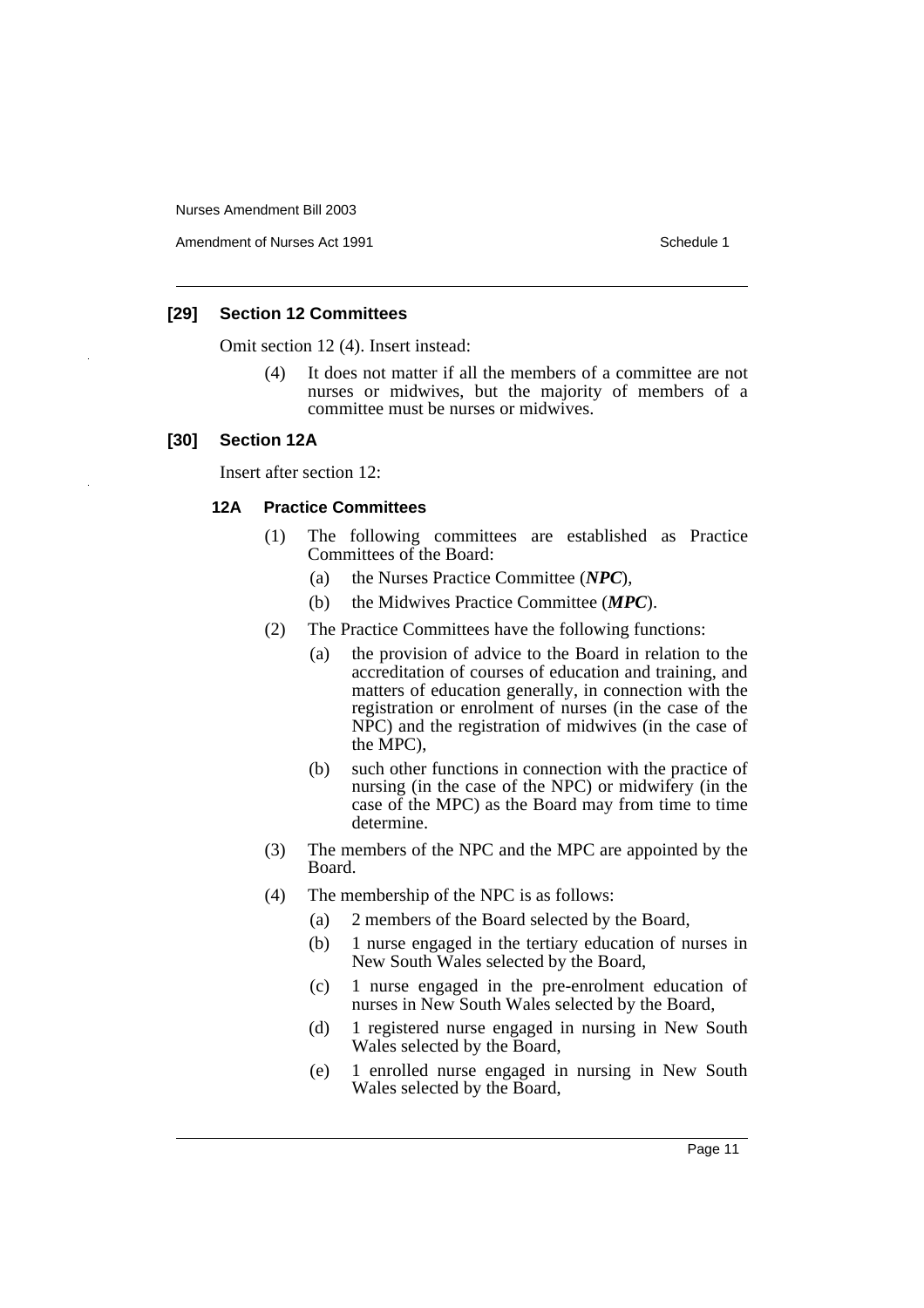### [29] Section 12 Committees

Omit section 12 (4). Insert instead:

(4) It does not matter if all the members of a committee are not nurses or midwives, but the majority of members of a committee must be nurses or midwives.

### [30] Section 12A

Insert after section 12:

#### 12A Practice Committees

(1) The following committees are established as Practice Committees of the Board:

- (a) the Nurses Practice Committee (***NPC***),
- (b) the Midwives Practice Committee (***MPC***).

(2) The Practice Committees have the following functions:

- (a) the provision of advice to the Board in relation to the accreditation of courses of education and training, and matters of education generally, in connection with the registration or enrolment of nurses (in the case of the NPC) and the registration of midwives (in the case of the MPC),
- (b) such other functions in connection with the practice of nursing (in the case of the NPC) or midwifery (in the case of the MPC) as the Board may from time to time determine.

(3) The members of the NPC and the MPC are appointed by the Board.

(4) The membership of the NPC is as follows:

- (a) 2 members of the Board selected by the Board,
- (b) 1 nurse engaged in the tertiary education of nurses in New South Wales selected by the Board,
- (c) 1 nurse engaged in the pre-enrolment education of nurses in New South Wales selected by the Board,
- (d) 1 registered nurse engaged in nursing in New South Wales selected by the Board,
- (e) 1 enrolled nurse engaged in nursing in New South Wales selected by the Board,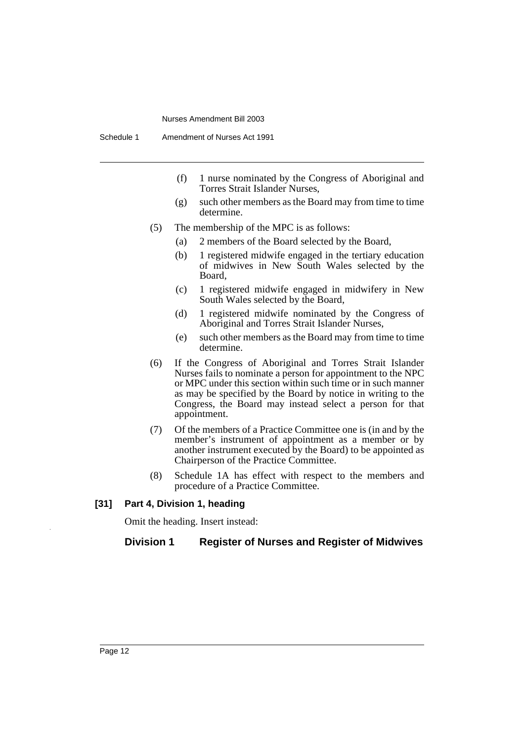(f) 1 nurse nominated by the Congress of Aboriginal and Torres Strait Islander Nurses,

(g) such other members as the Board may from time to time determine.

(5) The membership of the MPC is as follows:

(a) 2 members of the Board selected by the Board,

(b) 1 registered midwife engaged in the tertiary education of midwives in New South Wales selected by the Board,

(c) 1 registered midwife engaged in midwifery in New South Wales selected by the Board,

(d) 1 registered midwife nominated by the Congress of Aboriginal and Torres Strait Islander Nurses,

(e) such other members as the Board may from time to time determine.

(6) If the Congress of Aboriginal and Torres Strait Islander Nurses fails to nominate a person for appointment to the NPC or MPC under this section within such time or in such manner as may be specified by the Board by notice in writing to the Congress, the Board may instead select a person for that appointment.

(7) Of the members of a Practice Committee one is (in and by the member's instrument of appointment as a member or by another instrument executed by the Board) to be appointed as Chairperson of the Practice Committee.

(8) Schedule 1A has effect with respect to the members and procedure of a Practice Committee.

**[31] Part 4, Division 1, heading**

Omit the heading. Insert instead:

**Division 1 Register of Nurses and Register of Midwives**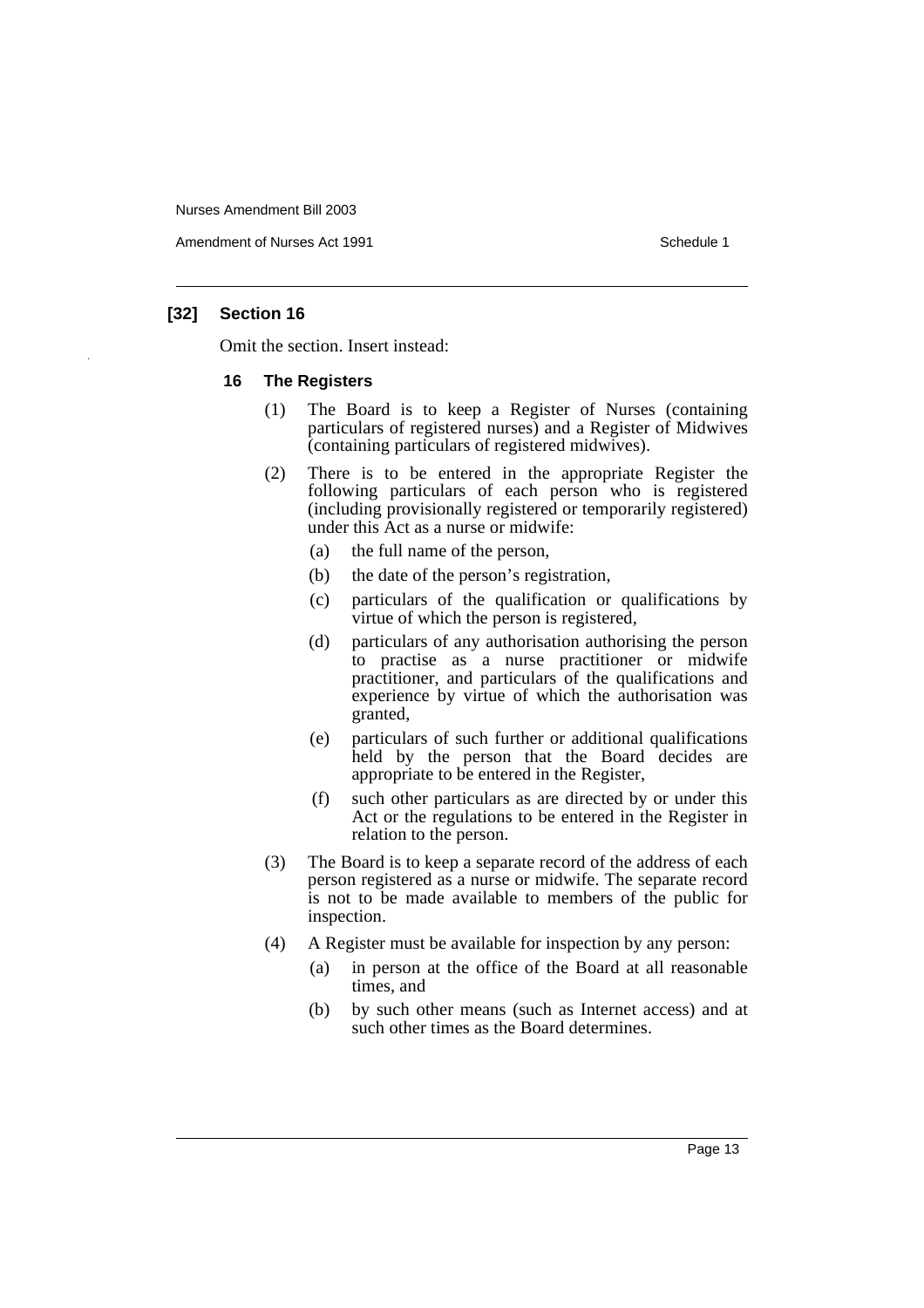### [32] Section 16

Omit the section. Insert instead:

#### 16 The Registers

(1) The Board is to keep a Register of Nurses (containing particulars of registered nurses) and a Register of Midwives (containing particulars of registered midwives).

(2) There is to be entered in the appropriate Register the following particulars of each person who is registered (including provisionally registered or temporarily registered) under this Act as a nurse or midwife:

- (a) the full name of the person,
- (b) the date of the person's registration,
- (c) particulars of the qualification or qualifications by virtue of which the person is registered,
- (d) particulars of any authorisation authorising the person to practise as a nurse practitioner or midwife practitioner, and particulars of the qualifications and experience by virtue of which the authorisation was granted,
- (e) particulars of such further or additional qualifications held by the person that the Board decides are appropriate to be entered in the Register,
- (f) such other particulars as are directed by or under this Act or the regulations to be entered in the Register in relation to the person.

(3) The Board is to keep a separate record of the address of each person registered as a nurse or midwife. The separate record is not to be made available to members of the public for inspection.

(4) A Register must be available for inspection by any person:

- (a) in person at the office of the Board at all reasonable times, and
- (b) by such other means (such as Internet access) and at such other times as the Board determines.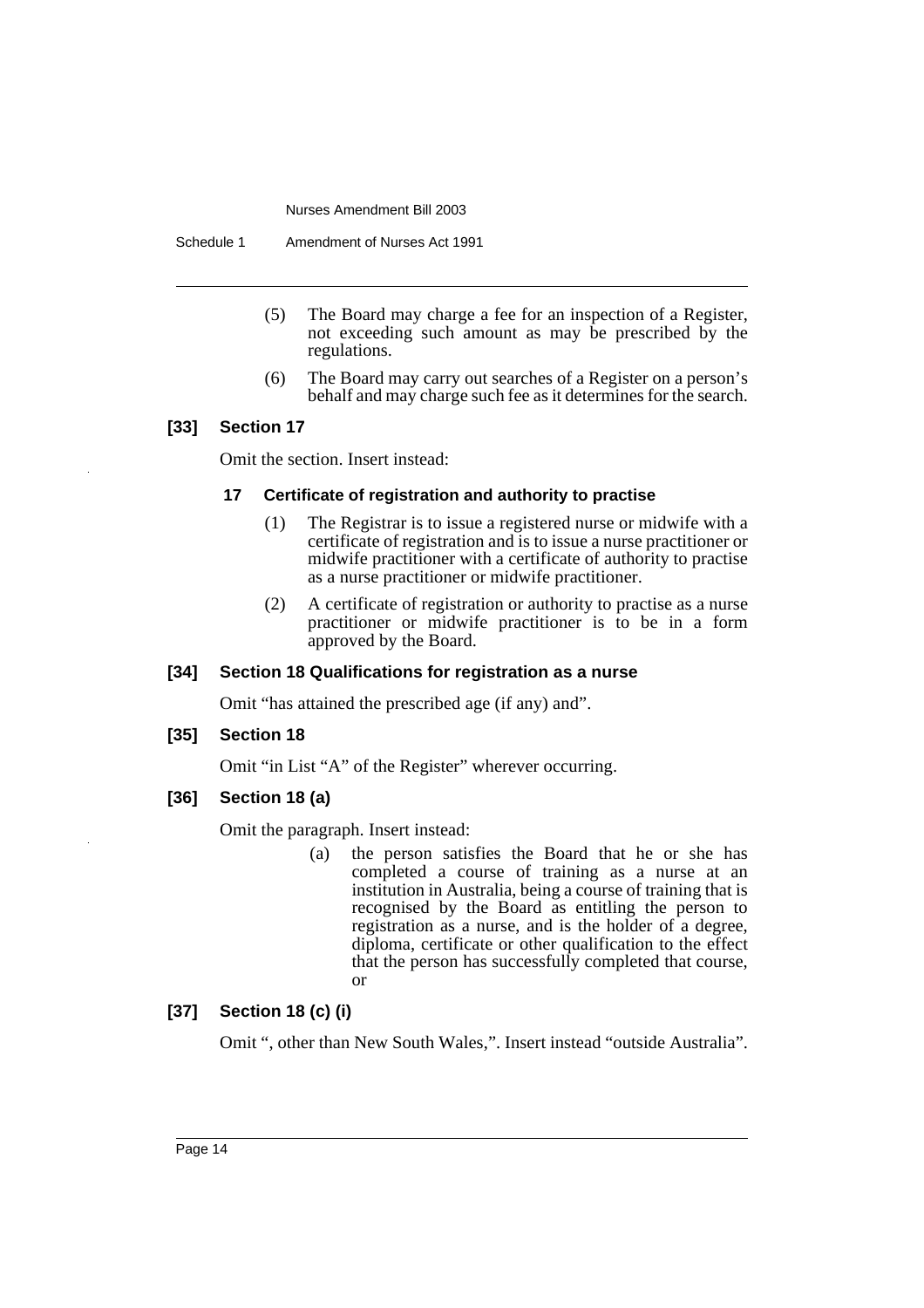(5) The Board may charge a fee for an inspection of a Register, not exceeding such amount as may be prescribed by the regulations.

(6) The Board may carry out searches of a Register on a person's behalf and may charge such fee as it determines for the search.

**[33] Section 17**

Omit the section. Insert instead:

**17 Certificate of registration and authority to practise**

(1) The Registrar is to issue a registered nurse or midwife with a certificate of registration and is to issue a nurse practitioner or midwife practitioner with a certificate of authority to practise as a nurse practitioner or midwife practitioner.

(2) A certificate of registration or authority to practise as a nurse practitioner or midwife practitioner is to be in a form approved by the Board.

**[34] Section 18 Qualifications for registration as a nurse**

Omit "has attained the prescribed age (if any) and".

**[35] Section 18**

Omit "in List "A" of the Register" wherever occurring.

**[36] Section 18 (a)**

Omit the paragraph. Insert instead:

(a) the person satisfies the Board that he or she has completed a course of training as a nurse at an institution in Australia, being a course of training that is recognised by the Board as entitling the person to registration as a nurse, and is the holder of a degree, diploma, certificate or other qualification to the effect that the person has successfully completed that course, or

**[37] Section 18 (c) (i)**

Omit ", other than New South Wales,". Insert instead "outside Australia".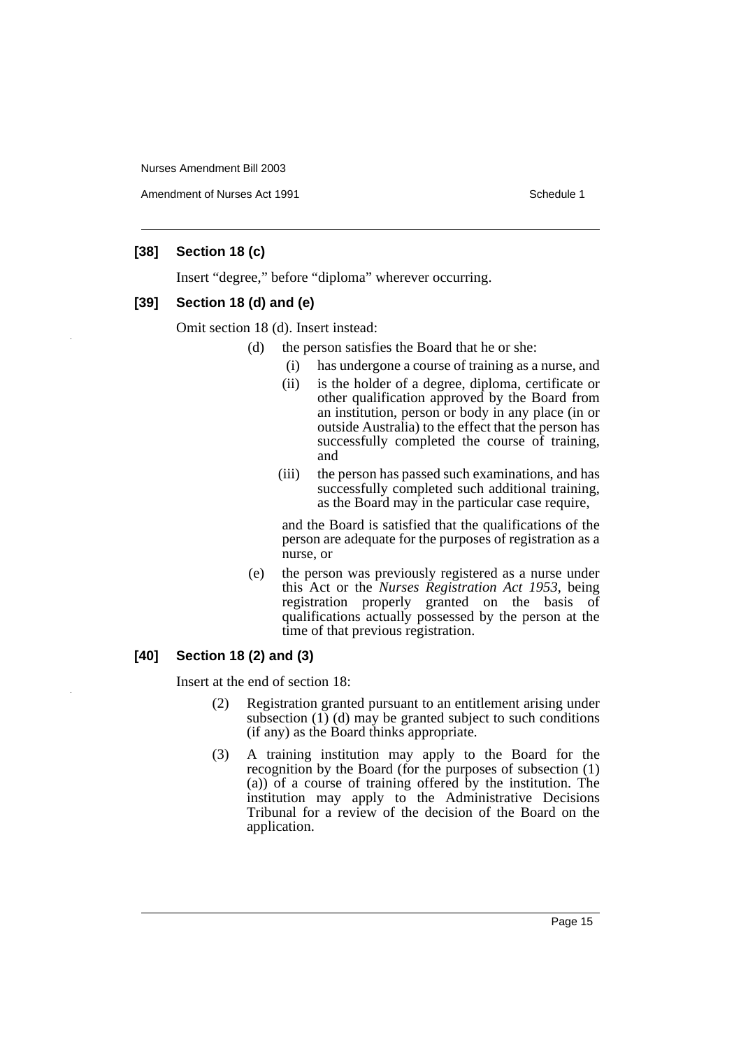### [38] Section 18 (c)

Insert "degree," before "diploma" wherever occurring.

### [39] Section 18 (d) and (e)

Omit section 18 (d). Insert instead:

(d) the person satisfies the Board that he or she:

(i) has undergone a course of training as a nurse, and

(ii) is the holder of a degree, diploma, certificate or other qualification approved by the Board from an institution, person or body in any place (in or outside Australia) to the effect that the person has successfully completed the course of training, and

(iii) the person has passed such examinations, and has successfully completed such additional training, as the Board may in the particular case require,

and the Board is satisfied that the qualifications of the person are adequate for the purposes of registration as a nurse, or

(e) the person was previously registered as a nurse under this Act or the *Nurses Registration Act 1953*, being registration properly granted on the basis of qualifications actually possessed by the person at the time of that previous registration.

### [40] Section 18 (2) and (3)

Insert at the end of section 18:

(2) Registration granted pursuant to an entitlement arising under subsection (1) (d) may be granted subject to such conditions (if any) as the Board thinks appropriate.

(3) A training institution may apply to the Board for the recognition by the Board (for the purposes of subsection (1) (a)) of a course of training offered by the institution. The institution may apply to the Administrative Decisions Tribunal for a review of the decision of the Board on the application.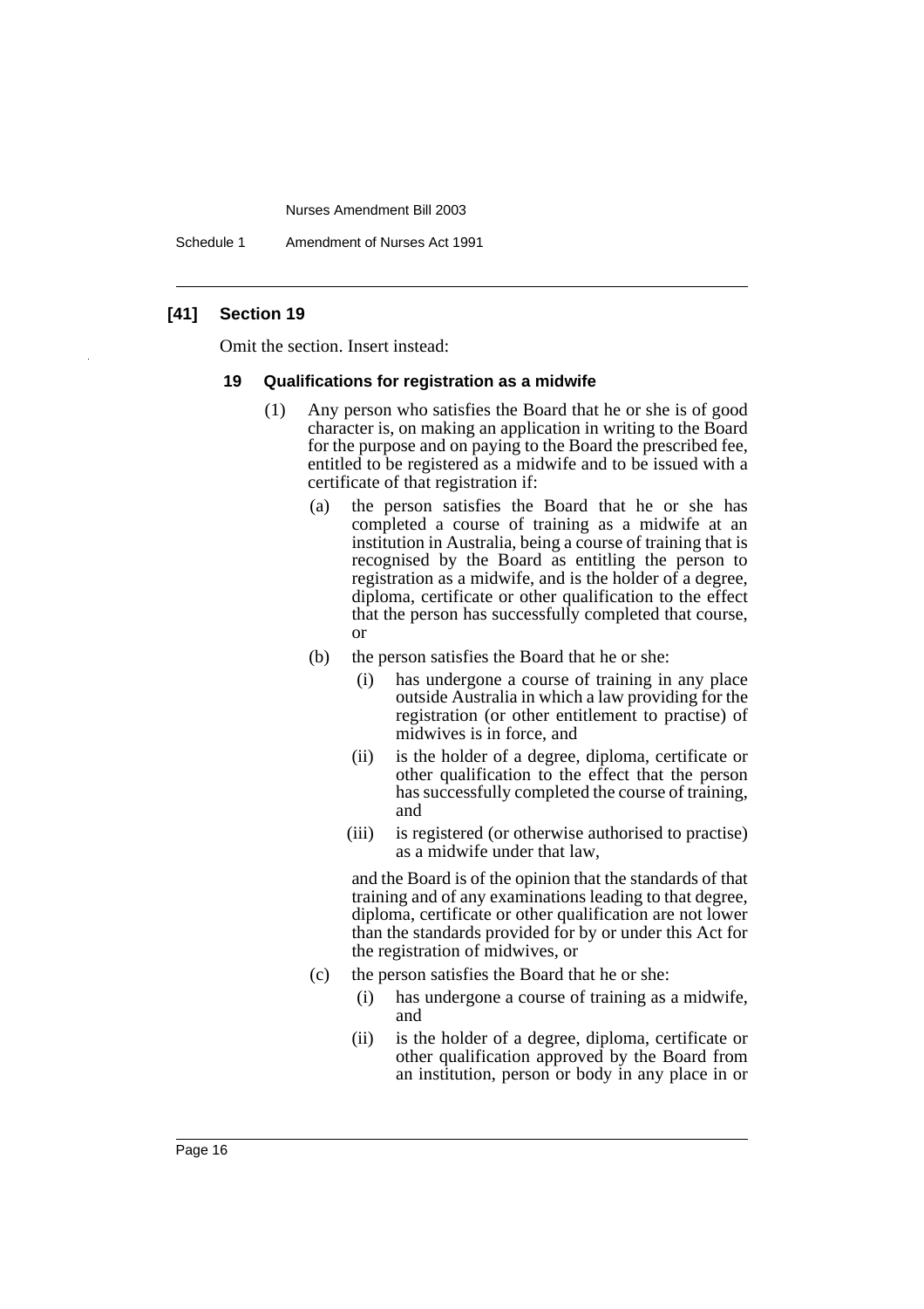## [41] Section 19

Omit the section. Insert instead:

### 19 Qualifications for registration as a midwife

(1) Any person who satisfies the Board that he or she is of good character is, on making an application in writing to the Board for the purpose and on paying to the Board the prescribed fee, entitled to be registered as a midwife and to be issued with a certificate of that registration if:

(a) the person satisfies the Board that he or she has completed a course of training as a midwife at an institution in Australia, being a course of training that is recognised by the Board as entitling the person to registration as a midwife, and is the holder of a degree, diploma, certificate or other qualification to the effect that the person has successfully completed that course, or

(b) the person satisfies the Board that he or she:

(i) has undergone a course of training in any place outside Australia in which a law providing for the registration (or other entitlement to practise) of midwives is in force, and

(ii) is the holder of a degree, diploma, certificate or other qualification to the effect that the person has successfully completed the course of training, and

(iii) is registered (or otherwise authorised to practise) as a midwife under that law,

and the Board is of the opinion that the standards of that training and of any examinations leading to that degree, diploma, certificate or other qualification are not lower than the standards provided for by or under this Act for the registration of midwives, or

(c) the person satisfies the Board that he or she:

(i) has undergone a course of training as a midwife, and

(ii) is the holder of a degree, diploma, certificate or other qualification approved by the Board from an institution, person or body in any place in or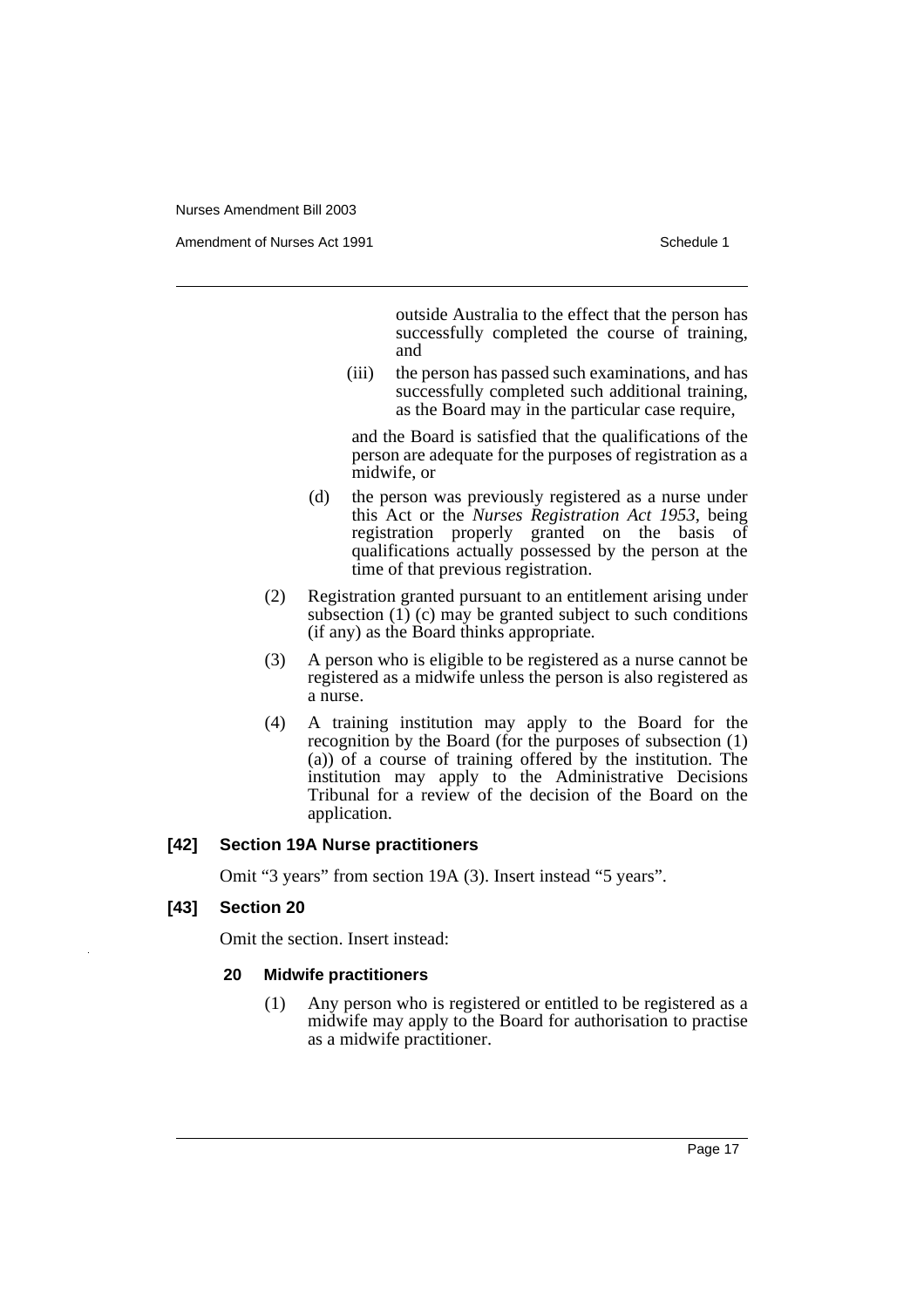outside Australia to the effect that the person has successfully completed the course of training, and

(iii) the person has passed such examinations, and has successfully completed such additional training, as the Board may in the particular case require,

and the Board is satisfied that the qualifications of the person are adequate for the purposes of registration as a midwife, or

(d) the person was previously registered as a nurse under this Act or the *Nurses Registration Act 1953*, being registration properly granted on the basis of qualifications actually possessed by the person at the time of that previous registration.

(2) Registration granted pursuant to an entitlement arising under subsection (1) (c) may be granted subject to such conditions (if any) as the Board thinks appropriate.

(3) A person who is eligible to be registered as a nurse cannot be registered as a midwife unless the person is also registered as a nurse.

(4) A training institution may apply to the Board for the recognition by the Board (for the purposes of subsection (1) (a)) of a course of training offered by the institution. The institution may apply to the Administrative Decisions Tribunal for a review of the decision of the Board on the application.

**[42] Section 19A Nurse practitioners**

Omit "3 years" from section 19A (3). Insert instead "5 years".

**[43] Section 20**

Omit the section. Insert instead:

**20 Midwife practitioners**

(1) Any person who is registered or entitled to be registered as a midwife may apply to the Board for authorisation to practise as a midwife practitioner.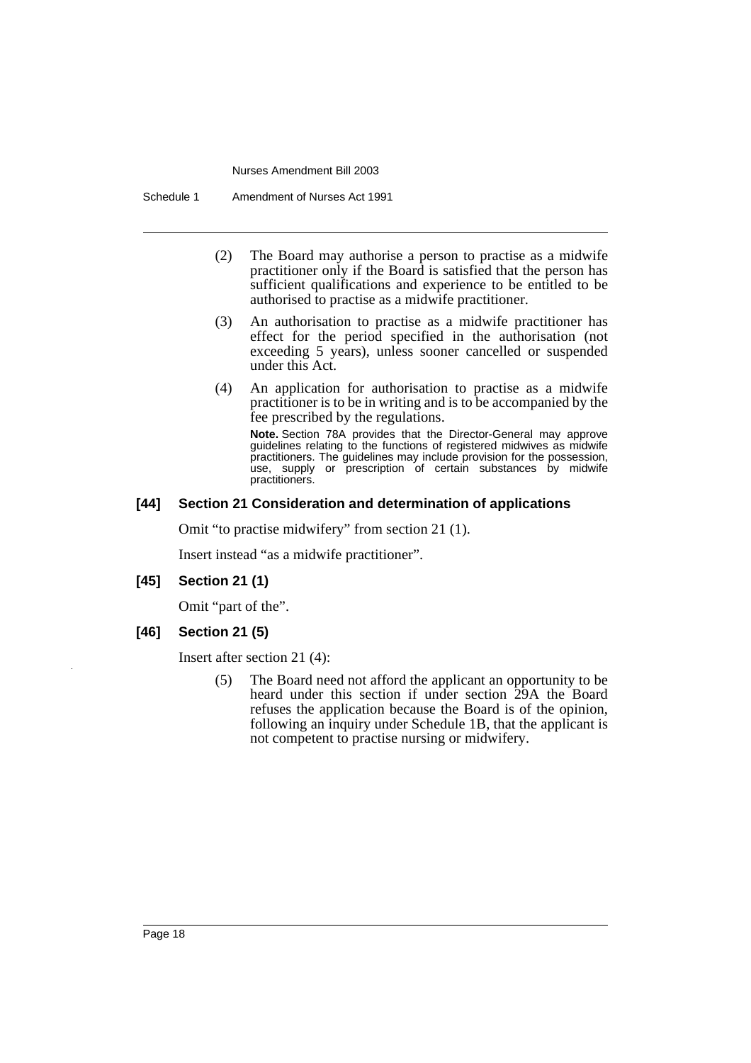(2) The Board may authorise a person to practise as a midwife practitioner only if the Board is satisfied that the person has sufficient qualifications and experience to be entitled to be authorised to practise as a midwife practitioner.

(3) An authorisation to practise as a midwife practitioner has effect for the period specified in the authorisation (not exceeding 5 years), unless sooner cancelled or suspended under this Act.

(4) An application for authorisation to practise as a midwife practitioner is to be in writing and is to be accompanied by the fee prescribed by the regulations.

**Note.** Section 78A provides that the Director-General may approve guidelines relating to the functions of registered midwives as midwife practitioners. The guidelines may include provision for the possession, use, supply or prescription of certain substances by midwife practitioners.

### [44] Section 21 Consideration and determination of applications

Omit "to practise midwifery" from section 21 (1).

Insert instead "as a midwife practitioner".

### [45] Section 21 (1)

Omit "part of the".

### [46] Section 21 (5)

Insert after section 21 (4):

(5) The Board need not afford the applicant an opportunity to be heard under this section if under section 29A the Board refuses the application because the Board is of the opinion, following an inquiry under Schedule 1B, that the applicant is not competent to practise nursing or midwifery.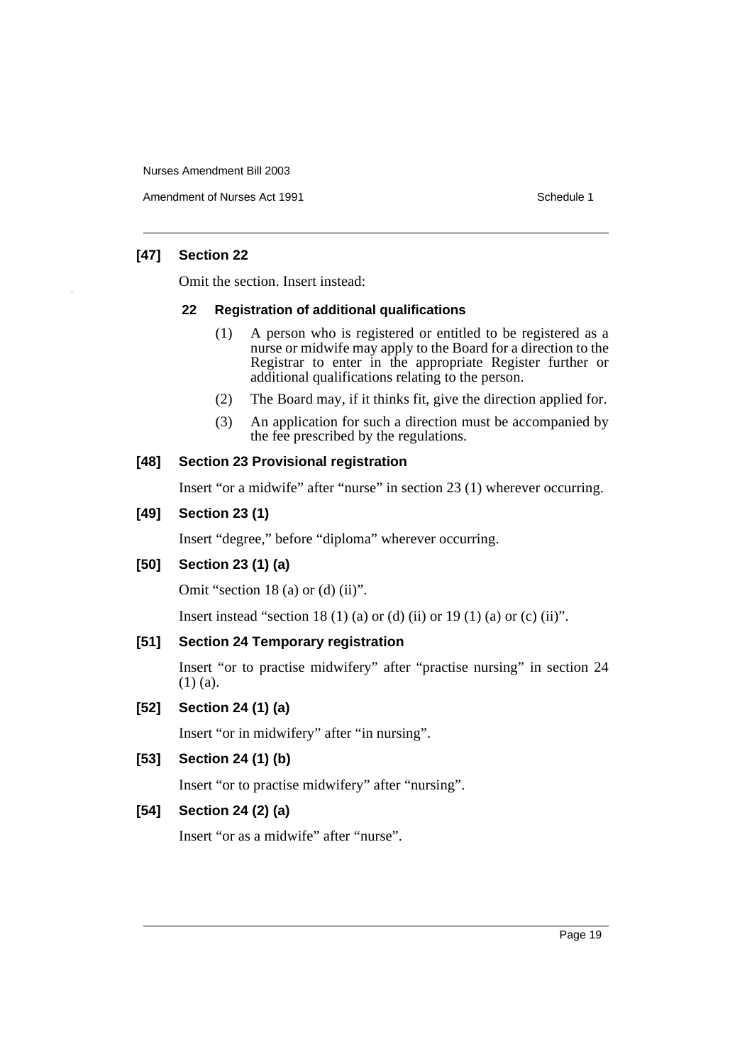#### [47] Section 22

Omit the section. Insert instead:

##### 22 Registration of additional qualifications

(1) A person who is registered or entitled to be registered as a nurse or midwife may apply to the Board for a direction to the Registrar to enter in the appropriate Register further or additional qualifications relating to the person.

(2) The Board may, if it thinks fit, give the direction applied for.

(3) An application for such a direction must be accompanied by the fee prescribed by the regulations.

#### [48] Section 23 Provisional registration

Insert "or a midwife" after "nurse" in section 23 (1) wherever occurring.

#### [49] Section 23 (1)

Insert "degree," before "diploma" wherever occurring.

#### [50] Section 23 (1) (a)

Omit "section 18 (a) or (d) (ii)".

Insert instead "section 18 (1) (a) or (d) (ii) or 19 (1) (a) or (c) (ii)".

#### [51] Section 24 Temporary registration

Insert "or to practise midwifery" after "practise nursing" in section 24 (1) (a).

#### [52] Section 24 (1) (a)

Insert "or in midwifery" after "in nursing".

#### [53] Section 24 (1) (b)

Insert "or to practise midwifery" after "nursing".

#### [54] Section 24 (2) (a)

Insert "or as a midwife" after "nurse".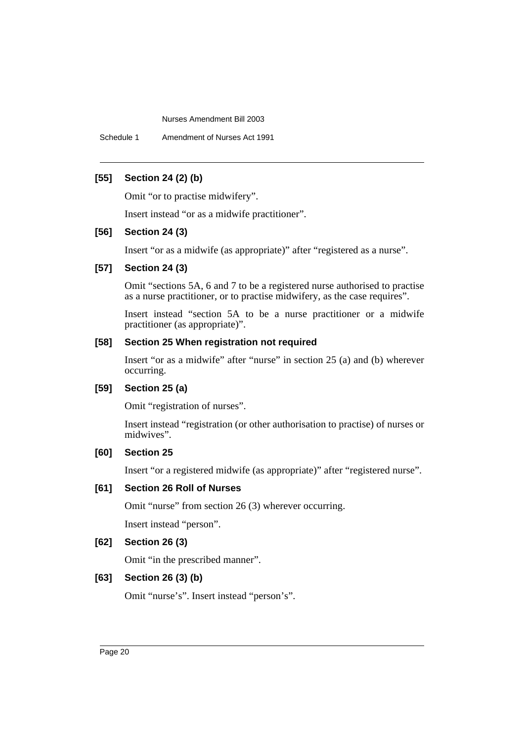### [55] Section 24 (2) (b)

Omit "or to practise midwifery".

Insert instead "or as a midwife practitioner".

### [56] Section 24 (3)

Insert "or as a midwife (as appropriate)" after "registered as a nurse".

### [57] Section 24 (3)

Omit "sections 5A, 6 and 7 to be a registered nurse authorised to practise as a nurse practitioner, or to practise midwifery, as the case requires".

Insert instead "section 5A to be a nurse practitioner or a midwife practitioner (as appropriate)".

### [58] Section 25 When registration not required

Insert "or as a midwife" after "nurse" in section 25 (a) and (b) wherever occurring.

### [59] Section 25 (a)

Omit "registration of nurses".

Insert instead "registration (or other authorisation to practise) of nurses or midwives".

### [60] Section 25

Insert "or a registered midwife (as appropriate)" after "registered nurse".

### [61] Section 26 Roll of Nurses

Omit "nurse" from section 26 (3) wherever occurring.

Insert instead "person".

### [62] Section 26 (3)

Omit "in the prescribed manner".

### [63] Section 26 (3) (b)

Omit "nurse's". Insert instead "person's".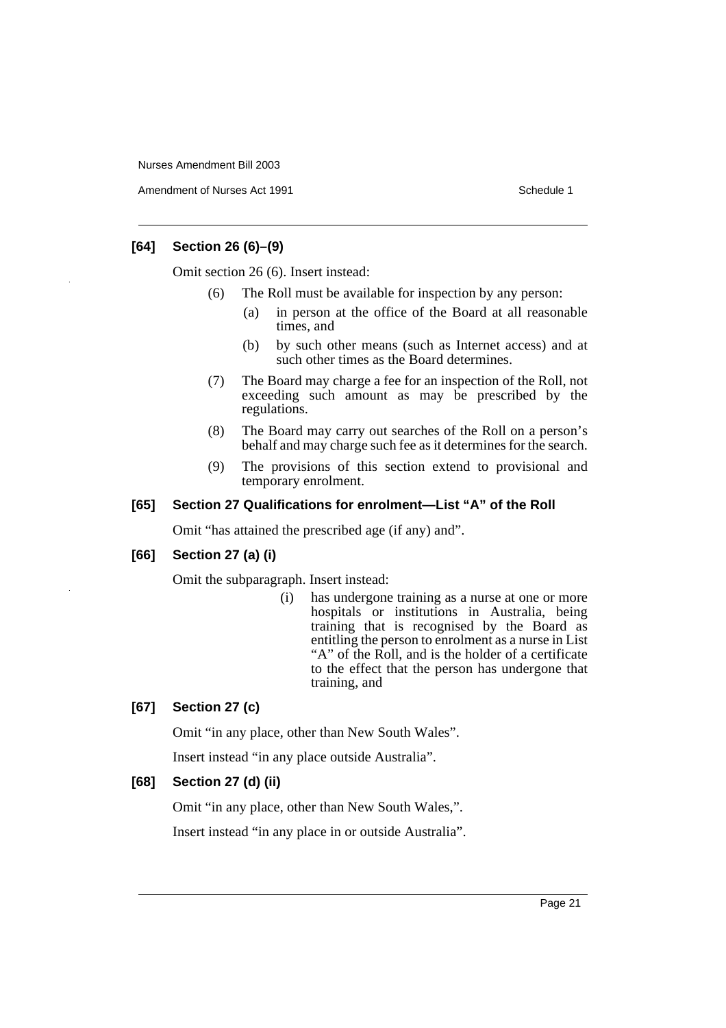### [64] Section 26 (6)–(9)

Omit section 26 (6). Insert instead:

> (6) The Roll must be available for inspection by any person:
>
> > (a) in person at the office of the Board at all reasonable times, and
> >
> > (b) by such other means (such as Internet access) and at such other times as the Board determines.
>
> (7) The Board may charge a fee for an inspection of the Roll, not exceeding such amount as may be prescribed by the regulations.
>
> (8) The Board may carry out searches of the Roll on a person's behalf and may charge such fee as it determines for the search.
>
> (9) The provisions of this section extend to provisional and temporary enrolment.

### [65] Section 27 Qualifications for enrolment—List "A" of the Roll

Omit "has attained the prescribed age (if any) and".

### [66] Section 27 (a) (i)

Omit the subparagraph. Insert instead:

> (i) has undergone training as a nurse at one or more hospitals or institutions in Australia, being training that is recognised by the Board as entitling the person to enrolment as a nurse in List "A" of the Roll, and is the holder of a certificate to the effect that the person has undergone that training, and

### [67] Section 27 (c)

Omit "in any place, other than New South Wales".

Insert instead "in any place outside Australia".

### [68] Section 27 (d) (ii)

Omit "in any place, other than New South Wales,".

Insert instead "in any place in or outside Australia".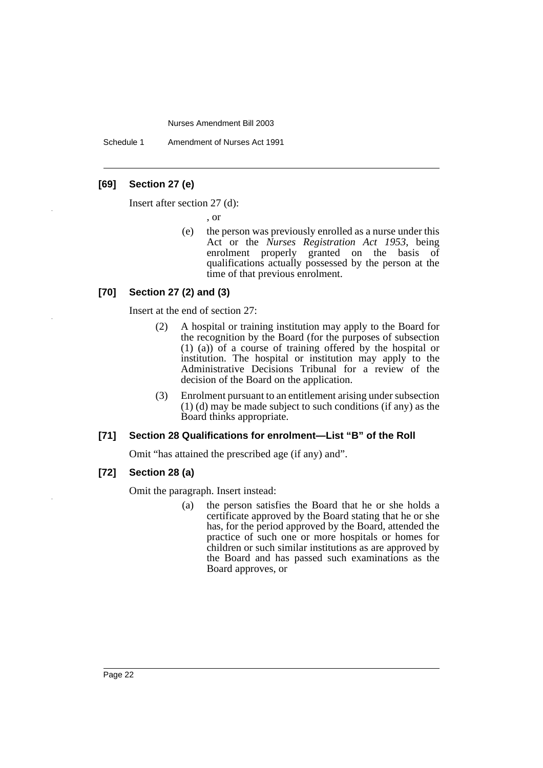**[69] Section 27 (e)**

Insert after section 27 (d):

, or

(e) the person was previously enrolled as a nurse under this Act or the *Nurses Registration Act 1953*, being enrolment properly granted on the basis of qualifications actually possessed by the person at the time of that previous enrolment.

**[70] Section 27 (2) and (3)**

Insert at the end of section 27:

(2) A hospital or training institution may apply to the Board for the recognition by the Board (for the purposes of subsection (1) (a)) of a course of training offered by the hospital or institution. The hospital or institution may apply to the Administrative Decisions Tribunal for a review of the decision of the Board on the application.

(3) Enrolment pursuant to an entitlement arising under subsection (1) (d) may be made subject to such conditions (if any) as the Board thinks appropriate.

**[71] Section 28 Qualifications for enrolment—List "B" of the Roll**

Omit "has attained the prescribed age (if any) and".

**[72] Section 28 (a)**

Omit the paragraph. Insert instead:

(a) the person satisfies the Board that he or she holds a certificate approved by the Board stating that he or she has, for the period approved by the Board, attended the practice of such one or more hospitals or homes for children or such similar institutions as are approved by the Board and has passed such examinations as the Board approves, or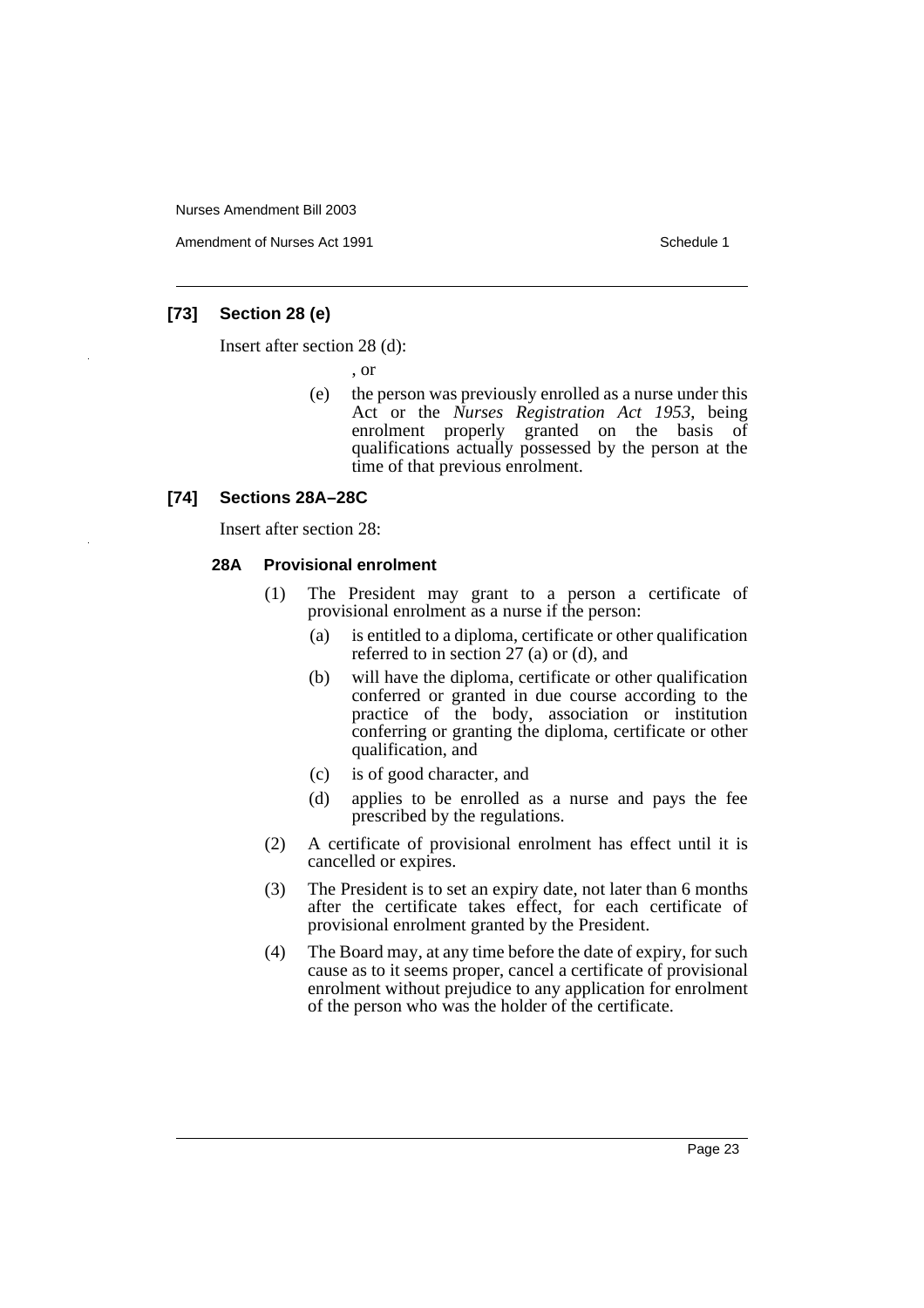### [73] Section 28 (e)

Insert after section 28 (d):

, or

(e) the person was previously enrolled as a nurse under this Act or the *Nurses Registration Act 1953*, being enrolment properly granted on the basis of qualifications actually possessed by the person at the time of that previous enrolment.

### [74] Sections 28A–28C

Insert after section 28:

#### 28A Provisional enrolment

(1) The President may grant to a person a certificate of provisional enrolment as a nurse if the person:

- (a) is entitled to a diploma, certificate or other qualification referred to in section 27 (a) or (d), and
- (b) will have the diploma, certificate or other qualification conferred or granted in due course according to the practice of the body, association or institution conferring or granting the diploma, certificate or other qualification, and
- (c) is of good character, and
- (d) applies to be enrolled as a nurse and pays the fee prescribed by the regulations.

(2) A certificate of provisional enrolment has effect until it is cancelled or expires.

(3) The President is to set an expiry date, not later than 6 months after the certificate takes effect, for each certificate of provisional enrolment granted by the President.

(4) The Board may, at any time before the date of expiry, for such cause as to it seems proper, cancel a certificate of provisional enrolment without prejudice to any application for enrolment of the person who was the holder of the certificate.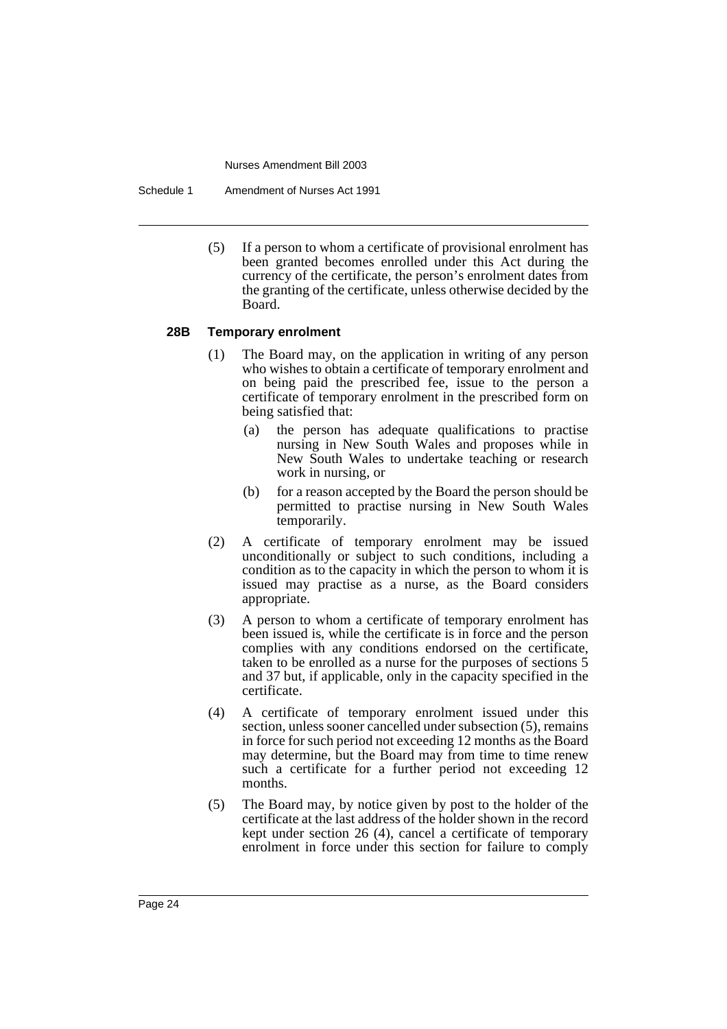(5) If a person to whom a certificate of provisional enrolment has been granted becomes enrolled under this Act during the currency of the certificate, the person's enrolment dates from the granting of the certificate, unless otherwise decided by the Board.

#### 28B Temporary enrolment

(1) The Board may, on the application in writing of any person who wishes to obtain a certificate of temporary enrolment and on being paid the prescribed fee, issue to the person a certificate of temporary enrolment in the prescribed form on being satisfied that:

(a) the person has adequate qualifications to practise nursing in New South Wales and proposes while in New South Wales to undertake teaching or research work in nursing, or

(b) for a reason accepted by the Board the person should be permitted to practise nursing in New South Wales temporarily.

(2) A certificate of temporary enrolment may be issued unconditionally or subject to such conditions, including a condition as to the capacity in which the person to whom it is issued may practise as a nurse, as the Board considers appropriate.

(3) A person to whom a certificate of temporary enrolment has been issued is, while the certificate is in force and the person complies with any conditions endorsed on the certificate, taken to be enrolled as a nurse for the purposes of sections 5 and 37 but, if applicable, only in the capacity specified in the certificate.

(4) A certificate of temporary enrolment issued under this section, unless sooner cancelled under subsection (5), remains in force for such period not exceeding 12 months as the Board may determine, but the Board may from time to time renew such a certificate for a further period not exceeding 12 months.

(5) The Board may, by notice given by post to the holder of the certificate at the last address of the holder shown in the record kept under section 26 (4), cancel a certificate of temporary enrolment in force under this section for failure to comply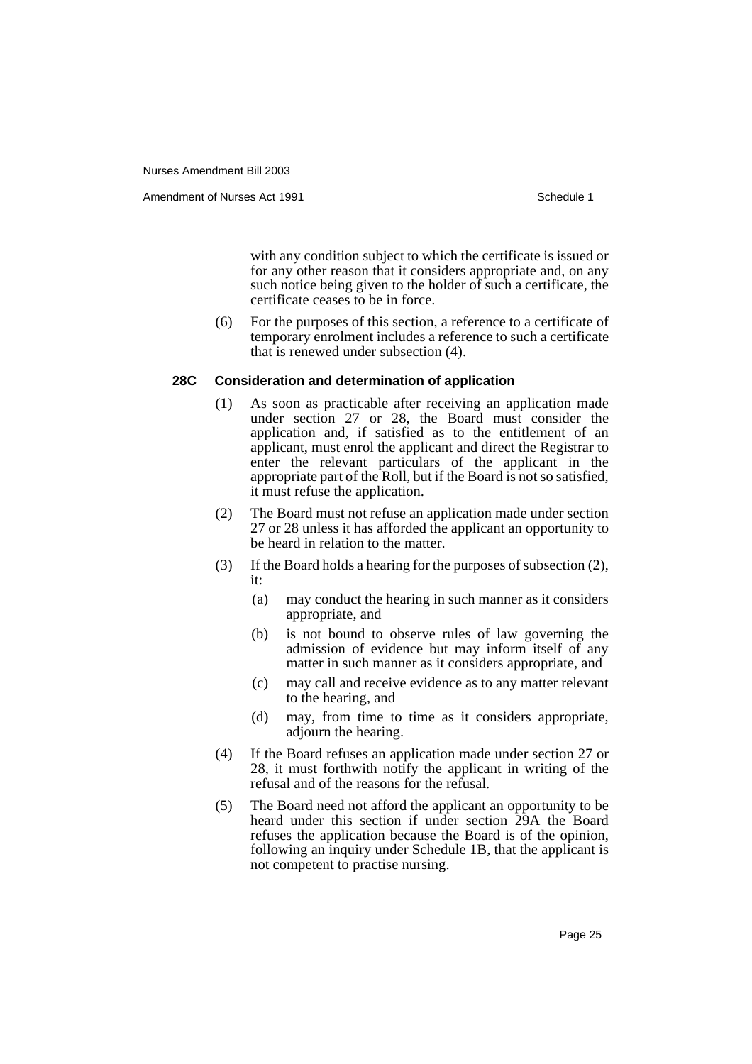with any condition subject to which the certificate is issued or for any other reason that it considers appropriate and, on any such notice being given to the holder of such a certificate, the certificate ceases to be in force.

(6) For the purposes of this section, a reference to a certificate of temporary enrolment includes a reference to such a certificate that is renewed under subsection (4).

**28C Consideration and determination of application**

(1) As soon as practicable after receiving an application made under section 27 or 28, the Board must consider the application and, if satisfied as to the entitlement of an applicant, must enrol the applicant and direct the Registrar to enter the relevant particulars of the applicant in the appropriate part of the Roll, but if the Board is not so satisfied, it must refuse the application.

(2) The Board must not refuse an application made under section 27 or 28 unless it has afforded the applicant an opportunity to be heard in relation to the matter.

(3) If the Board holds a hearing for the purposes of subsection (2), it:

(a) may conduct the hearing in such manner as it considers appropriate, and

(b) is not bound to observe rules of law governing the admission of evidence but may inform itself of any matter in such manner as it considers appropriate, and

(c) may call and receive evidence as to any matter relevant to the hearing, and

(d) may, from time to time as it considers appropriate, adjourn the hearing.

(4) If the Board refuses an application made under section 27 or 28, it must forthwith notify the applicant in writing of the refusal and of the reasons for the refusal.

(5) The Board need not afford the applicant an opportunity to be heard under this section if under section 29A the Board refuses the application because the Board is of the opinion, following an inquiry under Schedule 1B, that the applicant is not competent to practise nursing.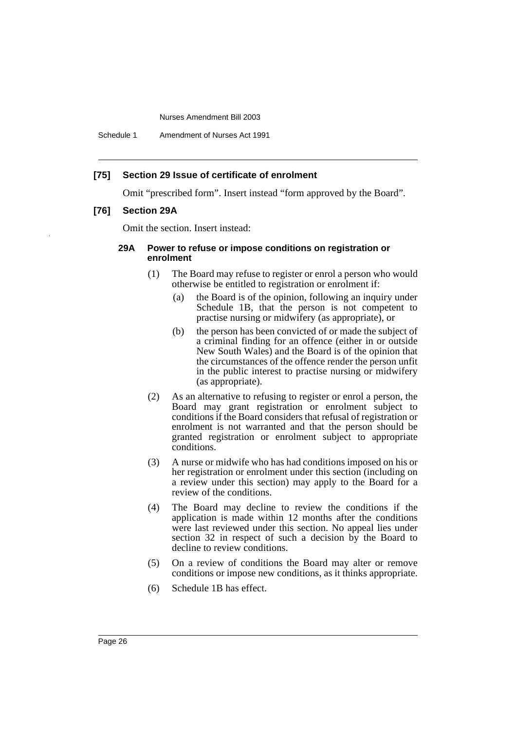### [75] Section 29 Issue of certificate of enrolment

Omit "prescribed form". Insert instead "form approved by the Board".

### [76] Section 29A

Omit the section. Insert instead:

#### 29A Power to refuse or impose conditions on registration or enrolment

(1) The Board may refuse to register or enrol a person who would otherwise be entitled to registration or enrolment if:

(a) the Board is of the opinion, following an inquiry under Schedule 1B, that the person is not competent to practise nursing or midwifery (as appropriate), or

(b) the person has been convicted of or made the subject of a criminal finding for an offence (either in or outside New South Wales) and the Board is of the opinion that the circumstances of the offence render the person unfit in the public interest to practise nursing or midwifery (as appropriate).

(2) As an alternative to refusing to register or enrol a person, the Board may grant registration or enrolment subject to conditions if the Board considers that refusal of registration or enrolment is not warranted and that the person should be granted registration or enrolment subject to appropriate conditions.

(3) A nurse or midwife who has had conditions imposed on his or her registration or enrolment under this section (including on a review under this section) may apply to the Board for a review of the conditions.

(4) The Board may decline to review the conditions if the application is made within 12 months after the conditions were last reviewed under this section. No appeal lies under section 32 in respect of such a decision by the Board to decline to review conditions.

(5) On a review of conditions the Board may alter or remove conditions or impose new conditions, as it thinks appropriate.

(6) Schedule 1B has effect.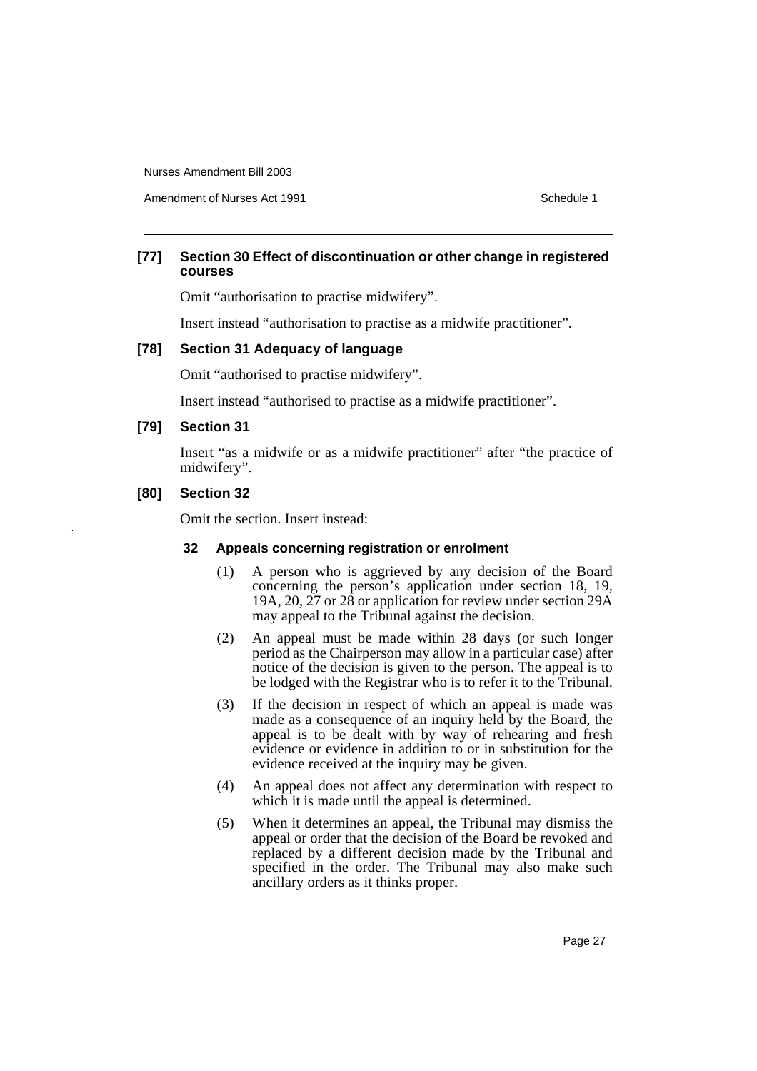**[77] Section 30 Effect of discontinuation or other change in registered courses**

Omit "authorisation to practise midwifery".

Insert instead "authorisation to practise as a midwife practitioner".

**[78] Section 31 Adequacy of language**

Omit "authorised to practise midwifery".

Insert instead "authorised to practise as a midwife practitioner".

**[79] Section 31**

Insert "as a midwife or as a midwife practitioner" after "the practice of midwifery".

**[80] Section 32**

Omit the section. Insert instead:

**32 Appeals concerning registration or enrolment**

(1) A person who is aggrieved by any decision of the Board concerning the person's application under section 18, 19, 19A, 20, 27 or 28 or application for review under section 29A may appeal to the Tribunal against the decision.

(2) An appeal must be made within 28 days (or such longer period as the Chairperson may allow in a particular case) after notice of the decision is given to the person. The appeal is to be lodged with the Registrar who is to refer it to the Tribunal.

(3) If the decision in respect of which an appeal is made was made as a consequence of an inquiry held by the Board, the appeal is to be dealt with by way of rehearing and fresh evidence or evidence in addition to or in substitution for the evidence received at the inquiry may be given.

(4) An appeal does not affect any determination with respect to which it is made until the appeal is determined.

(5) When it determines an appeal, the Tribunal may dismiss the appeal or order that the decision of the Board be revoked and replaced by a different decision made by the Tribunal and specified in the order. The Tribunal may also make such ancillary orders as it thinks proper.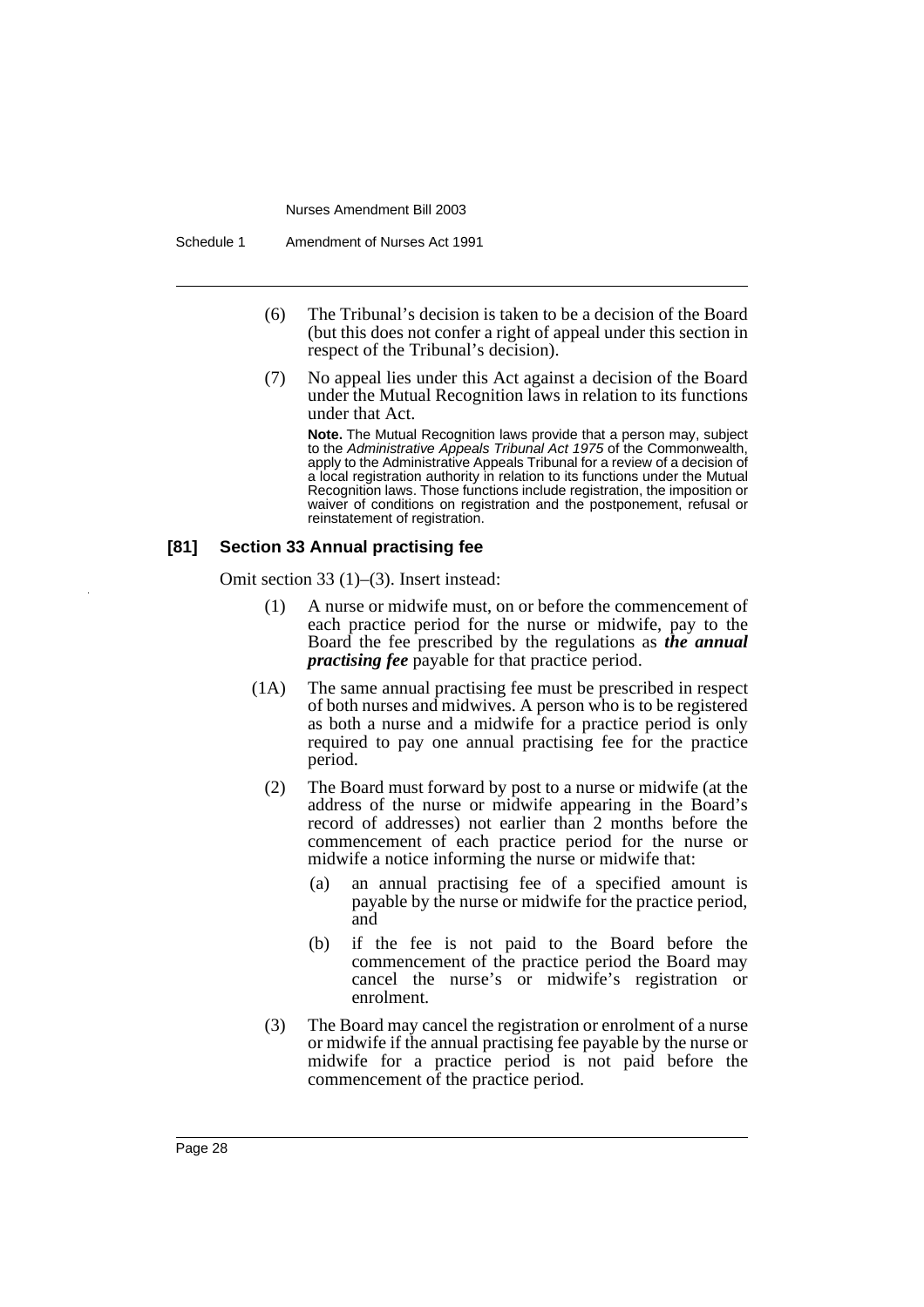(6) The Tribunal's decision is taken to be a decision of the Board (but this does not confer a right of appeal under this section in respect of the Tribunal's decision).

(7) No appeal lies under this Act against a decision of the Board under the Mutual Recognition laws in relation to its functions under that Act.

**Note.** The Mutual Recognition laws provide that a person may, subject to the *Administrative Appeals Tribunal Act 1975* of the Commonwealth, apply to the Administrative Appeals Tribunal for a review of a decision of a local registration authority in relation to its functions under the Mutual Recognition laws. Those functions include registration, the imposition or waiver of conditions on registration and the postponement, refusal or reinstatement of registration.

### [81] Section 33 Annual practising fee

Omit section 33 (1)–(3). Insert instead:

(1) A nurse or midwife must, on or before the commencement of each practice period for the nurse or midwife, pay to the Board the fee prescribed by the regulations as ***the annual practising fee*** payable for that practice period.

(1A) The same annual practising fee must be prescribed in respect of both nurses and midwives. A person who is to be registered as both a nurse and a midwife for a practice period is only required to pay one annual practising fee for the practice period.

(2) The Board must forward by post to a nurse or midwife (at the address of the nurse or midwife appearing in the Board's record of addresses) not earlier than 2 months before the commencement of each practice period for the nurse or midwife a notice informing the nurse or midwife that:

(a) an annual practising fee of a specified amount is payable by the nurse or midwife for the practice period, and

(b) if the fee is not paid to the Board before the commencement of the practice period the Board may cancel the nurse's or midwife's registration or enrolment.

(3) The Board may cancel the registration or enrolment of a nurse or midwife if the annual practising fee payable by the nurse or midwife for a practice period is not paid before the commencement of the practice period.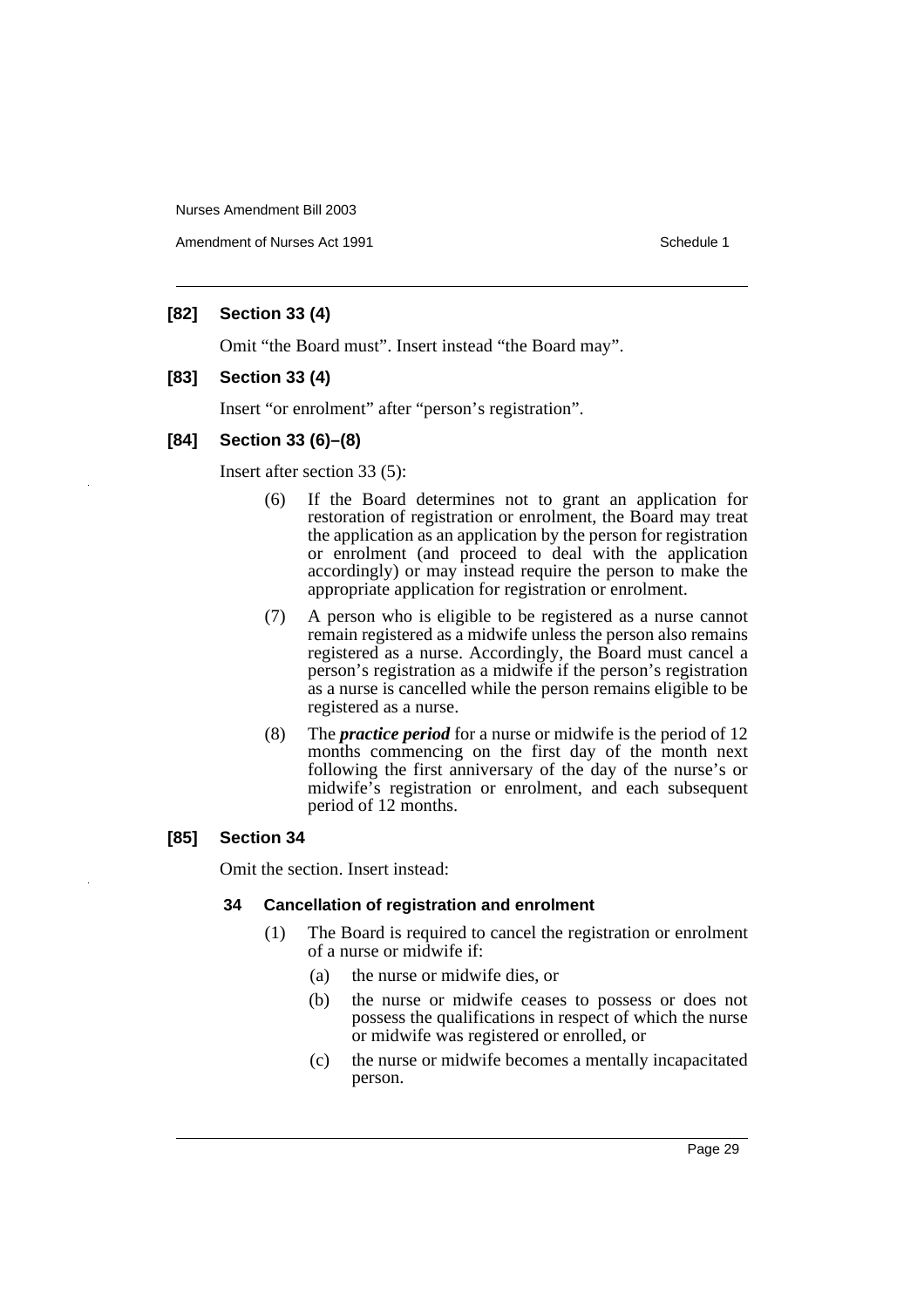### [82] Section 33 (4)

Omit "the Board must". Insert instead "the Board may".

### [83] Section 33 (4)

Insert "or enrolment" after "person's registration".

### [84] Section 33 (6)–(8)

Insert after section 33 (5):

(6) If the Board determines not to grant an application for restoration of registration or enrolment, the Board may treat the application as an application by the person for registration or enrolment (and proceed to deal with the application accordingly) or may instead require the person to make the appropriate application for registration or enrolment.

(7) A person who is eligible to be registered as a nurse cannot remain registered as a midwife unless the person also remains registered as a nurse. Accordingly, the Board must cancel a person's registration as a midwife if the person's registration as a nurse is cancelled while the person remains eligible to be registered as a nurse.

(8) The ***practice period*** for a nurse or midwife is the period of 12 months commencing on the first day of the month next following the first anniversary of the day of the nurse's or midwife's registration or enrolment, and each subsequent period of 12 months.

### [85] Section 34

Omit the section. Insert instead:

**34 Cancellation of registration and enrolment**

(1) The Board is required to cancel the registration or enrolment of a nurse or midwife if:

(a) the nurse or midwife dies, or

(b) the nurse or midwife ceases to possess or does not possess the qualifications in respect of which the nurse or midwife was registered or enrolled, or

(c) the nurse or midwife becomes a mentally incapacitated person.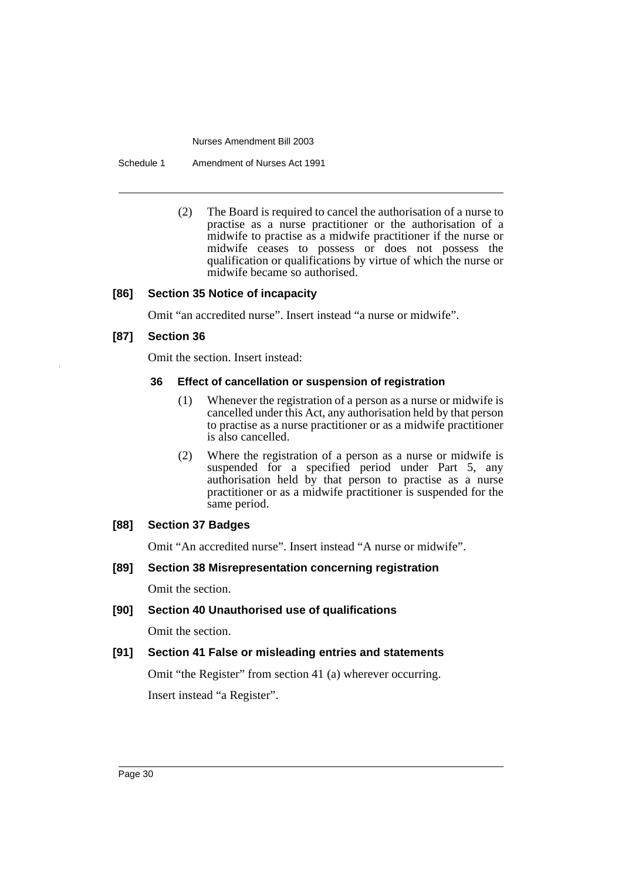(2) The Board is required to cancel the authorisation of a nurse to practise as a nurse practitioner or the authorisation of a midwife to practise as a midwife practitioner if the nurse or midwife ceases to possess or does not possess the qualification or qualifications by virtue of which the nurse or midwife became so authorised.

#### [86] Section 35 Notice of incapacity

Omit "an accredited nurse". Insert instead "a nurse or midwife".

#### [87] Section 36

Omit the section. Insert instead:

##### 36 Effect of cancellation or suspension of registration

(1) Whenever the registration of a person as a nurse or midwife is cancelled under this Act, any authorisation held by that person to practise as a nurse practitioner or as a midwife practitioner is also cancelled.

(2) Where the registration of a person as a nurse or midwife is suspended for a specified period under Part 5, any authorisation held by that person to practise as a nurse practitioner or as a midwife practitioner is suspended for the same period.

#### [88] Section 37 Badges

Omit "An accredited nurse". Insert instead "A nurse or midwife".

#### [89] Section 38 Misrepresentation concerning registration

Omit the section.

#### [90] Section 40 Unauthorised use of qualifications

Omit the section.

#### [91] Section 41 False or misleading entries and statements

Omit "the Register" from section 41 (a) wherever occurring.

Insert instead "a Register".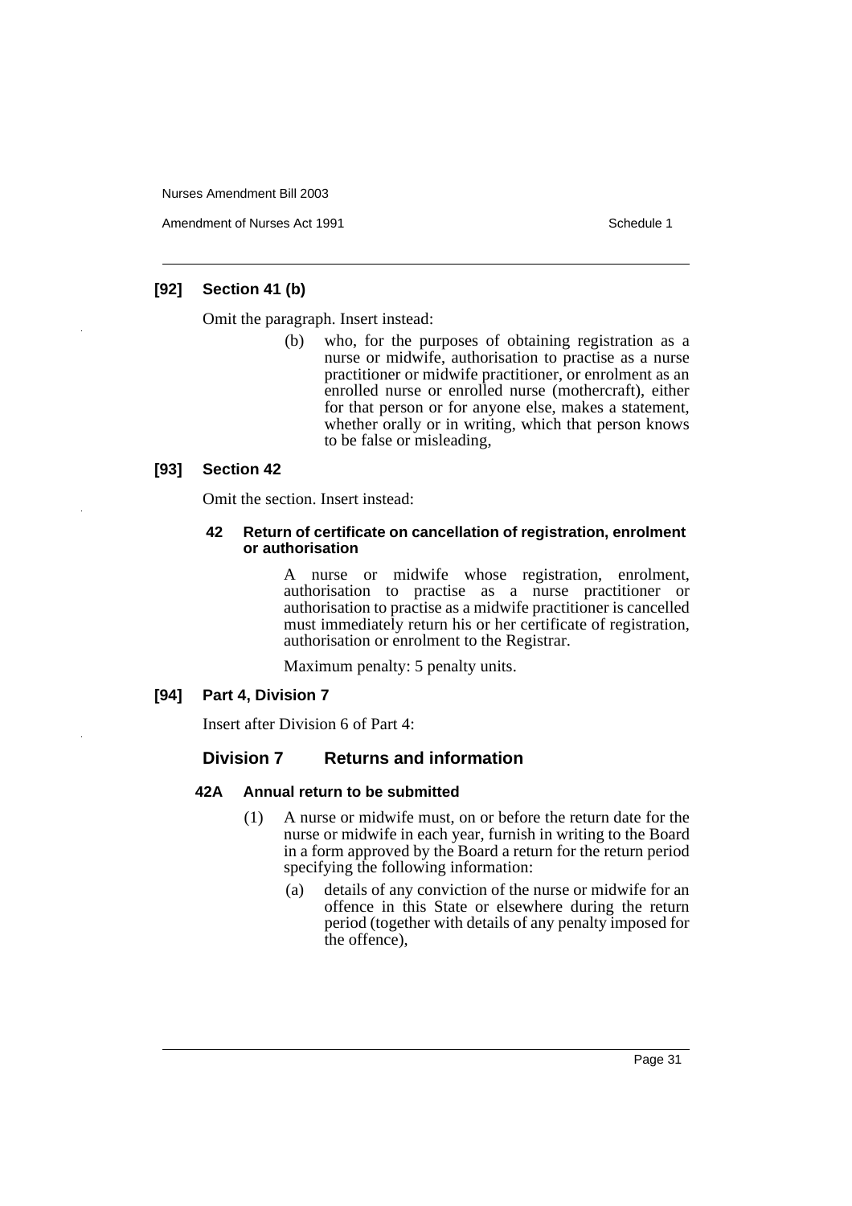### [92] Section 41 (b)

Omit the paragraph. Insert instead:

> (b) who, for the purposes of obtaining registration as a nurse or midwife, authorisation to practise as a nurse practitioner or midwife practitioner, or enrolment as an enrolled nurse or enrolled nurse (mothercraft), either for that person or for anyone else, makes a statement, whether orally or in writing, which that person knows to be false or misleading,

### [93] Section 42

Omit the section. Insert instead:

> **42 Return of certificate on cancellation of registration, enrolment or authorisation**
>
> A nurse or midwife whose registration, enrolment, authorisation to practise as a nurse practitioner or authorisation to practise as a midwife practitioner is cancelled must immediately return his or her certificate of registration, authorisation or enrolment to the Registrar.
>
> Maximum penalty: 5 penalty units.

### [94] Part 4, Division 7

Insert after Division 6 of Part 4:

## Division 7 Returns and information

**42A Annual return to be submitted**

(1) A nurse or midwife must, on or before the return date for the nurse or midwife in each year, furnish in writing to the Board in a form approved by the Board a return for the return period specifying the following information:

(a) details of any conviction of the nurse or midwife for an offence in this State or elsewhere during the return period (together with details of any penalty imposed for the offence),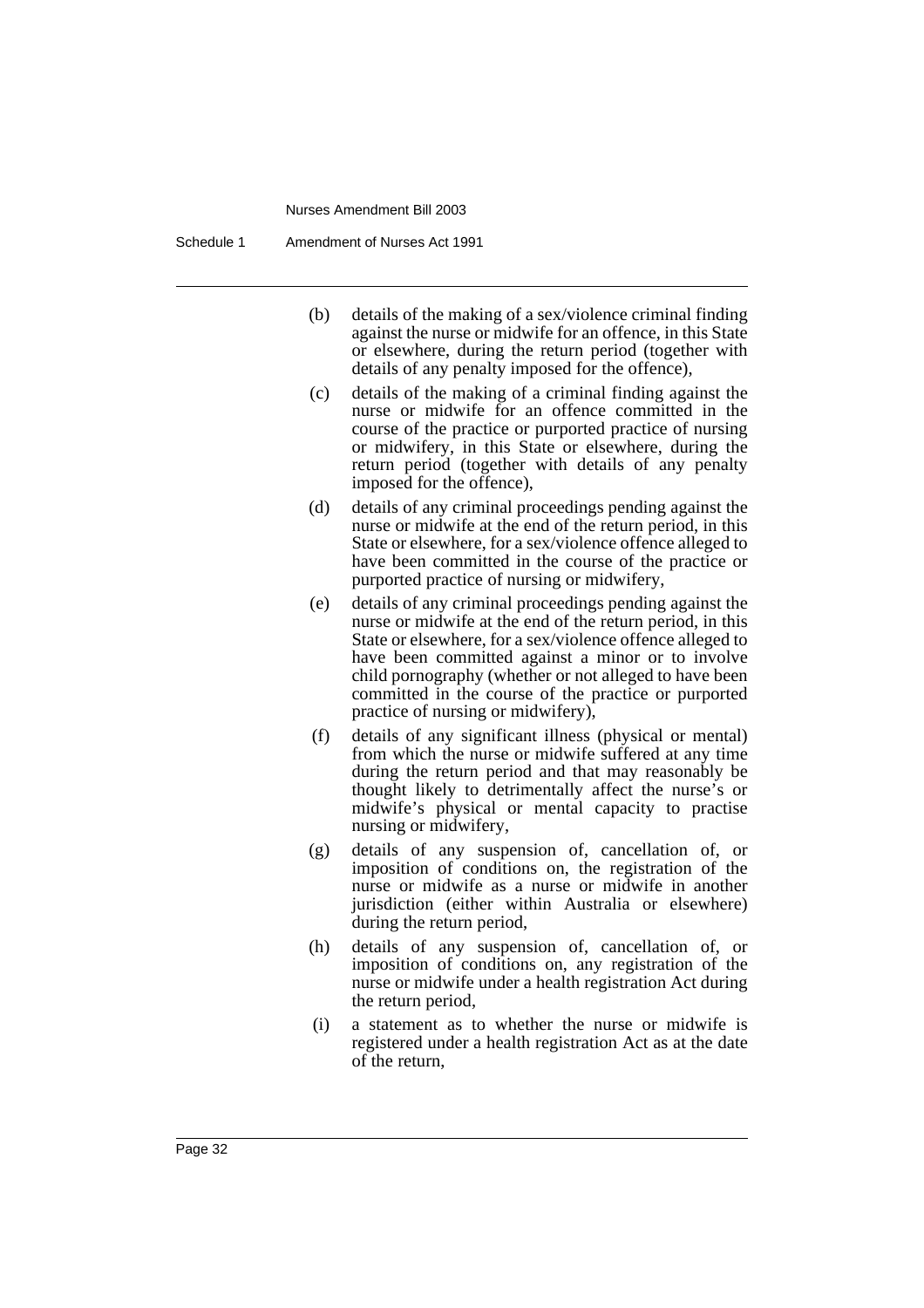(b) details of the making of a sex/violence criminal finding against the nurse or midwife for an offence, in this State or elsewhere, during the return period (together with details of any penalty imposed for the offence),

(c) details of the making of a criminal finding against the nurse or midwife for an offence committed in the course of the practice or purported practice of nursing or midwifery, in this State or elsewhere, during the return period (together with details of any penalty imposed for the offence),

(d) details of any criminal proceedings pending against the nurse or midwife at the end of the return period, in this State or elsewhere, for a sex/violence offence alleged to have been committed in the course of the practice or purported practice of nursing or midwifery,

(e) details of any criminal proceedings pending against the nurse or midwife at the end of the return period, in this State or elsewhere, for a sex/violence offence alleged to have been committed against a minor or to involve child pornography (whether or not alleged to have been committed in the course of the practice or purported practice of nursing or midwifery),

(f) details of any significant illness (physical or mental) from which the nurse or midwife suffered at any time during the return period and that may reasonably be thought likely to detrimentally affect the nurse's or midwife's physical or mental capacity to practise nursing or midwifery,

(g) details of any suspension of, cancellation of, or imposition of conditions on, the registration of the nurse or midwife as a nurse or midwife in another jurisdiction (either within Australia or elsewhere) during the return period,

(h) details of any suspension of, cancellation of, or imposition of conditions on, any registration of the nurse or midwife under a health registration Act during the return period,

(i) a statement as to whether the nurse or midwife is registered under a health registration Act as at the date of the return,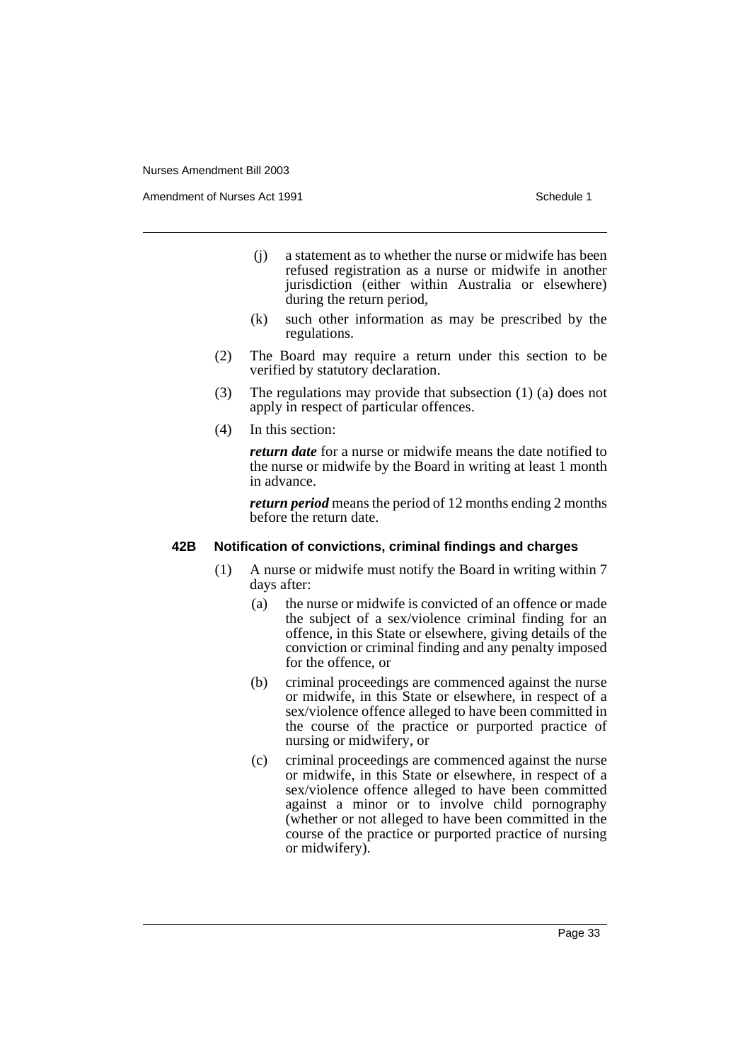(j) a statement as to whether the nurse or midwife has been refused registration as a nurse or midwife in another jurisdiction (either within Australia or elsewhere) during the return period,

(k) such other information as may be prescribed by the regulations.

(2) The Board may require a return under this section to be verified by statutory declaration.

(3) The regulations may provide that subsection (1) (a) does not apply in respect of particular offences.

(4) In this section:

***return date*** for a nurse or midwife means the date notified to the nurse or midwife by the Board in writing at least 1 month in advance.

***return period*** means the period of 12 months ending 2 months before the return date.

#### 42B Notification of convictions, criminal findings and charges

(1) A nurse or midwife must notify the Board in writing within 7 days after:

(a) the nurse or midwife is convicted of an offence or made the subject of a sex/violence criminal finding for an offence, in this State or elsewhere, giving details of the conviction or criminal finding and any penalty imposed for the offence, or

(b) criminal proceedings are commenced against the nurse or midwife, in this State or elsewhere, in respect of a sex/violence offence alleged to have been committed in the course of the practice or purported practice of nursing or midwifery, or

(c) criminal proceedings are commenced against the nurse or midwife, in this State or elsewhere, in respect of a sex/violence offence alleged to have been committed against a minor or to involve child pornography (whether or not alleged to have been committed in the course of the practice or purported practice of nursing or midwifery).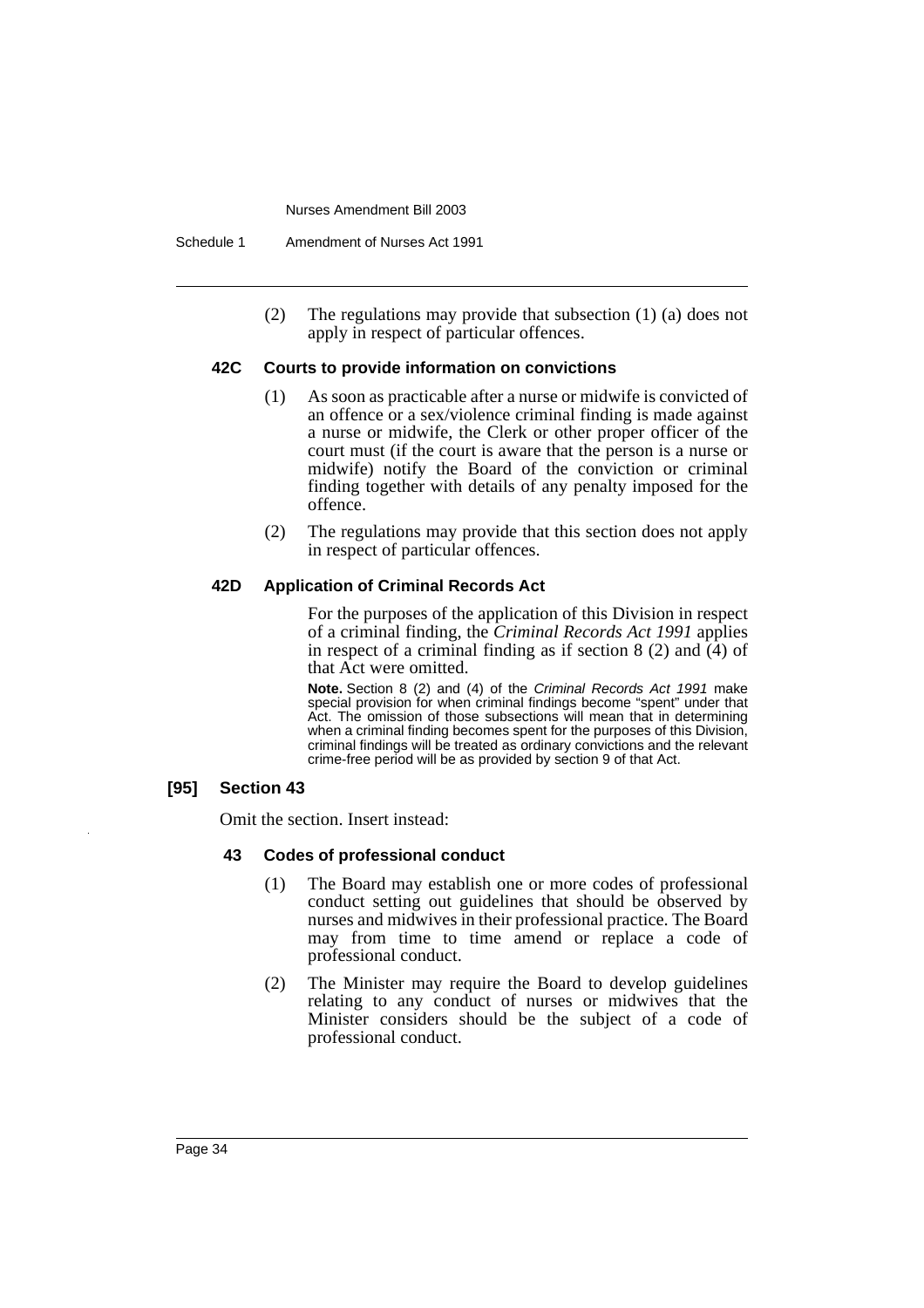(2) The regulations may provide that subsection (1) (a) does not apply in respect of particular offences.

#### 42C Courts to provide information on convictions

(1) As soon as practicable after a nurse or midwife is convicted of an offence or a sex/violence criminal finding is made against a nurse or midwife, the Clerk or other proper officer of the court must (if the court is aware that the person is a nurse or midwife) notify the Board of the conviction or criminal finding together with details of any penalty imposed for the offence.

(2) The regulations may provide that this section does not apply in respect of particular offences.

#### 42D Application of Criminal Records Act

For the purposes of the application of this Division in respect of a criminal finding, the *Criminal Records Act 1991* applies in respect of a criminal finding as if section 8 (2) and (4) of that Act were omitted.

**Note.** Section 8 (2) and (4) of the *Criminal Records Act 1991* make special provision for when criminal findings become "spent" under that Act. The omission of those subsections will mean that in determining when a criminal finding becomes spent for the purposes of this Division, criminal findings will be treated as ordinary convictions and the relevant crime-free period will be as provided by section 9 of that Act.

### [95] Section 43

Omit the section. Insert instead:

#### 43 Codes of professional conduct

(1) The Board may establish one or more codes of professional conduct setting out guidelines that should be observed by nurses and midwives in their professional practice. The Board may from time to time amend or replace a code of professional conduct.

(2) The Minister may require the Board to develop guidelines relating to any conduct of nurses or midwives that the Minister considers should be the subject of a code of professional conduct.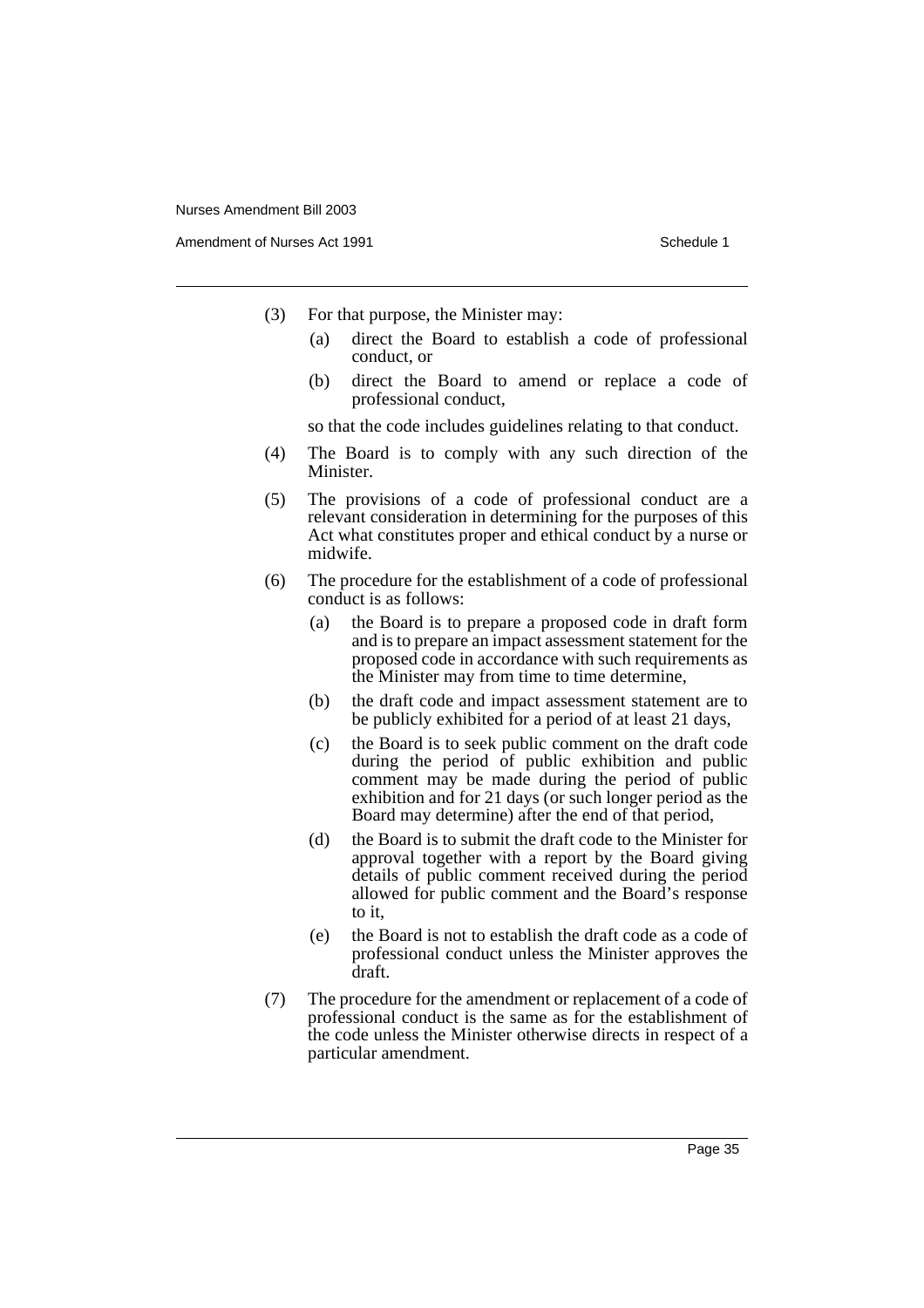(3) For that purpose, the Minister may:

   (a) direct the Board to establish a code of professional conduct, or

   (b) direct the Board to amend or replace a code of professional conduct,

   so that the code includes guidelines relating to that conduct.

(4) The Board is to comply with any such direction of the Minister.

(5) The provisions of a code of professional conduct are a relevant consideration in determining for the purposes of this Act what constitutes proper and ethical conduct by a nurse or midwife.

(6) The procedure for the establishment of a code of professional conduct is as follows:

   (a) the Board is to prepare a proposed code in draft form and is to prepare an impact assessment statement for the proposed code in accordance with such requirements as the Minister may from time to time determine,

   (b) the draft code and impact assessment statement are to be publicly exhibited for a period of at least 21 days,

   (c) the Board is to seek public comment on the draft code during the period of public exhibition and public comment may be made during the period of public exhibition and for 21 days (or such longer period as the Board may determine) after the end of that period,

   (d) the Board is to submit the draft code to the Minister for approval together with a report by the Board giving details of public comment received during the period allowed for public comment and the Board's response to it,

   (e) the Board is not to establish the draft code as a code of professional conduct unless the Minister approves the draft.

(7) The procedure for the amendment or replacement of a code of professional conduct is the same as for the establishment of the code unless the Minister otherwise directs in respect of a particular amendment.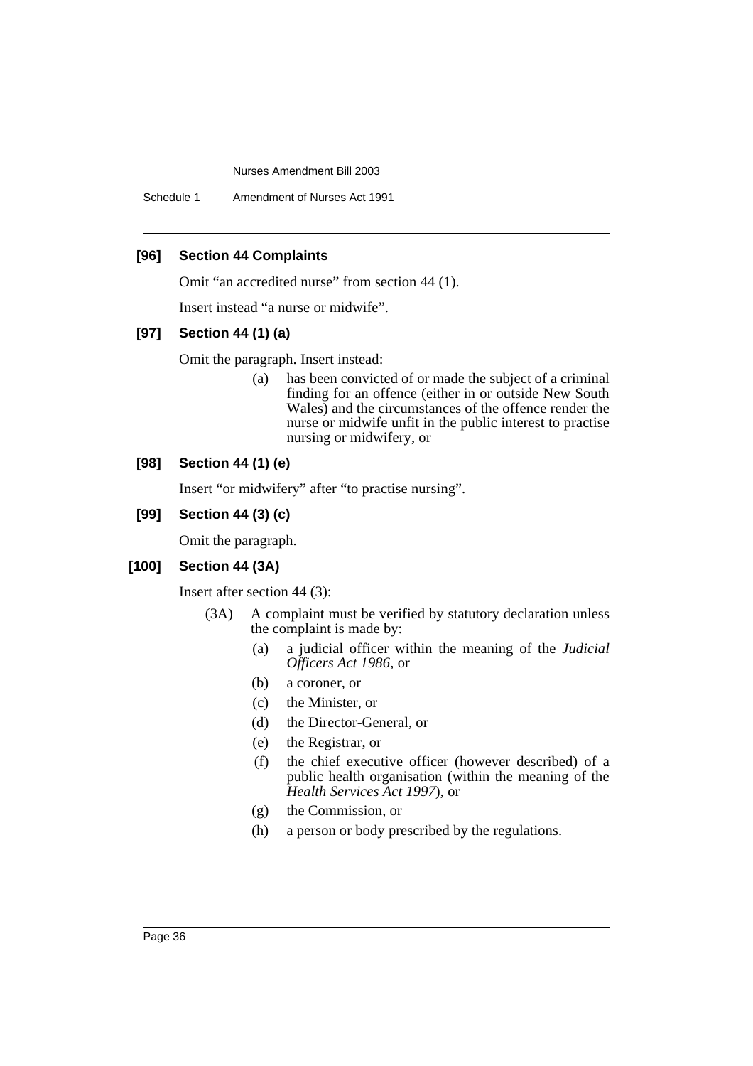### [96] Section 44 Complaints

Omit "an accredited nurse" from section 44 (1).

Insert instead "a nurse or midwife".

### [97] Section 44 (1) (a)

Omit the paragraph. Insert instead:

> (a) has been convicted of or made the subject of a criminal finding for an offence (either in or outside New South Wales) and the circumstances of the offence render the nurse or midwife unfit in the public interest to practise nursing or midwifery, or

### [98] Section 44 (1) (e)

Insert "or midwifery" after "to practise nursing".

### [99] Section 44 (3) (c)

Omit the paragraph.

### [100] Section 44 (3A)

Insert after section 44 (3):

> (3A) A complaint must be verified by statutory declaration unless the complaint is made by:
>
> (a) a judicial officer within the meaning of the *Judicial Officers Act 1986*, or
>
> (b) a coroner, or
>
> (c) the Minister, or
>
> (d) the Director-General, or
>
> (e) the Registrar, or
>
> (f) the chief executive officer (however described) of a public health organisation (within the meaning of the *Health Services Act 1997*), or
>
> (g) the Commission, or
>
> (h) a person or body prescribed by the regulations.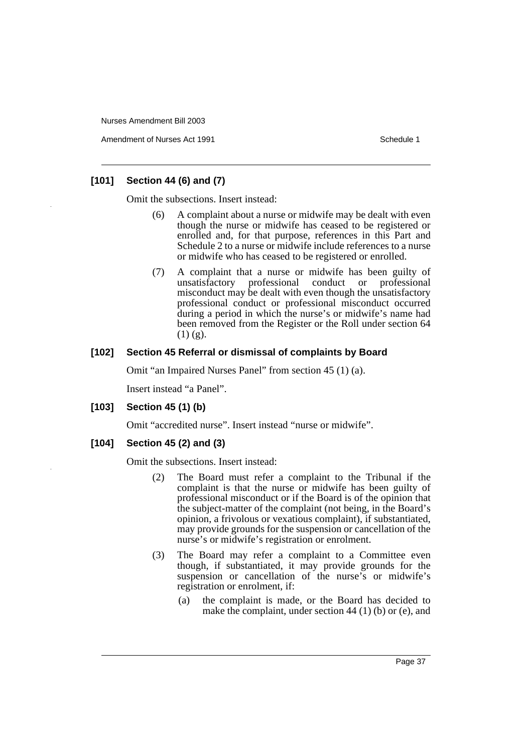### [101] Section 44 (6) and (7)

Omit the subsections. Insert instead:

> (6) A complaint about a nurse or midwife may be dealt with even though the nurse or midwife has ceased to be registered or enrolled and, for that purpose, references in this Part and Schedule 2 to a nurse or midwife include references to a nurse or midwife who has ceased to be registered or enrolled.
>
> (7) A complaint that a nurse or midwife has been guilty of unsatisfactory professional conduct or professional misconduct may be dealt with even though the unsatisfactory professional conduct or professional misconduct occurred during a period in which the nurse's or midwife's name had been removed from the Register or the Roll under section 64 (1) (g).

### [102] Section 45 Referral or dismissal of complaints by Board

Omit "an Impaired Nurses Panel" from section 45 (1) (a).

Insert instead "a Panel".

### [103] Section 45 (1) (b)

Omit "accredited nurse". Insert instead "nurse or midwife".

### [104] Section 45 (2) and (3)

Omit the subsections. Insert instead:

> (2) The Board must refer a complaint to the Tribunal if the complaint is that the nurse or midwife has been guilty of professional misconduct or if the Board is of the opinion that the subject-matter of the complaint (not being, in the Board's opinion, a frivolous or vexatious complaint), if substantiated, may provide grounds for the suspension or cancellation of the nurse's or midwife's registration or enrolment.
>
> (3) The Board may refer a complaint to a Committee even though, if substantiated, it may provide grounds for the suspension or cancellation of the nurse's or midwife's registration or enrolment, if:
>
> (a) the complaint is made, or the Board has decided to make the complaint, under section 44 (1) (b) or (e), and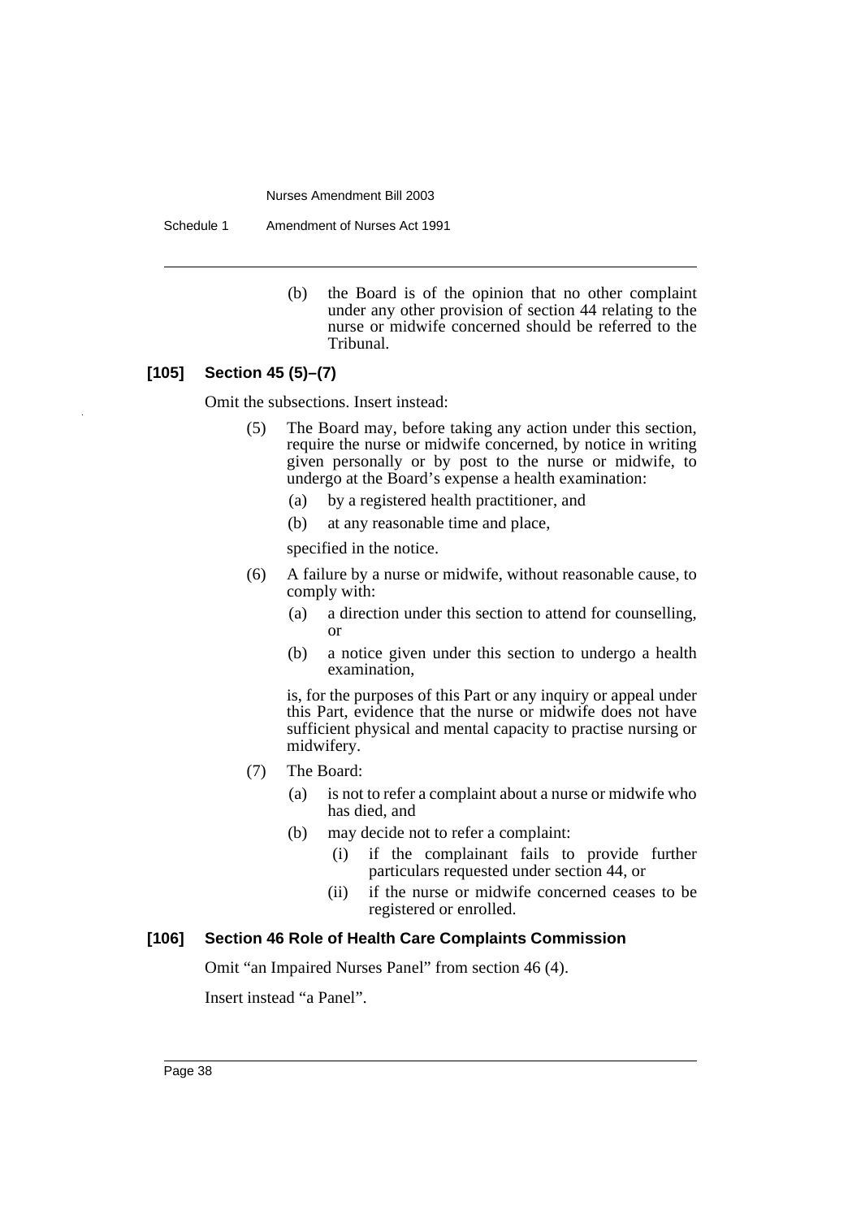(b) the Board is of the opinion that no other complaint under any other provision of section 44 relating to the nurse or midwife concerned should be referred to the Tribunal.

**[105] Section 45 (5)–(7)**

Omit the subsections. Insert instead:

(5) The Board may, before taking any action under this section, require the nurse or midwife concerned, by notice in writing given personally or by post to the nurse or midwife, to undergo at the Board's expense a health examination:

(a) by a registered health practitioner, and

(b) at any reasonable time and place,

specified in the notice.

(6) A failure by a nurse or midwife, without reasonable cause, to comply with:

(a) a direction under this section to attend for counselling, or

(b) a notice given under this section to undergo a health examination,

is, for the purposes of this Part or any inquiry or appeal under this Part, evidence that the nurse or midwife does not have sufficient physical and mental capacity to practise nursing or midwifery.

(7) The Board:

(a) is not to refer a complaint about a nurse or midwife who has died, and

(b) may decide not to refer a complaint:

(i) if the complainant fails to provide further particulars requested under section 44, or

(ii) if the nurse or midwife concerned ceases to be registered or enrolled.

**[106] Section 46 Role of Health Care Complaints Commission**

Omit "an Impaired Nurses Panel" from section 46 (4).

Insert instead "a Panel".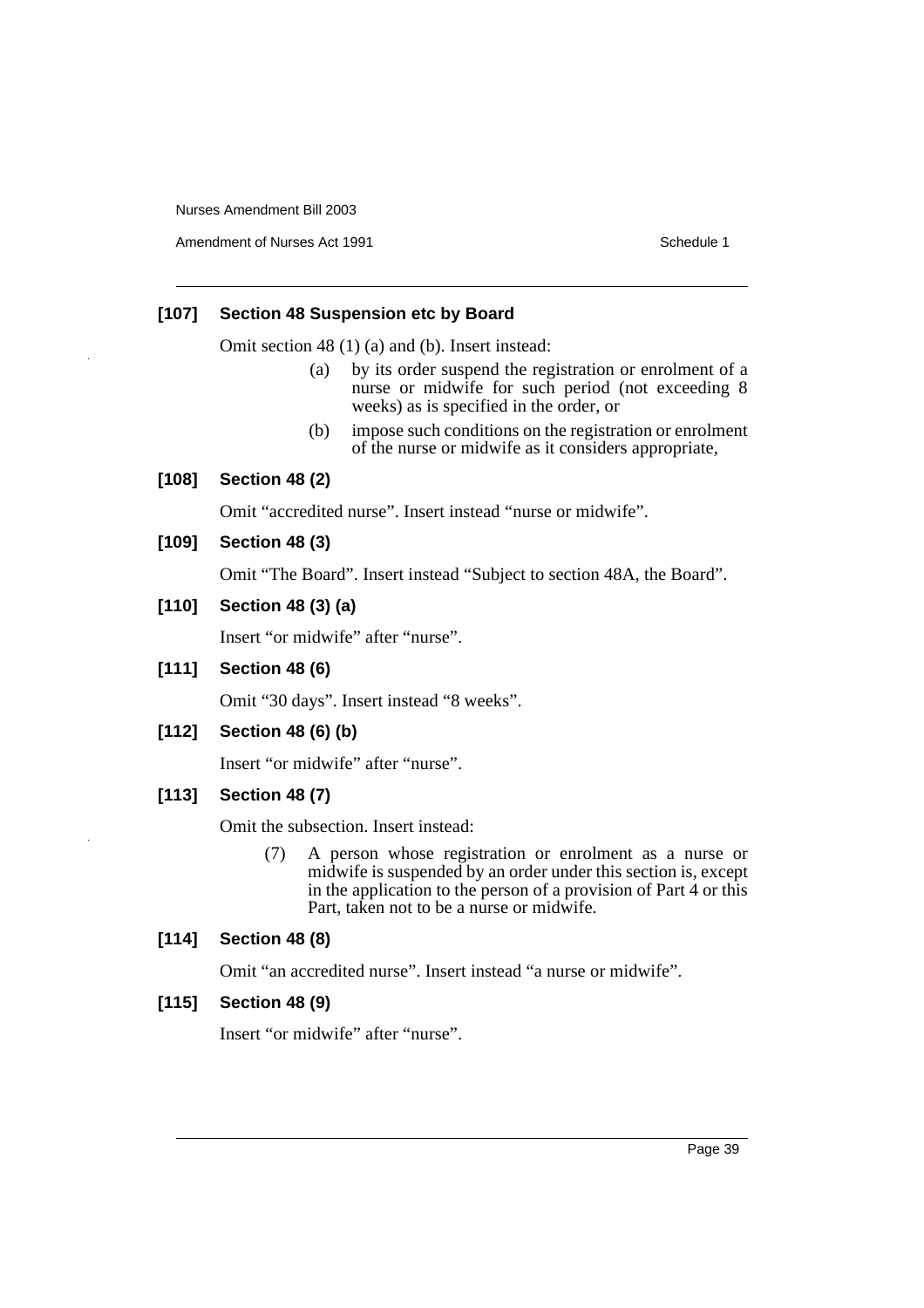### [107] Section 48 Suspension etc by Board

Omit section 48 (1) (a) and (b). Insert instead:

> (a) by its order suspend the registration or enrolment of a nurse or midwife for such period (not exceeding 8 weeks) as is specified in the order, or
>
> (b) impose such conditions on the registration or enrolment of the nurse or midwife as it considers appropriate,

### [108] Section 48 (2)

Omit "accredited nurse". Insert instead "nurse or midwife".

### [109] Section 48 (3)

Omit "The Board". Insert instead "Subject to section 48A, the Board".

### [110] Section 48 (3) (a)

Insert "or midwife" after "nurse".

### [111] Section 48 (6)

Omit "30 days". Insert instead "8 weeks".

### [112] Section 48 (6) (b)

Insert "or midwife" after "nurse".

### [113] Section 48 (7)

Omit the subsection. Insert instead:

> (7) A person whose registration or enrolment as a nurse or midwife is suspended by an order under this section is, except in the application to the person of a provision of Part 4 or this Part, taken not to be a nurse or midwife.

### [114] Section 48 (8)

Omit "an accredited nurse". Insert instead "a nurse or midwife".

### [115] Section 48 (9)

Insert "or midwife" after "nurse".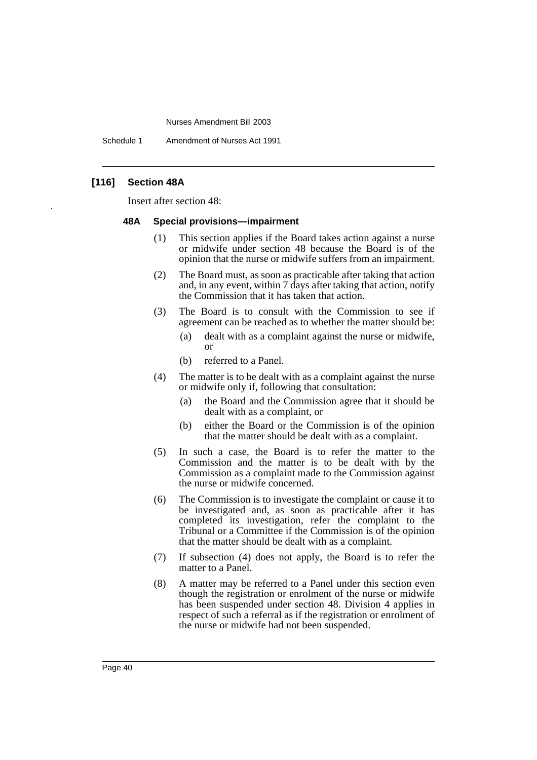### [116] Section 48A

Insert after section 48:

#### 48A Special provisions—impairment

(1) This section applies if the Board takes action against a nurse or midwife under section 48 because the Board is of the opinion that the nurse or midwife suffers from an impairment.

(2) The Board must, as soon as practicable after taking that action and, in any event, within 7 days after taking that action, notify the Commission that it has taken that action.

(3) The Board is to consult with the Commission to see if agreement can be reached as to whether the matter should be:

- (a) dealt with as a complaint against the nurse or midwife, or
- (b) referred to a Panel.

(4) The matter is to be dealt with as a complaint against the nurse or midwife only if, following that consultation:

- (a) the Board and the Commission agree that it should be dealt with as a complaint, or
- (b) either the Board or the Commission is of the opinion that the matter should be dealt with as a complaint.

(5) In such a case, the Board is to refer the matter to the Commission and the matter is to be dealt with by the Commission as a complaint made to the Commission against the nurse or midwife concerned.

(6) The Commission is to investigate the complaint or cause it to be investigated and, as soon as practicable after it has completed its investigation, refer the complaint to the Tribunal or a Committee if the Commission is of the opinion that the matter should be dealt with as a complaint.

(7) If subsection (4) does not apply, the Board is to refer the matter to a Panel.

(8) A matter may be referred to a Panel under this section even though the registration or enrolment of the nurse or midwife has been suspended under section 48. Division 4 applies in respect of such a referral as if the registration or enrolment of the nurse or midwife had not been suspended.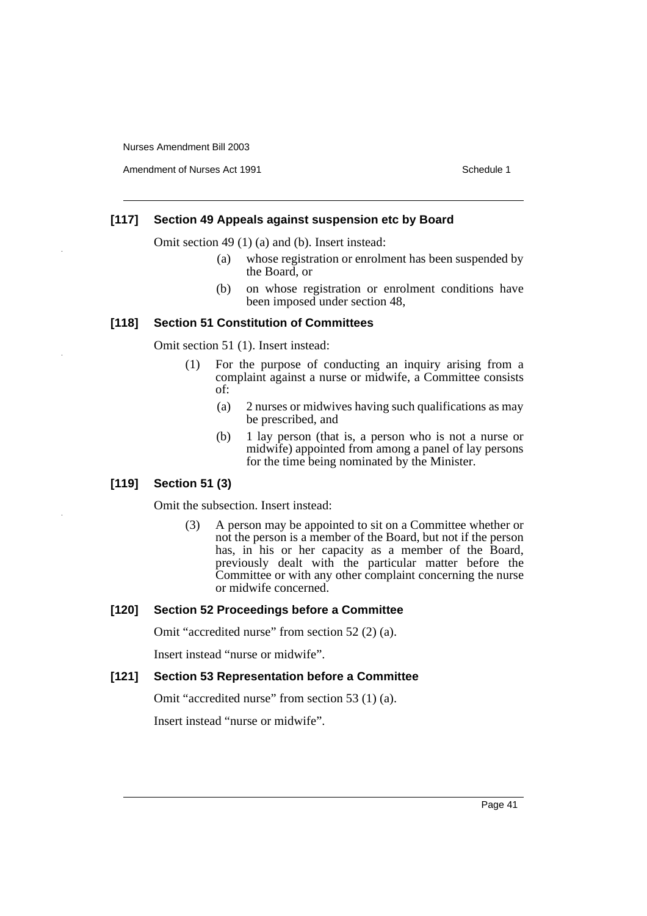### [117] Section 49 Appeals against suspension etc by Board

Omit section 49 (1) (a) and (b). Insert instead:

> (a) whose registration or enrolment has been suspended by the Board, or
>
> (b) on whose registration or enrolment conditions have been imposed under section 48,

### [118] Section 51 Constitution of Committees

Omit section 51 (1). Insert instead:

> (1) For the purpose of conducting an inquiry arising from a complaint against a nurse or midwife, a Committee consists of:
>
> > (a) 2 nurses or midwives having such qualifications as may be prescribed, and
> >
> > (b) 1 lay person (that is, a person who is not a nurse or midwife) appointed from among a panel of lay persons for the time being nominated by the Minister.

### [119] Section 51 (3)

Omit the subsection. Insert instead:

> (3) A person may be appointed to sit on a Committee whether or not the person is a member of the Board, but not if the person has, in his or her capacity as a member of the Board, previously dealt with the particular matter before the Committee or with any other complaint concerning the nurse or midwife concerned.

### [120] Section 52 Proceedings before a Committee

Omit "accredited nurse" from section 52 (2) (a).

Insert instead "nurse or midwife".

### [121] Section 53 Representation before a Committee

Omit "accredited nurse" from section 53 (1) (a).

Insert instead "nurse or midwife".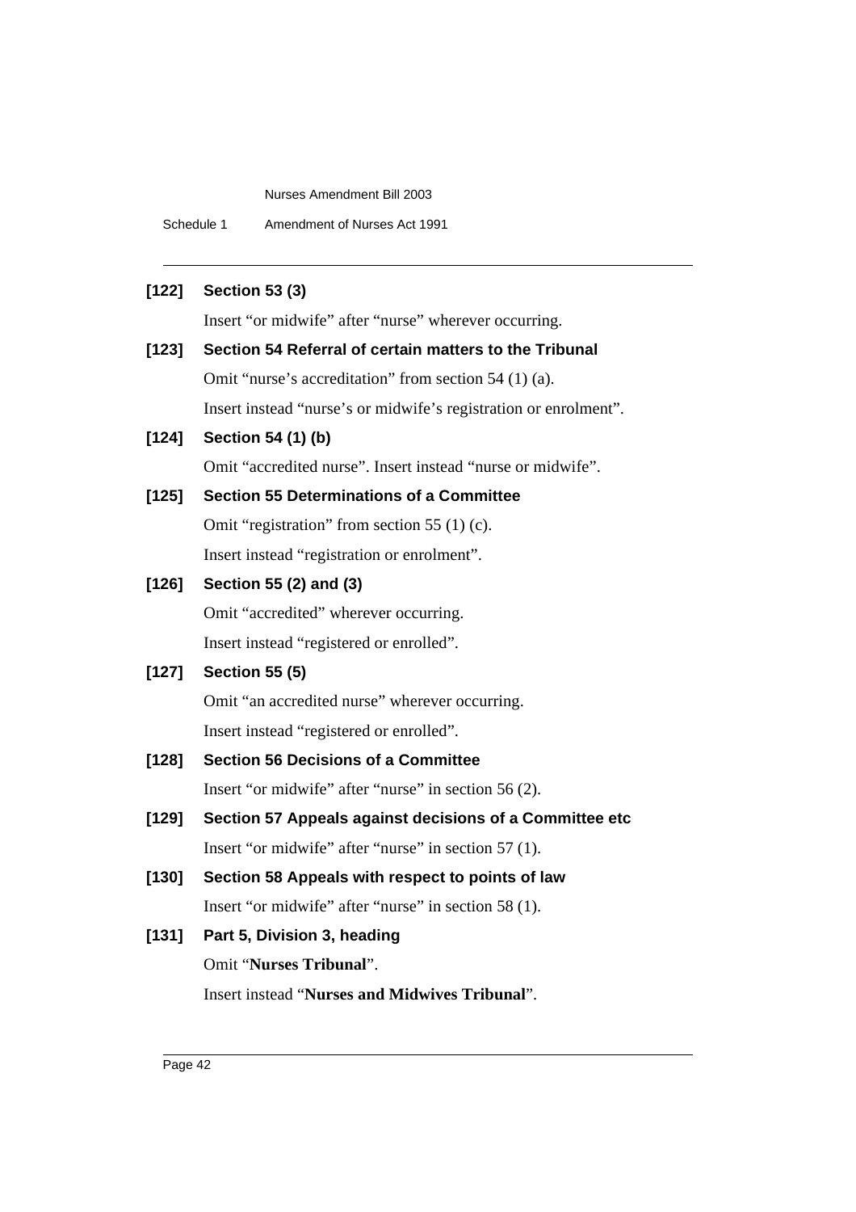**[122] Section 53 (3)**

Insert "or midwife" after "nurse" wherever occurring.

**[123] Section 54 Referral of certain matters to the Tribunal**

Omit "nurse's accreditation" from section 54 (1) (a).

Insert instead "nurse's or midwife's registration or enrolment".

**[124] Section 54 (1) (b)**

Omit "accredited nurse". Insert instead "nurse or midwife".

**[125] Section 55 Determinations of a Committee**

Omit "registration" from section 55 (1) (c).

Insert instead "registration or enrolment".

**[126] Section 55 (2) and (3)**

Omit "accredited" wherever occurring.

Insert instead "registered or enrolled".

**[127] Section 55 (5)**

Omit "an accredited nurse" wherever occurring.

Insert instead "registered or enrolled".

**[128] Section 56 Decisions of a Committee**

Insert "or midwife" after "nurse" in section 56 (2).

**[129] Section 57 Appeals against decisions of a Committee etc**

Insert "or midwife" after "nurse" in section 57 (1).

**[130] Section 58 Appeals with respect to points of law**

Insert "or midwife" after "nurse" in section 58 (1).

**[131] Part 5, Division 3, heading**

Omit "**Nurses Tribunal**".

Insert instead "**Nurses and Midwives Tribunal**".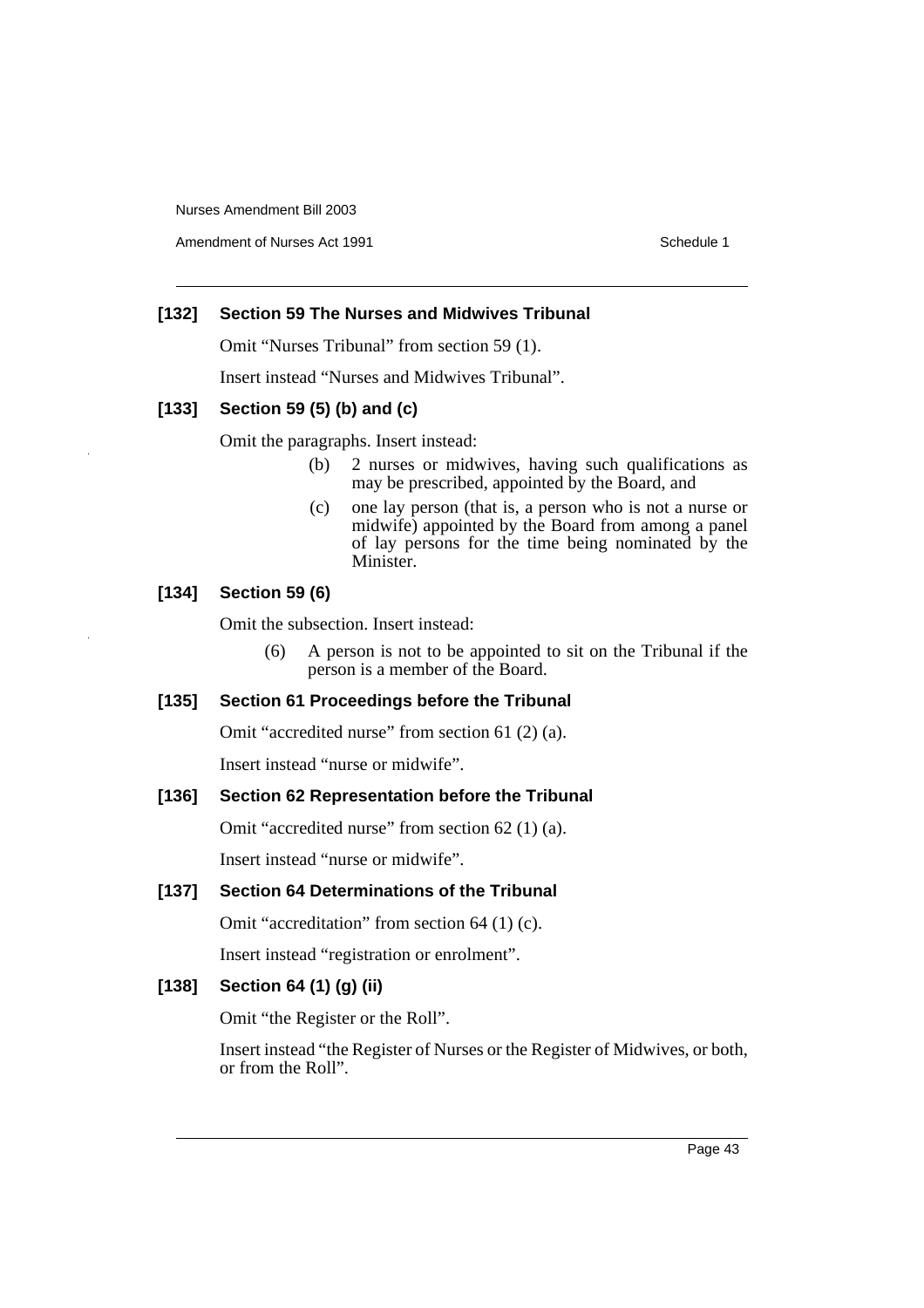**[132] Section 59 The Nurses and Midwives Tribunal**

Omit "Nurses Tribunal" from section 59 (1).

Insert instead "Nurses and Midwives Tribunal".

**[133] Section 59 (5) (b) and (c)**

Omit the paragraphs. Insert instead:

> (b) 2 nurses or midwives, having such qualifications as may be prescribed, appointed by the Board, and
>
> (c) one lay person (that is, a person who is not a nurse or midwife) appointed by the Board from among a panel of lay persons for the time being nominated by the Minister.

**[134] Section 59 (6)**

Omit the subsection. Insert instead:

> (6) A person is not to be appointed to sit on the Tribunal if the person is a member of the Board.

**[135] Section 61 Proceedings before the Tribunal**

Omit "accredited nurse" from section 61 (2) (a).

Insert instead "nurse or midwife".

**[136] Section 62 Representation before the Tribunal**

Omit "accredited nurse" from section 62 (1) (a).

Insert instead "nurse or midwife".

**[137] Section 64 Determinations of the Tribunal**

Omit "accreditation" from section 64 (1) (c).

Insert instead "registration or enrolment".

**[138] Section 64 (1) (g) (ii)**

Omit "the Register or the Roll".

Insert instead "the Register of Nurses or the Register of Midwives, or both, or from the Roll".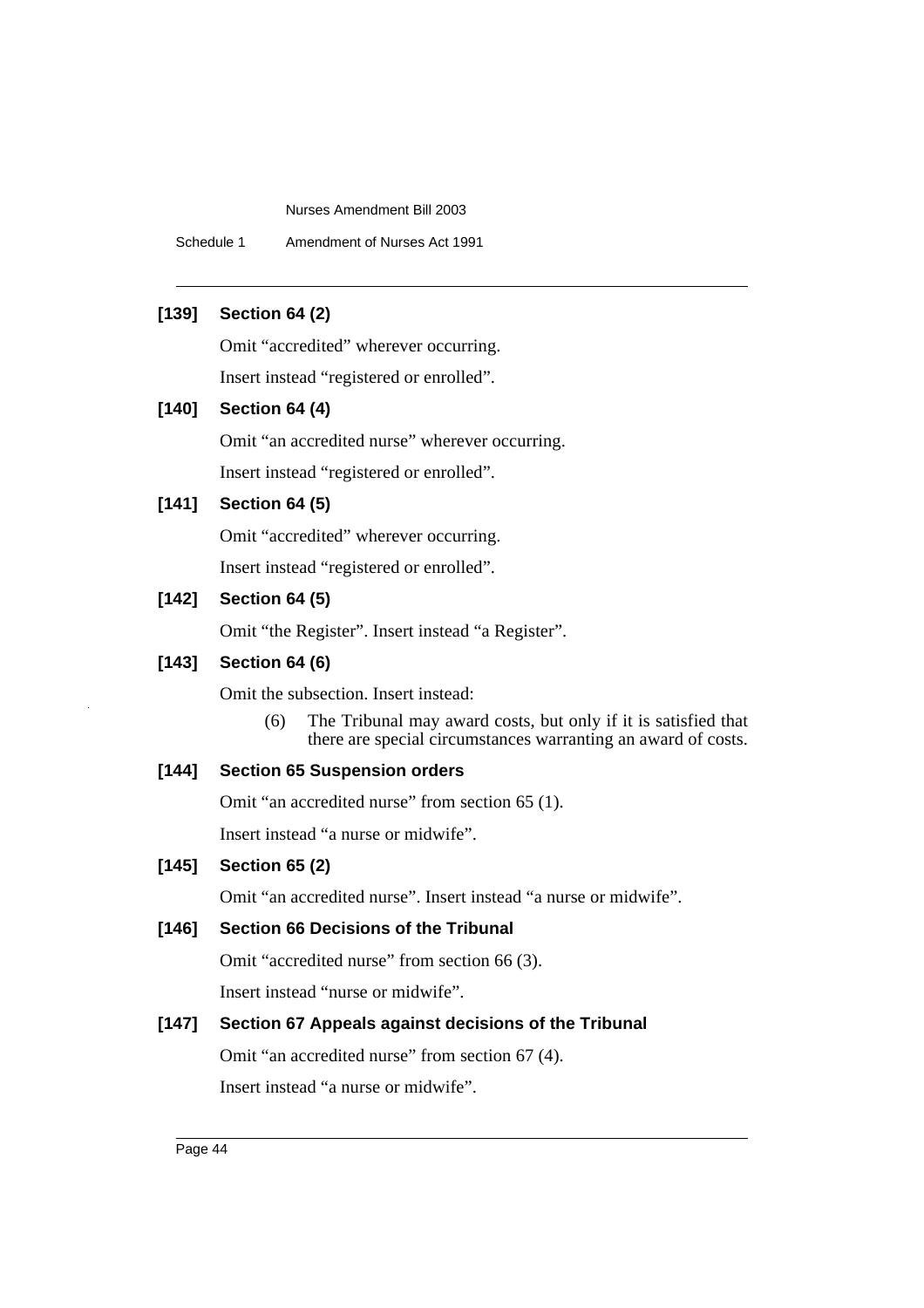**[139] Section 64 (2)**

Omit “accredited” wherever occurring.

Insert instead “registered or enrolled”.

**[140] Section 64 (4)**

Omit “an accredited nurse” wherever occurring.

Insert instead “registered or enrolled”.

**[141] Section 64 (5)**

Omit “accredited” wherever occurring.

Insert instead “registered or enrolled”.

**[142] Section 64 (5)**

Omit “the Register”. Insert instead “a Register”.

**[143] Section 64 (6)**

Omit the subsection. Insert instead:

> (6) The Tribunal may award costs, but only if it is satisfied that there are special circumstances warranting an award of costs.

**[144] Section 65 Suspension orders**

Omit “an accredited nurse” from section 65 (1).

Insert instead “a nurse or midwife”.

**[145] Section 65 (2)**

Omit “an accredited nurse”. Insert instead “a nurse or midwife”.

**[146] Section 66 Decisions of the Tribunal**

Omit “accredited nurse” from section 66 (3).

Insert instead “nurse or midwife”.

**[147] Section 67 Appeals against decisions of the Tribunal**

Omit “an accredited nurse” from section 67 (4).

Insert instead “a nurse or midwife”.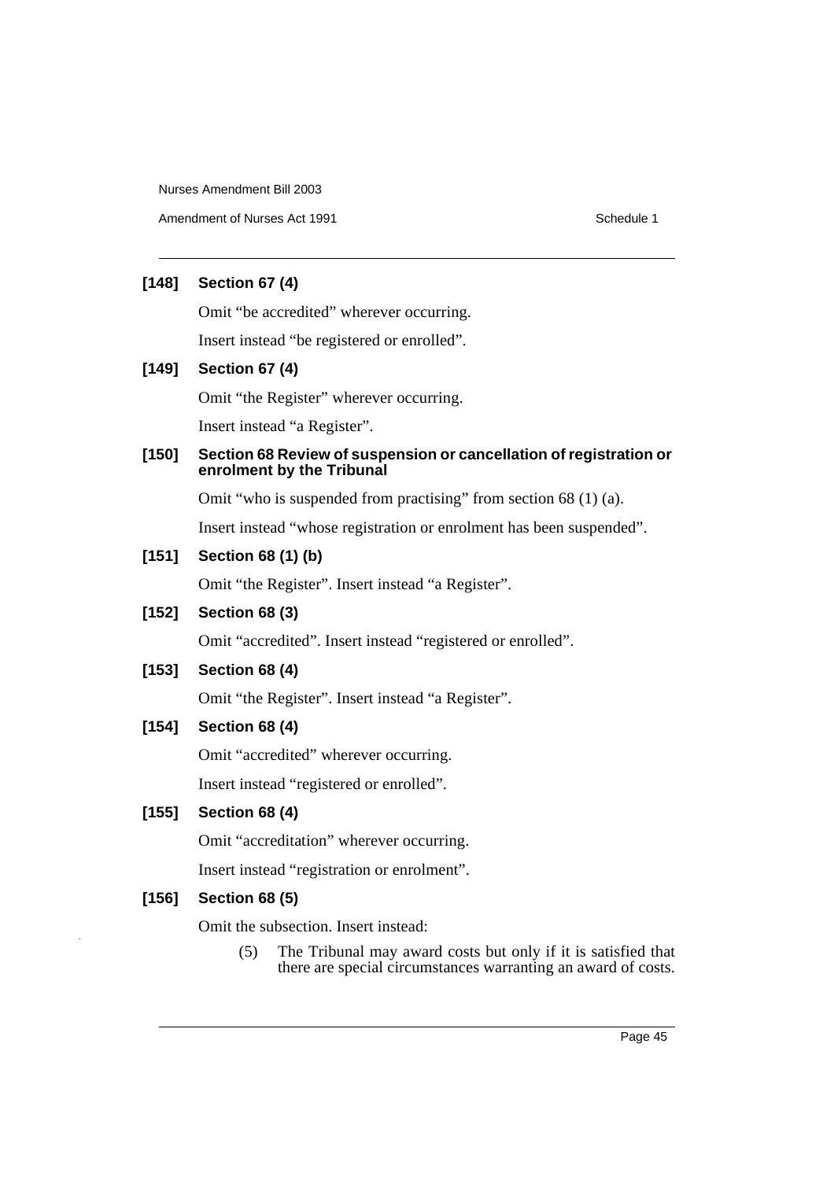### [148] Section 67 (4)

Omit "be accredited" wherever occurring.

Insert instead "be registered or enrolled".

### [149] Section 67 (4)

Omit "the Register" wherever occurring.

Insert instead "a Register".

### [150] Section 68 Review of suspension or cancellation of registration or enrolment by the Tribunal

Omit "who is suspended from practising" from section 68 (1) (a).

Insert instead "whose registration or enrolment has been suspended".

### [151] Section 68 (1) (b)

Omit "the Register". Insert instead "a Register".

### [152] Section 68 (3)

Omit "accredited". Insert instead "registered or enrolled".

### [153] Section 68 (4)

Omit "the Register". Insert instead "a Register".

### [154] Section 68 (4)

Omit "accredited" wherever occurring.

Insert instead "registered or enrolled".

### [155] Section 68 (4)

Omit "accreditation" wherever occurring.

Insert instead "registration or enrolment".

### [156] Section 68 (5)

Omit the subsection. Insert instead:

(5) The Tribunal may award costs but only if it is satisfied that there are special circumstances warranting an award of costs.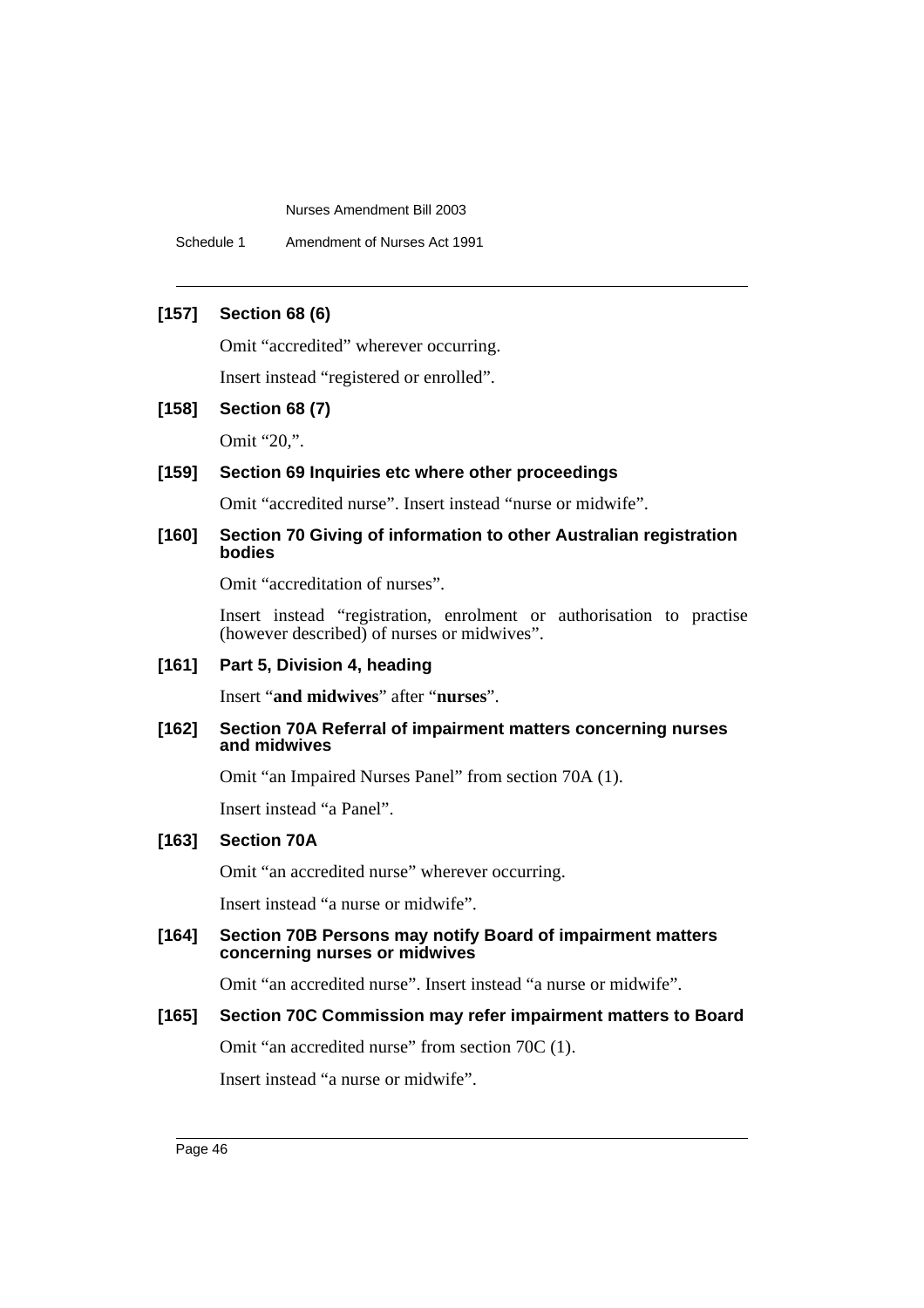### [157] Section 68 (6)

Omit "accredited" wherever occurring.

Insert instead "registered or enrolled".

### [158] Section 68 (7)

Omit "20,".

### [159] Section 69 Inquiries etc where other proceedings

Omit "accredited nurse". Insert instead "nurse or midwife".

### [160] Section 70 Giving of information to other Australian registration bodies

Omit "accreditation of nurses".

Insert instead "registration, enrolment or authorisation to practise (however described) of nurses or midwives".

### [161] Part 5, Division 4, heading

Insert "**and midwives**" after "**nurses**".

### [162] Section 70A Referral of impairment matters concerning nurses and midwives

Omit "an Impaired Nurses Panel" from section 70A (1).

Insert instead "a Panel".

### [163] Section 70A

Omit "an accredited nurse" wherever occurring.

Insert instead "a nurse or midwife".

### [164] Section 70B Persons may notify Board of impairment matters concerning nurses or midwives

Omit "an accredited nurse". Insert instead "a nurse or midwife".

### [165] Section 70C Commission may refer impairment matters to Board

Omit "an accredited nurse" from section 70C (1).

Insert instead "a nurse or midwife".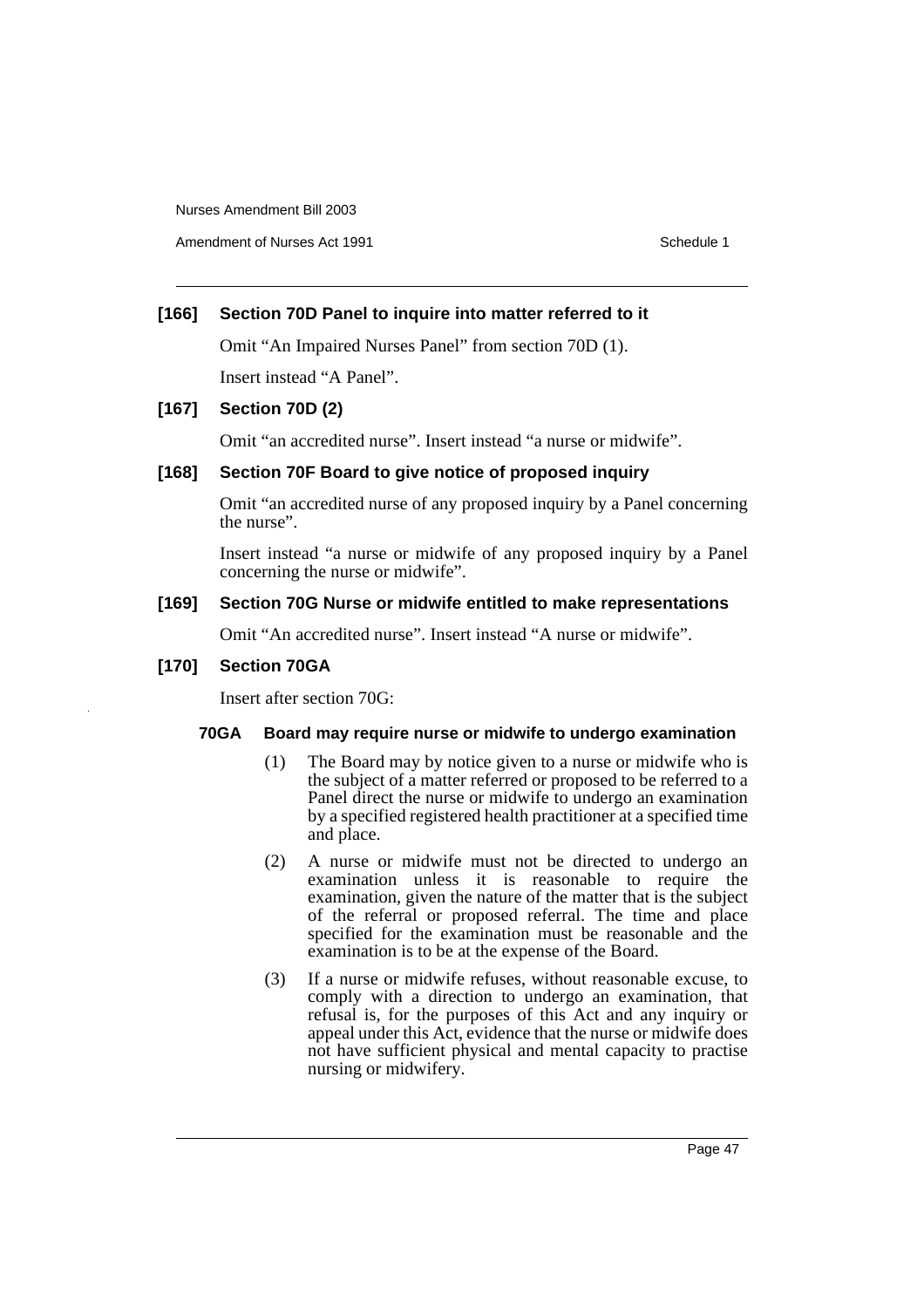**[166] Section 70D Panel to inquire into matter referred to it**

Omit "An Impaired Nurses Panel" from section 70D (1).

Insert instead "A Panel".

**[167] Section 70D (2)**

Omit "an accredited nurse". Insert instead "a nurse or midwife".

**[168] Section 70F Board to give notice of proposed inquiry**

Omit "an accredited nurse of any proposed inquiry by a Panel concerning the nurse".

Insert instead "a nurse or midwife of any proposed inquiry by a Panel concerning the nurse or midwife".

**[169] Section 70G Nurse or midwife entitled to make representations**

Omit "An accredited nurse". Insert instead "A nurse or midwife".

**[170] Section 70GA**

Insert after section 70G:

**70GA Board may require nurse or midwife to undergo examination**

(1) The Board may by notice given to a nurse or midwife who is the subject of a matter referred or proposed to be referred to a Panel direct the nurse or midwife to undergo an examination by a specified registered health practitioner at a specified time and place.

(2) A nurse or midwife must not be directed to undergo an examination unless it is reasonable to require the examination, given the nature of the matter that is the subject of the referral or proposed referral. The time and place specified for the examination must be reasonable and the examination is to be at the expense of the Board.

(3) If a nurse or midwife refuses, without reasonable excuse, to comply with a direction to undergo an examination, that refusal is, for the purposes of this Act and any inquiry or appeal under this Act, evidence that the nurse or midwife does not have sufficient physical and mental capacity to practise nursing or midwifery.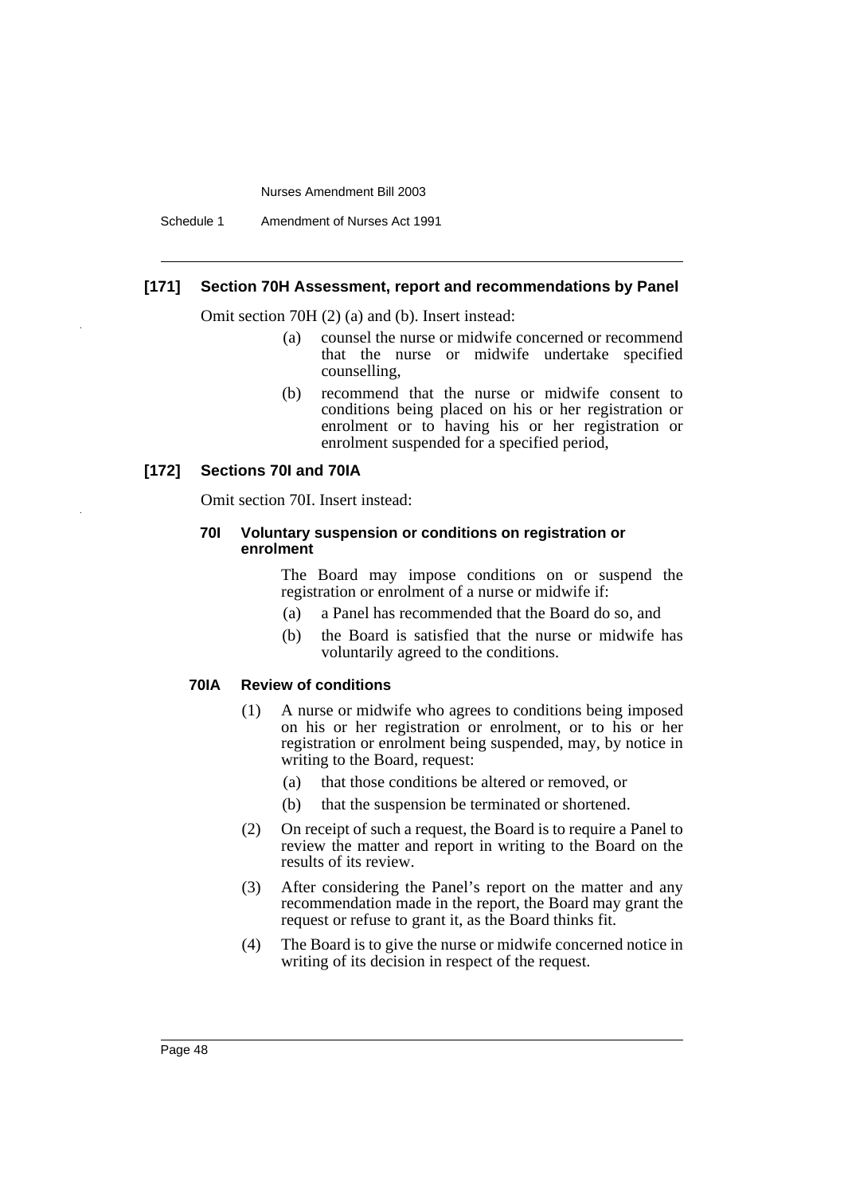### [171] Section 70H Assessment, report and recommendations by Panel

Omit section 70H (2) (a) and (b). Insert instead:

- (a) counsel the nurse or midwife concerned or recommend that the nurse or midwife undertake specified counselling,
- (b) recommend that the nurse or midwife consent to conditions being placed on his or her registration or enrolment or to having his or her registration or enrolment suspended for a specified period,

### [172] Sections 70I and 70IA

Omit section 70I. Insert instead:

#### 70I Voluntary suspension or conditions on registration or enrolment

The Board may impose conditions on or suspend the registration or enrolment of a nurse or midwife if:

- (a) a Panel has recommended that the Board do so, and
- (b) the Board is satisfied that the nurse or midwife has voluntarily agreed to the conditions.

#### 70IA Review of conditions

(1) A nurse or midwife who agrees to conditions being imposed on his or her registration or enrolment, or to his or her registration or enrolment being suspended, may, by notice in writing to the Board, request:

- (a) that those conditions be altered or removed, or
- (b) that the suspension be terminated or shortened.

(2) On receipt of such a request, the Board is to require a Panel to review the matter and report in writing to the Board on the results of its review.

(3) After considering the Panel's report on the matter and any recommendation made in the report, the Board may grant the request or refuse to grant it, as the Board thinks fit.

(4) The Board is to give the nurse or midwife concerned notice in writing of its decision in respect of the request.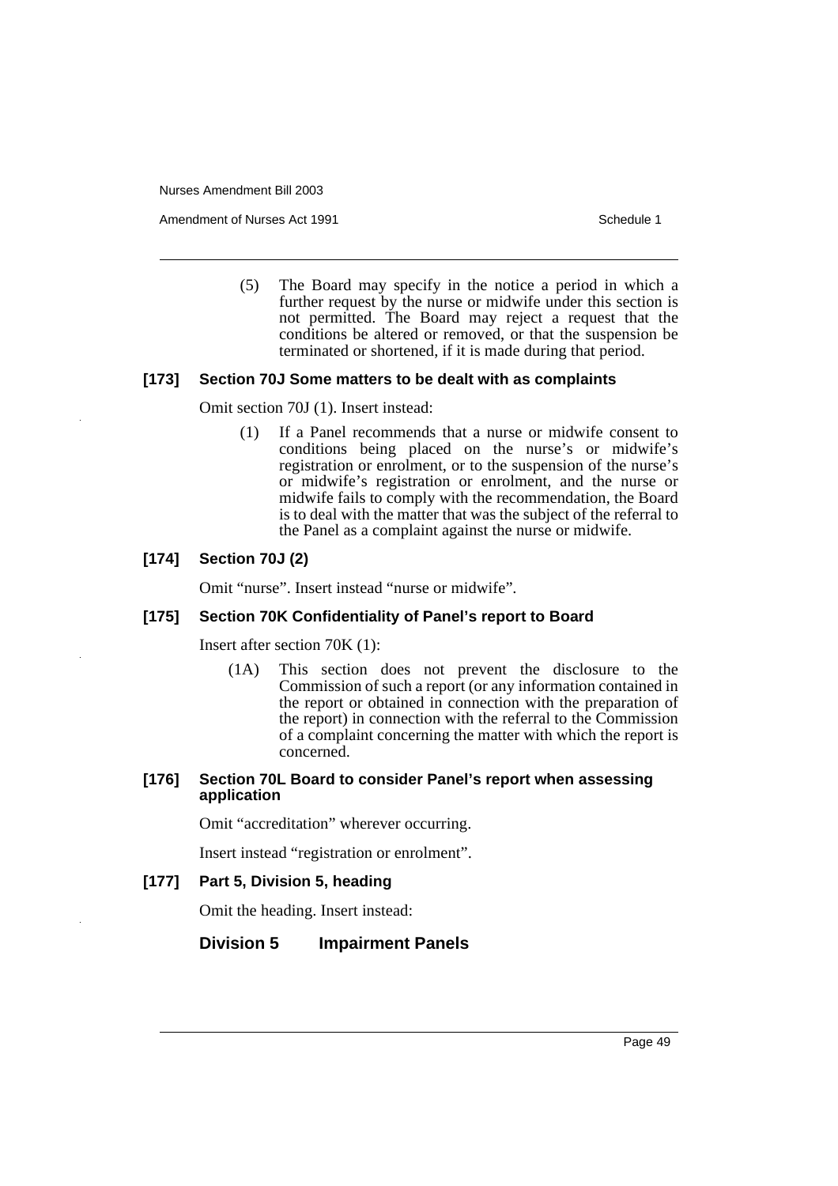(5) The Board may specify in the notice a period in which a further request by the nurse or midwife under this section is not permitted. The Board may reject a request that the conditions be altered or removed, or that the suspension be terminated or shortened, if it is made during that period.

#### [173] Section 70J Some matters to be dealt with as complaints

Omit section 70J (1). Insert instead:

(1) If a Panel recommends that a nurse or midwife consent to conditions being placed on the nurse's or midwife's registration or enrolment, or to the suspension of the nurse's or midwife's registration or enrolment, and the nurse or midwife fails to comply with the recommendation, the Board is to deal with the matter that was the subject of the referral to the Panel as a complaint against the nurse or midwife.

#### [174] Section 70J (2)

Omit "nurse". Insert instead "nurse or midwife".

#### [175] Section 70K Confidentiality of Panel's report to Board

Insert after section 70K (1):

(1A) This section does not prevent the disclosure to the Commission of such a report (or any information contained in the report or obtained in connection with the preparation of the report) in connection with the referral to the Commission of a complaint concerning the matter with which the report is concerned.

#### [176] Section 70L Board to consider Panel's report when assessing application

Omit "accreditation" wherever occurring.

Insert instead "registration or enrolment".

#### [177] Part 5, Division 5, heading

Omit the heading. Insert instead:

### Division 5 Impairment Panels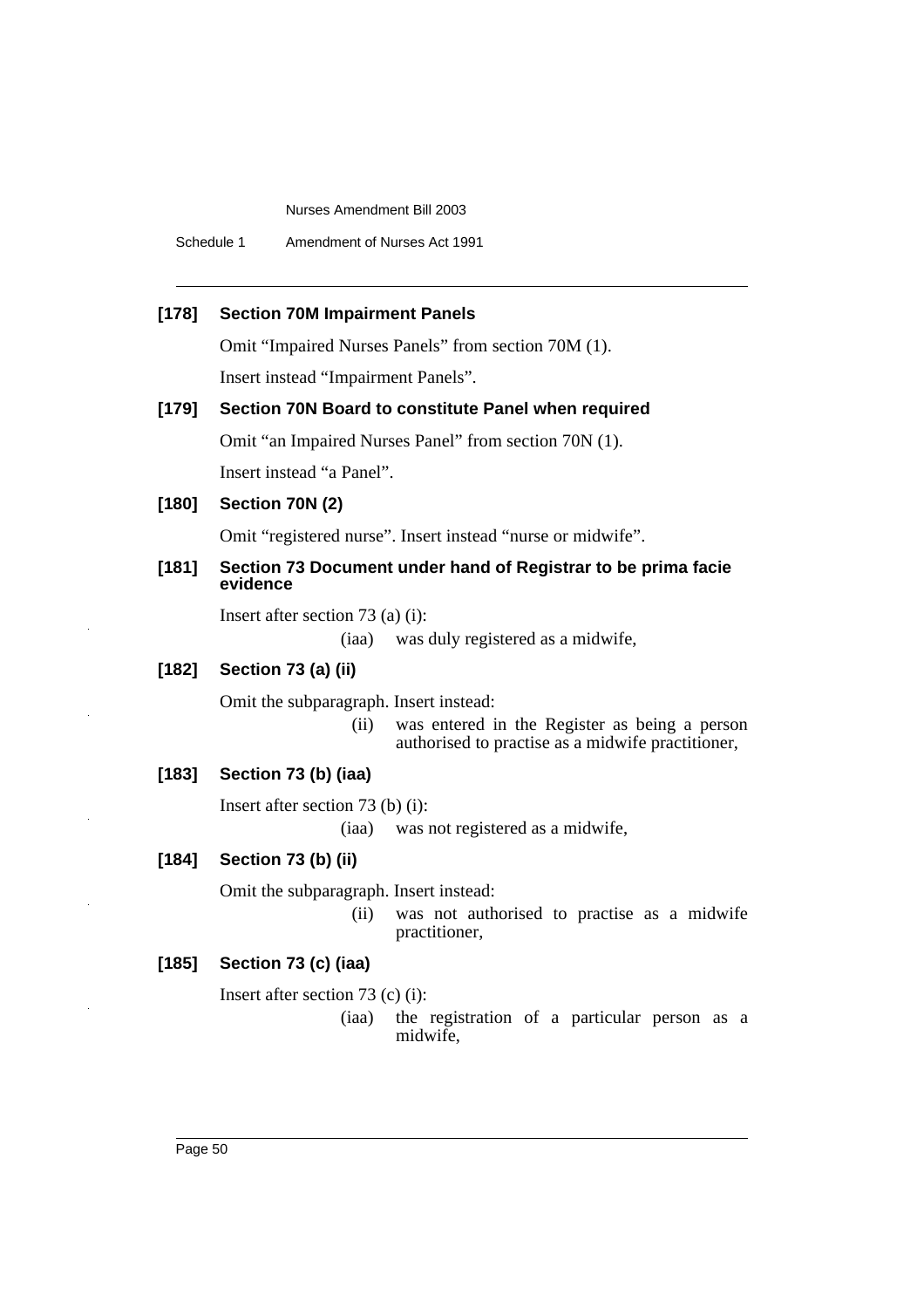### [178] Section 70M Impairment Panels

Omit "Impaired Nurses Panels" from section 70M (1).

Insert instead "Impairment Panels".

### [179] Section 70N Board to constitute Panel when required

Omit "an Impaired Nurses Panel" from section 70N (1).

Insert instead "a Panel".

### [180] Section 70N (2)

Omit "registered nurse". Insert instead "nurse or midwife".

### [181] Section 73 Document under hand of Registrar to be prima facie evidence

Insert after section 73 (a) (i):

(iaa) was duly registered as a midwife,

### [182] Section 73 (a) (ii)

Omit the subparagraph. Insert instead:

(ii) was entered in the Register as being a person authorised to practise as a midwife practitioner,

### [183] Section 73 (b) (iaa)

Insert after section 73 (b) (i):

(iaa) was not registered as a midwife,

### [184] Section 73 (b) (ii)

Omit the subparagraph. Insert instead:

(ii) was not authorised to practise as a midwife practitioner,

### [185] Section 73 (c) (iaa)

Insert after section 73 (c) (i):

(iaa) the registration of a particular person as a midwife,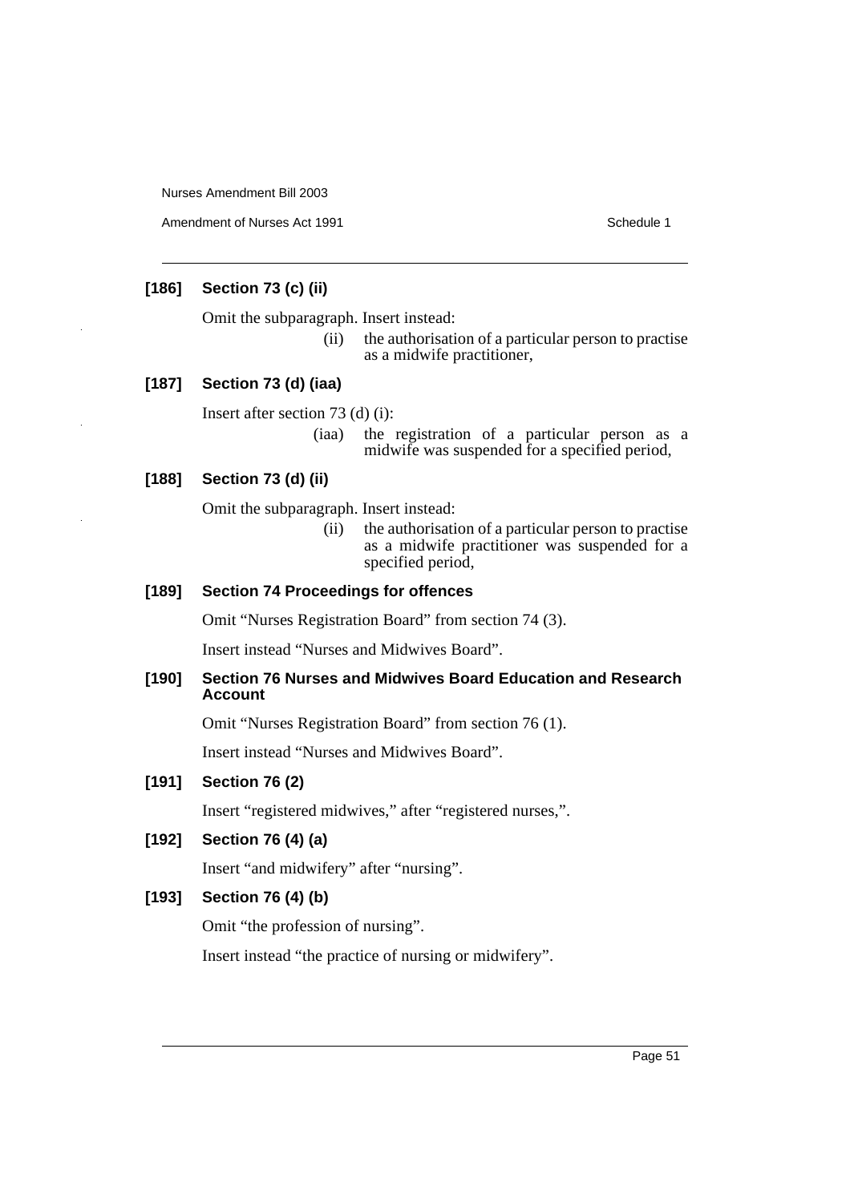**[186] Section 73 (c) (ii)**

Omit the subparagraph. Insert instead:

(ii) the authorisation of a particular person to practise as a midwife practitioner,

**[187] Section 73 (d) (iaa)**

Insert after section 73 (d) (i):

(iaa) the registration of a particular person as a midwife was suspended for a specified period,

**[188] Section 73 (d) (ii)**

Omit the subparagraph. Insert instead:

(ii) the authorisation of a particular person to practise as a midwife practitioner was suspended for a specified period,

**[189] Section 74 Proceedings for offences**

Omit "Nurses Registration Board" from section 74 (3).

Insert instead "Nurses and Midwives Board".

**[190] Section 76 Nurses and Midwives Board Education and Research Account**

Omit "Nurses Registration Board" from section 76 (1).

Insert instead "Nurses and Midwives Board".

**[191] Section 76 (2)**

Insert "registered midwives," after "registered nurses,".

**[192] Section 76 (4) (a)**

Insert "and midwifery" after "nursing".

**[193] Section 76 (4) (b)**

Omit "the profession of nursing".

Insert instead "the practice of nursing or midwifery".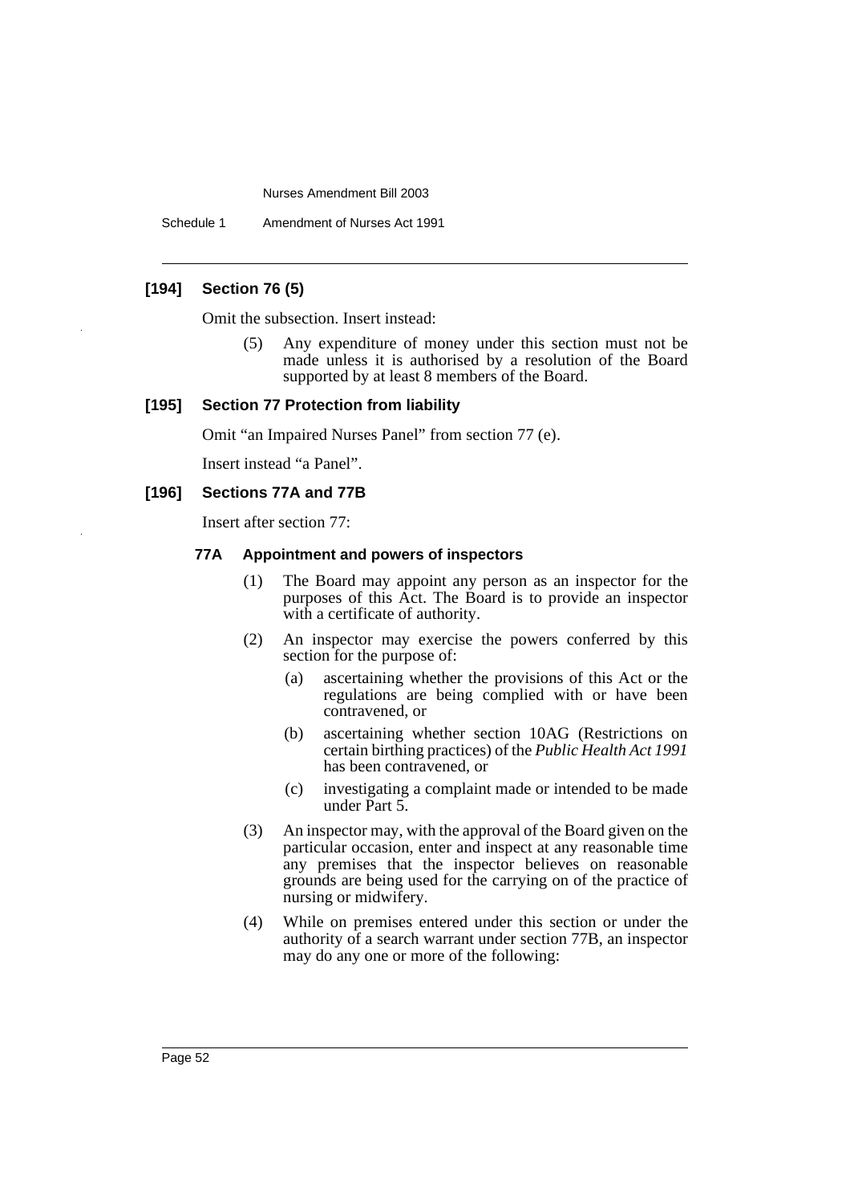### [194] Section 76 (5)

Omit the subsection. Insert instead:

> (5) Any expenditure of money under this section must not be made unless it is authorised by a resolution of the Board supported by at least 8 members of the Board.

### [195] Section 77 Protection from liability

Omit "an Impaired Nurses Panel" from section 77 (e).

Insert instead "a Panel".

### [196] Sections 77A and 77B

Insert after section 77:

#### 77A Appointment and powers of inspectors

(1) The Board may appoint any person as an inspector for the purposes of this Act. The Board is to provide an inspector with a certificate of authority.

(2) An inspector may exercise the powers conferred by this section for the purpose of:

- (a) ascertaining whether the provisions of this Act or the regulations are being complied with or have been contravened, or
- (b) ascertaining whether section 10AG (Restrictions on certain birthing practices) of the *Public Health Act 1991* has been contravened, or
- (c) investigating a complaint made or intended to be made under Part 5.

(3) An inspector may, with the approval of the Board given on the particular occasion, enter and inspect at any reasonable time any premises that the inspector believes on reasonable grounds are being used for the carrying on of the practice of nursing or midwifery.

(4) While on premises entered under this section or under the authority of a search warrant under section 77B, an inspector may do any one or more of the following: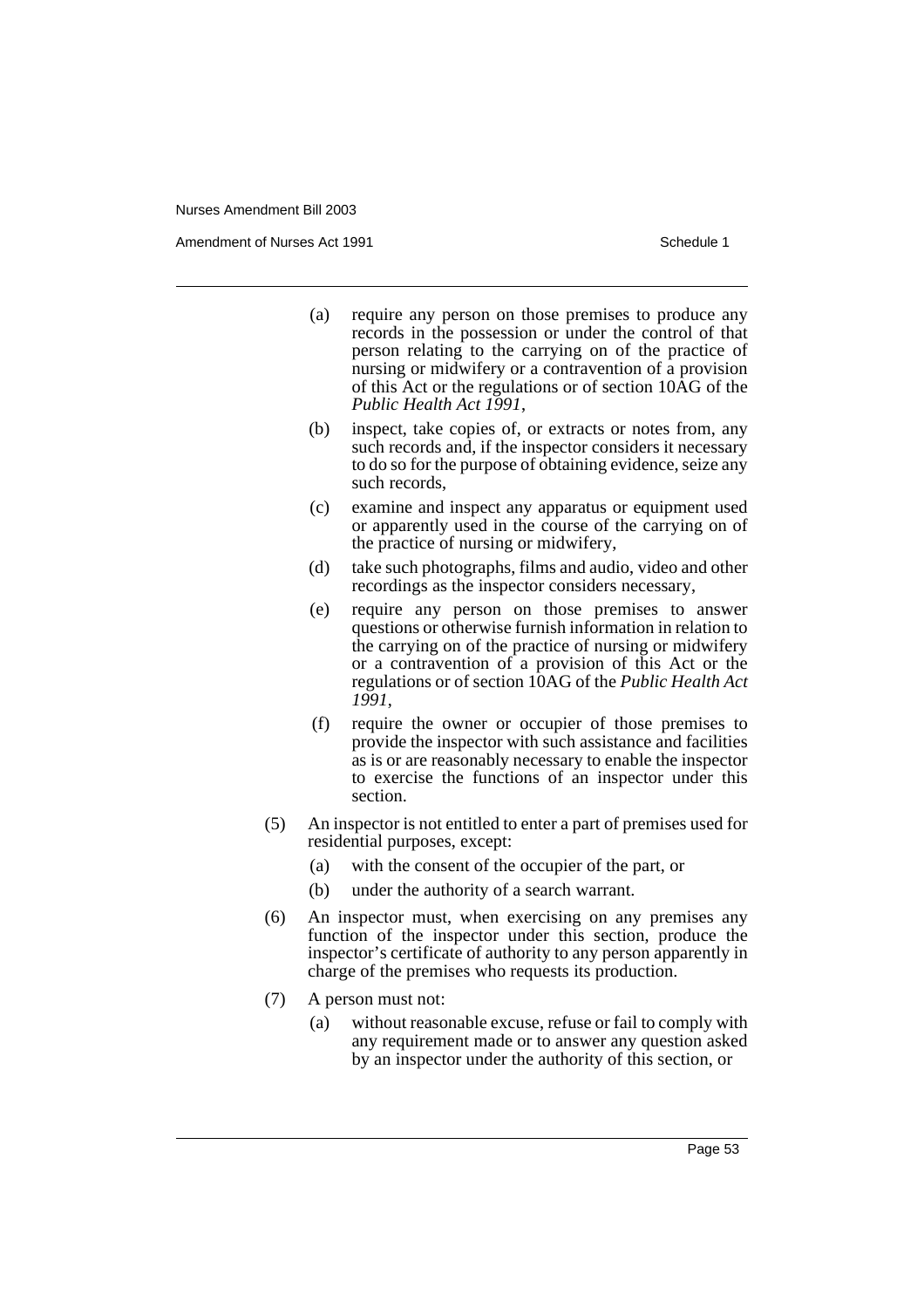- (a) require any person on those premises to produce any records in the possession or under the control of that person relating to the carrying on of the practice of nursing or midwifery or a contravention of a provision of this Act or the regulations or of section 10AG of the *Public Health Act 1991*,
- (b) inspect, take copies of, or extracts or notes from, any such records and, if the inspector considers it necessary to do so for the purpose of obtaining evidence, seize any such records,
- (c) examine and inspect any apparatus or equipment used or apparently used in the course of the carrying on of the practice of nursing or midwifery,
- (d) take such photographs, films and audio, video and other recordings as the inspector considers necessary,
- (e) require any person on those premises to answer questions or otherwise furnish information in relation to the carrying on of the practice of nursing or midwifery or a contravention of a provision of this Act or the regulations or of section 10AG of the *Public Health Act 1991*,
- (f) require the owner or occupier of those premises to provide the inspector with such assistance and facilities as is or are reasonably necessary to enable the inspector to exercise the functions of an inspector under this section.

(5) An inspector is not entitled to enter a part of premises used for residential purposes, except:

- (a) with the consent of the occupier of the part, or
- (b) under the authority of a search warrant.

(6) An inspector must, when exercising on any premises any function of the inspector under this section, produce the inspector's certificate of authority to any person apparently in charge of the premises who requests its production.

(7) A person must not:

- (a) without reasonable excuse, refuse or fail to comply with any requirement made or to answer any question asked by an inspector under the authority of this section, or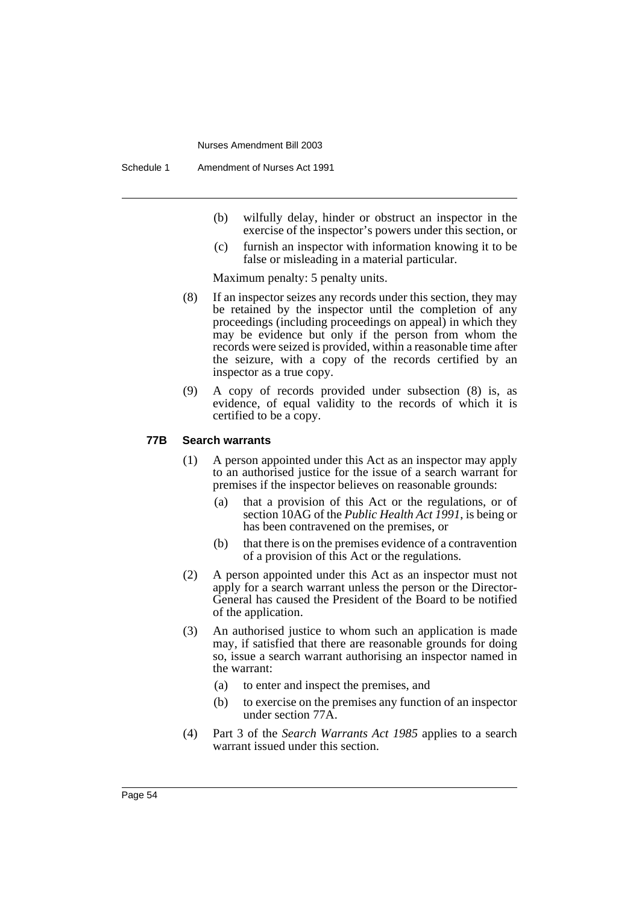(b) wilfully delay, hinder or obstruct an inspector in the exercise of the inspector's powers under this section, or

(c) furnish an inspector with information knowing it to be false or misleading in a material particular.

Maximum penalty: 5 penalty units.

(8) If an inspector seizes any records under this section, they may be retained by the inspector until the completion of any proceedings (including proceedings on appeal) in which they may be evidence but only if the person from whom the records were seized is provided, within a reasonable time after the seizure, with a copy of the records certified by an inspector as a true copy.

(9) A copy of records provided under subsection (8) is, as evidence, of equal validity to the records of which it is certified to be a copy.

**77B Search warrants**

(1) A person appointed under this Act as an inspector may apply to an authorised justice for the issue of a search warrant for premises if the inspector believes on reasonable grounds:

(a) that a provision of this Act or the regulations, or of section 10AG of the *Public Health Act 1991*, is being or has been contravened on the premises, or

(b) that there is on the premises evidence of a contravention of a provision of this Act or the regulations.

(2) A person appointed under this Act as an inspector must not apply for a search warrant unless the person or the Director-General has caused the President of the Board to be notified of the application.

(3) An authorised justice to whom such an application is made may, if satisfied that there are reasonable grounds for doing so, issue a search warrant authorising an inspector named in the warrant:

(a) to enter and inspect the premises, and

(b) to exercise on the premises any function of an inspector under section 77A.

(4) Part 3 of the *Search Warrants Act 1985* applies to a search warrant issued under this section.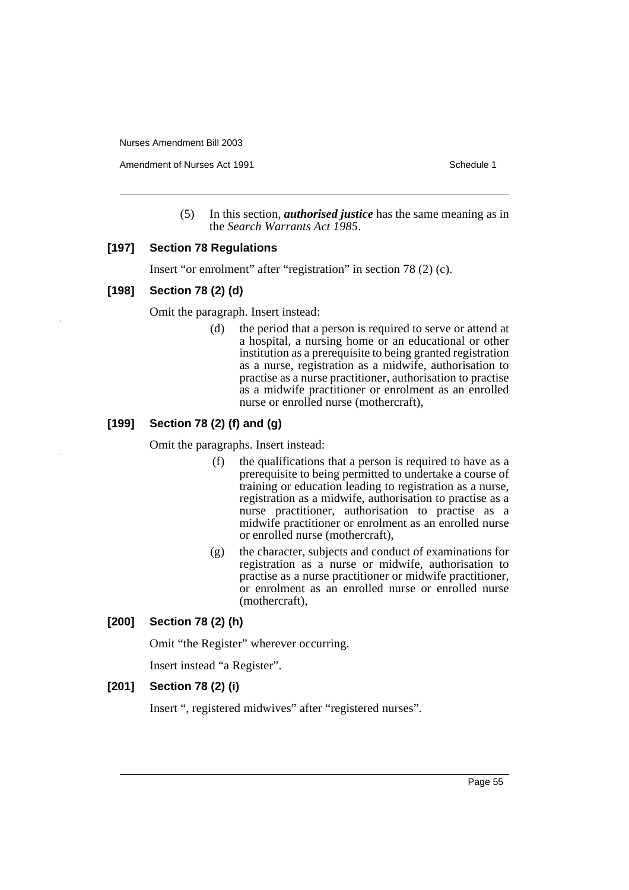(5) In this section, ***authorised justice*** has the same meaning as in the *Search Warrants Act 1985*.

### [197] Section 78 Regulations

Insert "or enrolment" after "registration" in section 78 (2) (c).

### [198] Section 78 (2) (d)

Omit the paragraph. Insert instead:

(d) the period that a person is required to serve or attend at a hospital, a nursing home or an educational or other institution as a prerequisite to being granted registration as a nurse, registration as a midwife, authorisation to practise as a nurse practitioner, authorisation to practise as a midwife practitioner or enrolment as an enrolled nurse or enrolled nurse (mothercraft),

### [199] Section 78 (2) (f) and (g)

Omit the paragraphs. Insert instead:

(f) the qualifications that a person is required to have as a prerequisite to being permitted to undertake a course of training or education leading to registration as a nurse, registration as a midwife, authorisation to practise as a nurse practitioner, authorisation to practise as a midwife practitioner or enrolment as an enrolled nurse or enrolled nurse (mothercraft),

(g) the character, subjects and conduct of examinations for registration as a nurse or midwife, authorisation to practise as a nurse practitioner or midwife practitioner, or enrolment as an enrolled nurse or enrolled nurse (mothercraft),

### [200] Section 78 (2) (h)

Omit "the Register" wherever occurring.

Insert instead "a Register".

### [201] Section 78 (2) (i)

Insert ", registered midwives" after "registered nurses".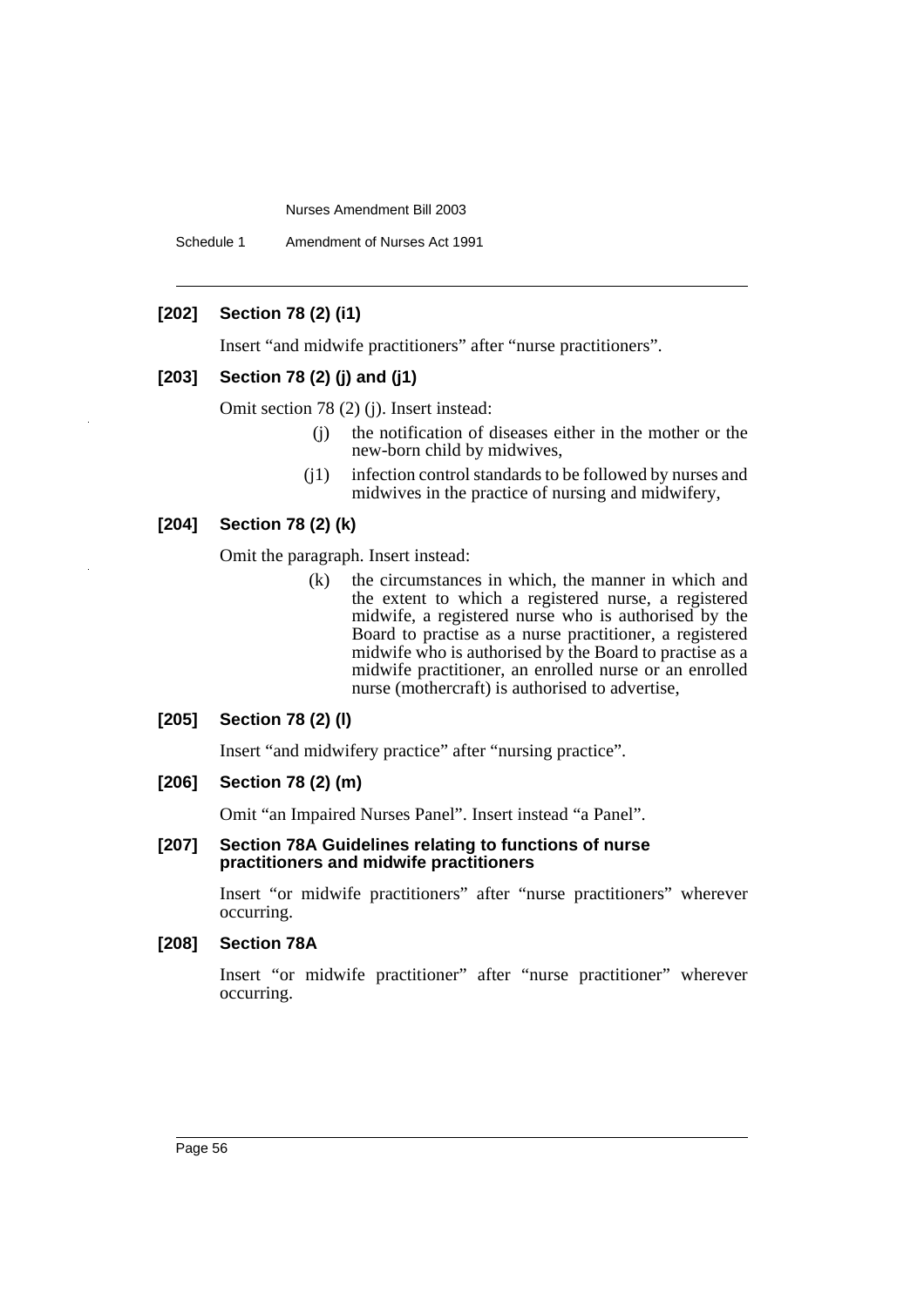**[202] Section 78 (2) (i1)**

Insert "and midwife practitioners" after "nurse practitioners".

**[203] Section 78 (2) (j) and (j1)**

Omit section 78 (2) (j). Insert instead:

> (j) the notification of diseases either in the mother or the new-born child by midwives,
>
> (j1) infection control standards to be followed by nurses and midwives in the practice of nursing and midwifery,

**[204] Section 78 (2) (k)**

Omit the paragraph. Insert instead:

> (k) the circumstances in which, the manner in which and the extent to which a registered nurse, a registered midwife, a registered nurse who is authorised by the Board to practise as a nurse practitioner, a registered midwife who is authorised by the Board to practise as a midwife practitioner, an enrolled nurse or an enrolled nurse (mothercraft) is authorised to advertise,

**[205] Section 78 (2) (l)**

Insert "and midwifery practice" after "nursing practice".

**[206] Section 78 (2) (m)**

Omit "an Impaired Nurses Panel". Insert instead "a Panel".

**[207] Section 78A Guidelines relating to functions of nurse practitioners and midwife practitioners**

Insert "or midwife practitioners" after "nurse practitioners" wherever occurring.

**[208] Section 78A**

Insert "or midwife practitioner" after "nurse practitioner" wherever occurring.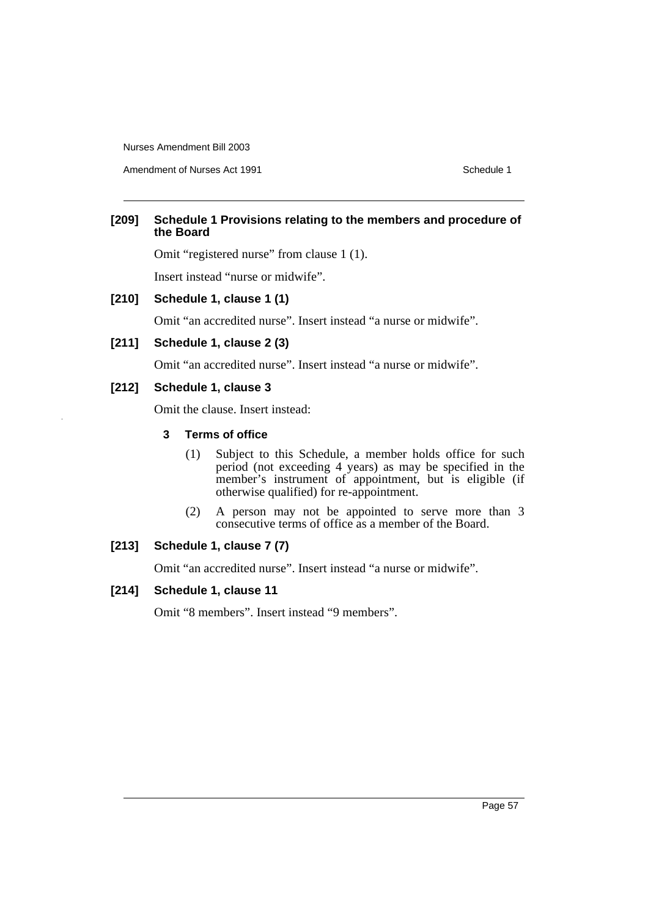**[209] Schedule 1 Provisions relating to the members and procedure of the Board**

Omit "registered nurse" from clause 1 (1).

Insert instead "nurse or midwife".

**[210] Schedule 1, clause 1 (1)**

Omit "an accredited nurse". Insert instead "a nurse or midwife".

**[211] Schedule 1, clause 2 (3)**

Omit "an accredited nurse". Insert instead "a nurse or midwife".

**[212] Schedule 1, clause 3**

Omit the clause. Insert instead:

**3 Terms of office**

(1) Subject to this Schedule, a member holds office for such period (not exceeding 4 years) as may be specified in the member's instrument of appointment, but is eligible (if otherwise qualified) for re-appointment.

(2) A person may not be appointed to serve more than 3 consecutive terms of office as a member of the Board.

**[213] Schedule 1, clause 7 (7)**

Omit "an accredited nurse". Insert instead "a nurse or midwife".

**[214] Schedule 1, clause 11**

Omit "8 members". Insert instead "9 members".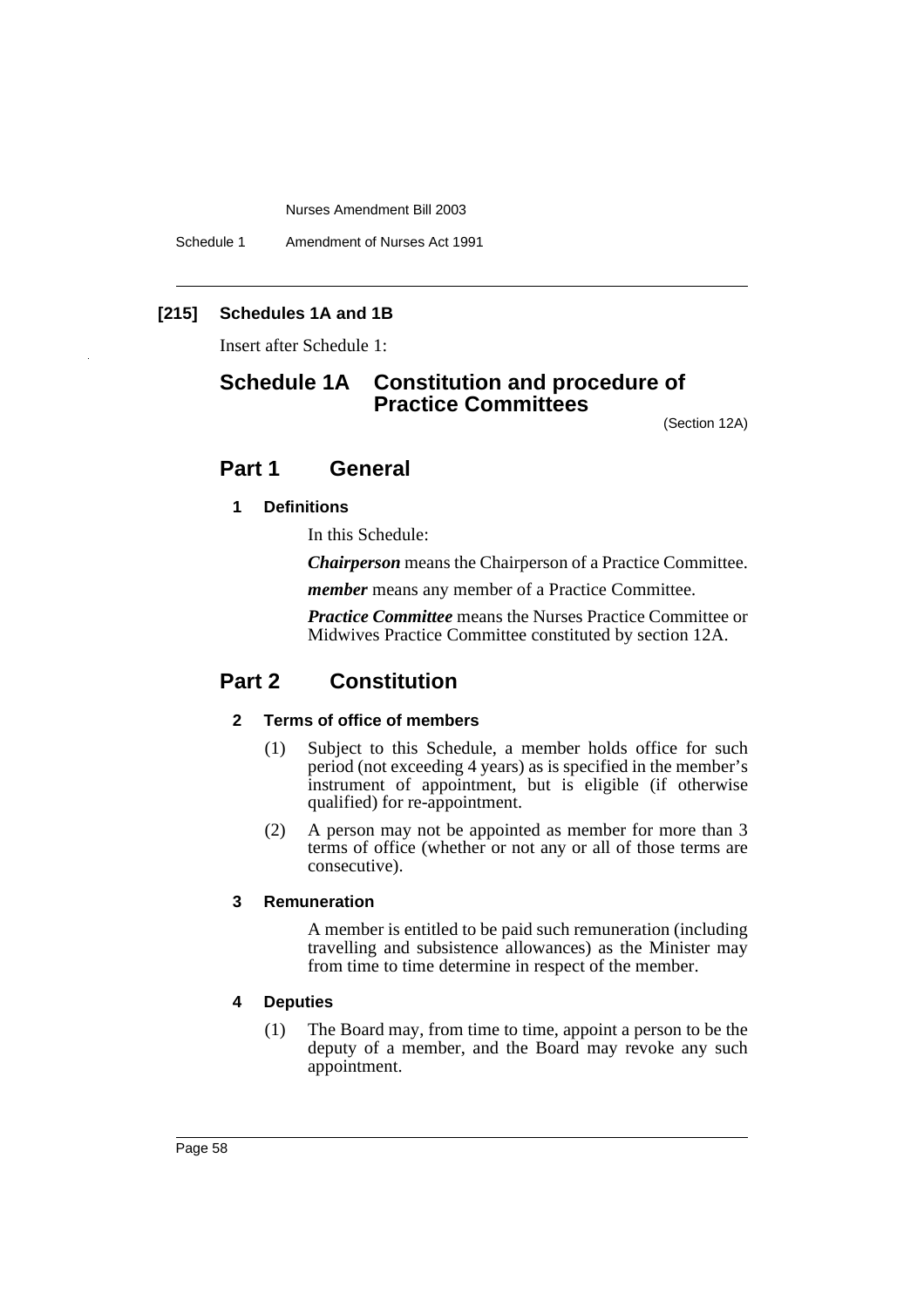**[215] Schedules 1A and 1B**

Insert after Schedule 1:

# Schedule 1A Constitution and procedure of Practice Committees

(Section 12A)

## Part 1 General

### 1 Definitions

In this Schedule:

***Chairperson*** means the Chairperson of a Practice Committee.

***member*** means any member of a Practice Committee.

***Practice Committee*** means the Nurses Practice Committee or Midwives Practice Committee constituted by section 12A.

## Part 2 Constitution

### 2 Terms of office of members

(1) Subject to this Schedule, a member holds office for such period (not exceeding 4 years) as is specified in the member's instrument of appointment, but is eligible (if otherwise qualified) for re-appointment.

(2) A person may not be appointed as member for more than 3 terms of office (whether or not any or all of those terms are consecutive).

### 3 Remuneration

A member is entitled to be paid such remuneration (including travelling and subsistence allowances) as the Minister may from time to time determine in respect of the member.

### 4 Deputies

(1) The Board may, from time to time, appoint a person to be the deputy of a member, and the Board may revoke any such appointment.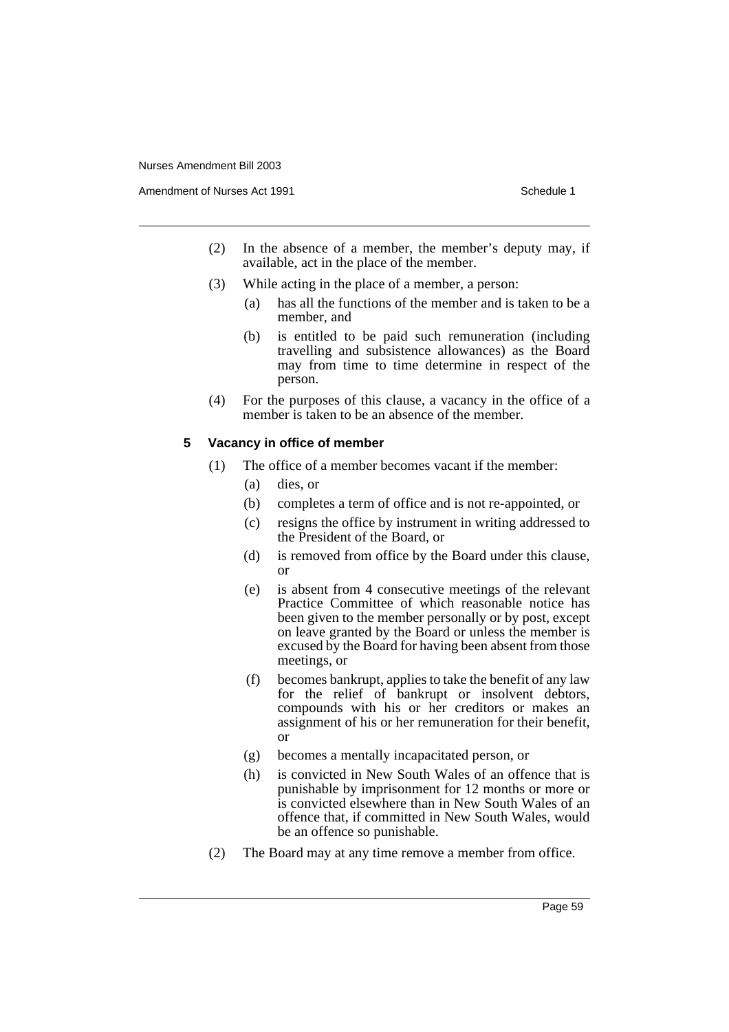(2) In the absence of a member, the member's deputy may, if available, act in the place of the member.

(3) While acting in the place of a member, a person:

(a) has all the functions of the member and is taken to be a member, and

(b) is entitled to be paid such remuneration (including travelling and subsistence allowances) as the Board may from time to time determine in respect of the person.

(4) For the purposes of this clause, a vacancy in the office of a member is taken to be an absence of the member.

**5 Vacancy in office of member**

(1) The office of a member becomes vacant if the member:

(a) dies, or

(b) completes a term of office and is not re-appointed, or

(c) resigns the office by instrument in writing addressed to the President of the Board, or

(d) is removed from office by the Board under this clause, or

(e) is absent from 4 consecutive meetings of the relevant Practice Committee of which reasonable notice has been given to the member personally or by post, except on leave granted by the Board or unless the member is excused by the Board for having been absent from those meetings, or

(f) becomes bankrupt, applies to take the benefit of any law for the relief of bankrupt or insolvent debtors, compounds with his or her creditors or makes an assignment of his or her remuneration for their benefit, or

(g) becomes a mentally incapacitated person, or

(h) is convicted in New South Wales of an offence that is punishable by imprisonment for 12 months or more or is convicted elsewhere than in New South Wales of an offence that, if committed in New South Wales, would be an offence so punishable.

(2) The Board may at any time remove a member from office.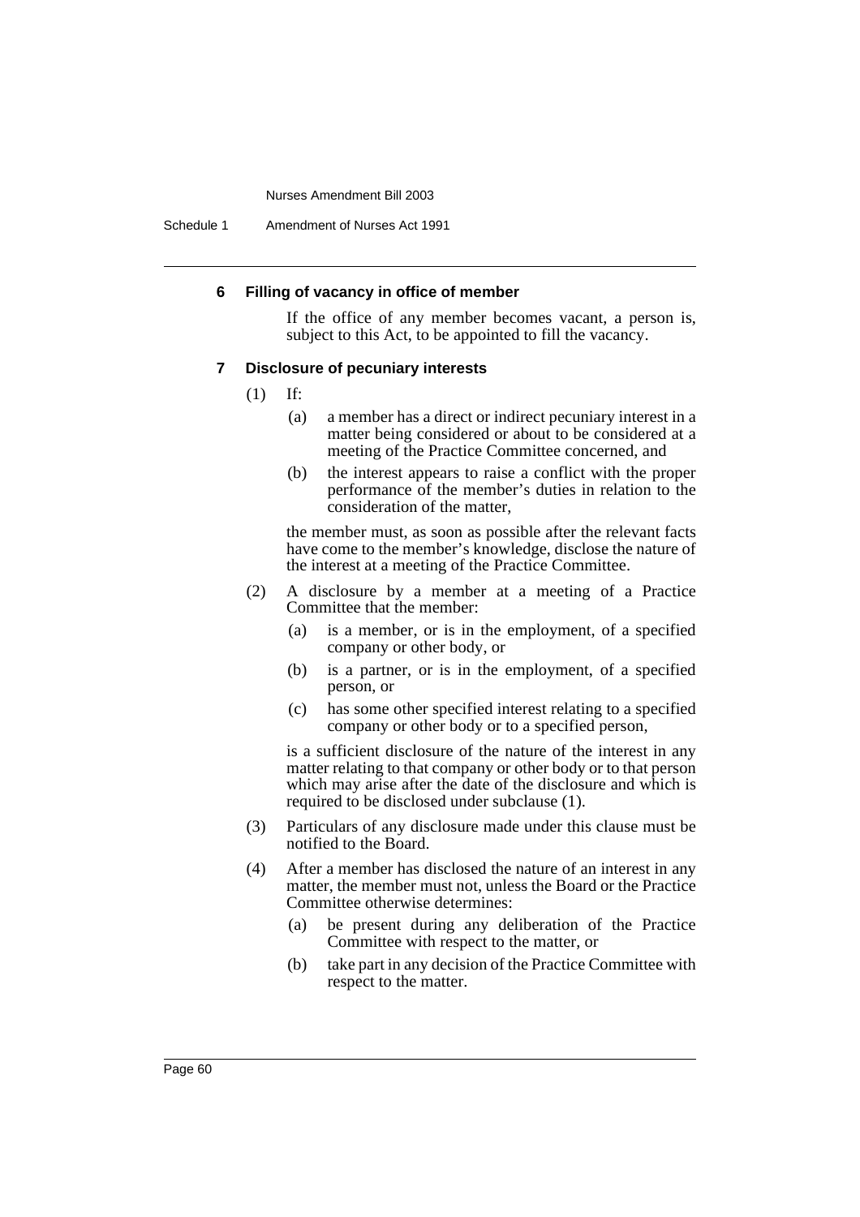#### 6 Filling of vacancy in office of member

If the office of any member becomes vacant, a person is, subject to this Act, to be appointed to fill the vacancy.

#### 7 Disclosure of pecuniary interests

(1) If:

(a) a member has a direct or indirect pecuniary interest in a matter being considered or about to be considered at a meeting of the Practice Committee concerned, and

(b) the interest appears to raise a conflict with the proper performance of the member's duties in relation to the consideration of the matter,

the member must, as soon as possible after the relevant facts have come to the member's knowledge, disclose the nature of the interest at a meeting of the Practice Committee.

(2) A disclosure by a member at a meeting of a Practice Committee that the member:

(a) is a member, or is in the employment, of a specified company or other body, or

(b) is a partner, or is in the employment, of a specified person, or

(c) has some other specified interest relating to a specified company or other body or to a specified person,

is a sufficient disclosure of the nature of the interest in any matter relating to that company or other body or to that person which may arise after the date of the disclosure and which is required to be disclosed under subclause (1).

(3) Particulars of any disclosure made under this clause must be notified to the Board.

(4) After a member has disclosed the nature of an interest in any matter, the member must not, unless the Board or the Practice Committee otherwise determines:

(a) be present during any deliberation of the Practice Committee with respect to the matter, or

(b) take part in any decision of the Practice Committee with respect to the matter.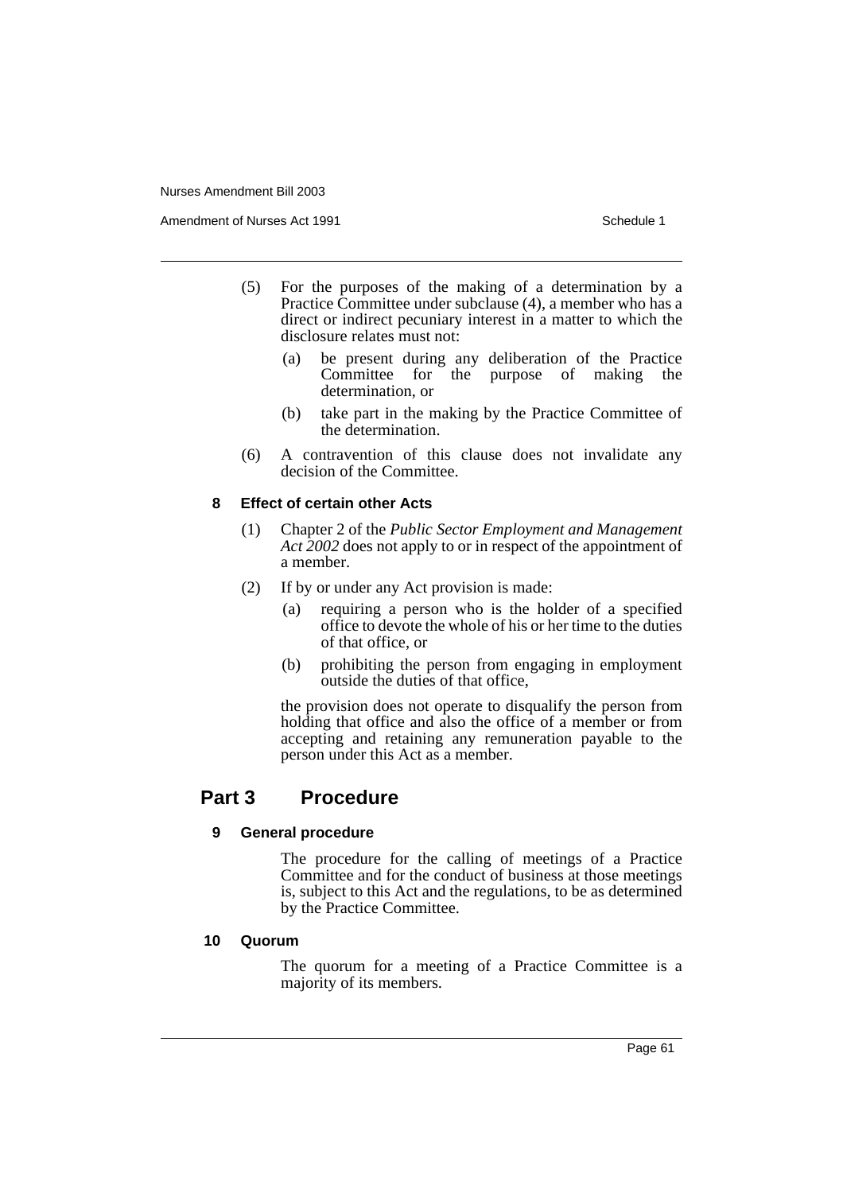(5) For the purposes of the making of a determination by a Practice Committee under subclause (4), a member who has a direct or indirect pecuniary interest in a matter to which the disclosure relates must not:

(a) be present during any deliberation of the Practice Committee for the purpose of making the determination, or

(b) take part in the making by the Practice Committee of the determination.

(6) A contravention of this clause does not invalidate any decision of the Committee.

#### 8 Effect of certain other Acts

(1) Chapter 2 of the *Public Sector Employment and Management Act 2002* does not apply to or in respect of the appointment of a member.

(2) If by or under any Act provision is made:

(a) requiring a person who is the holder of a specified office to devote the whole of his or her time to the duties of that office, or

(b) prohibiting the person from engaging in employment outside the duties of that office,

the provision does not operate to disqualify the person from holding that office and also the office of a member or from accepting and retaining any remuneration payable to the person under this Act as a member.

## Part 3 Procedure

#### 9 General procedure

The procedure for the calling of meetings of a Practice Committee and for the conduct of business at those meetings is, subject to this Act and the regulations, to be as determined by the Practice Committee.

#### 10 Quorum

The quorum for a meeting of a Practice Committee is a majority of its members.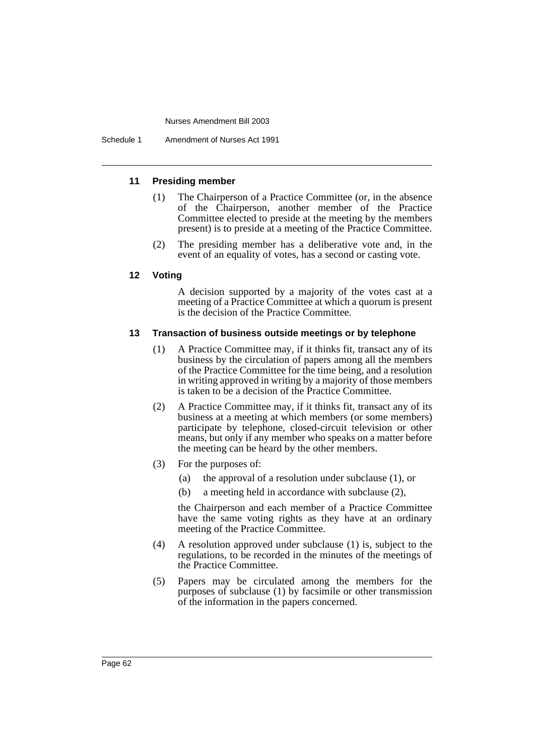### 11 Presiding member

(1) The Chairperson of a Practice Committee (or, in the absence of the Chairperson, another member of the Practice Committee elected to preside at the meeting by the members present) is to preside at a meeting of the Practice Committee.

(2) The presiding member has a deliberative vote and, in the event of an equality of votes, has a second or casting vote.

### 12 Voting

A decision supported by a majority of the votes cast at a meeting of a Practice Committee at which a quorum is present is the decision of the Practice Committee.

### 13 Transaction of business outside meetings or by telephone

(1) A Practice Committee may, if it thinks fit, transact any of its business by the circulation of papers among all the members of the Practice Committee for the time being, and a resolution in writing approved in writing by a majority of those members is taken to be a decision of the Practice Committee.

(2) A Practice Committee may, if it thinks fit, transact any of its business at a meeting at which members (or some members) participate by telephone, closed-circuit television or other means, but only if any member who speaks on a matter before the meeting can be heard by the other members.

(3) For the purposes of:

- (a) the approval of a resolution under subclause (1), or
- (b) a meeting held in accordance with subclause (2),

the Chairperson and each member of a Practice Committee have the same voting rights as they have at an ordinary meeting of the Practice Committee.

(4) A resolution approved under subclause (1) is, subject to the regulations, to be recorded in the minutes of the meetings of the Practice Committee.

(5) Papers may be circulated among the members for the purposes of subclause (1) by facsimile or other transmission of the information in the papers concerned.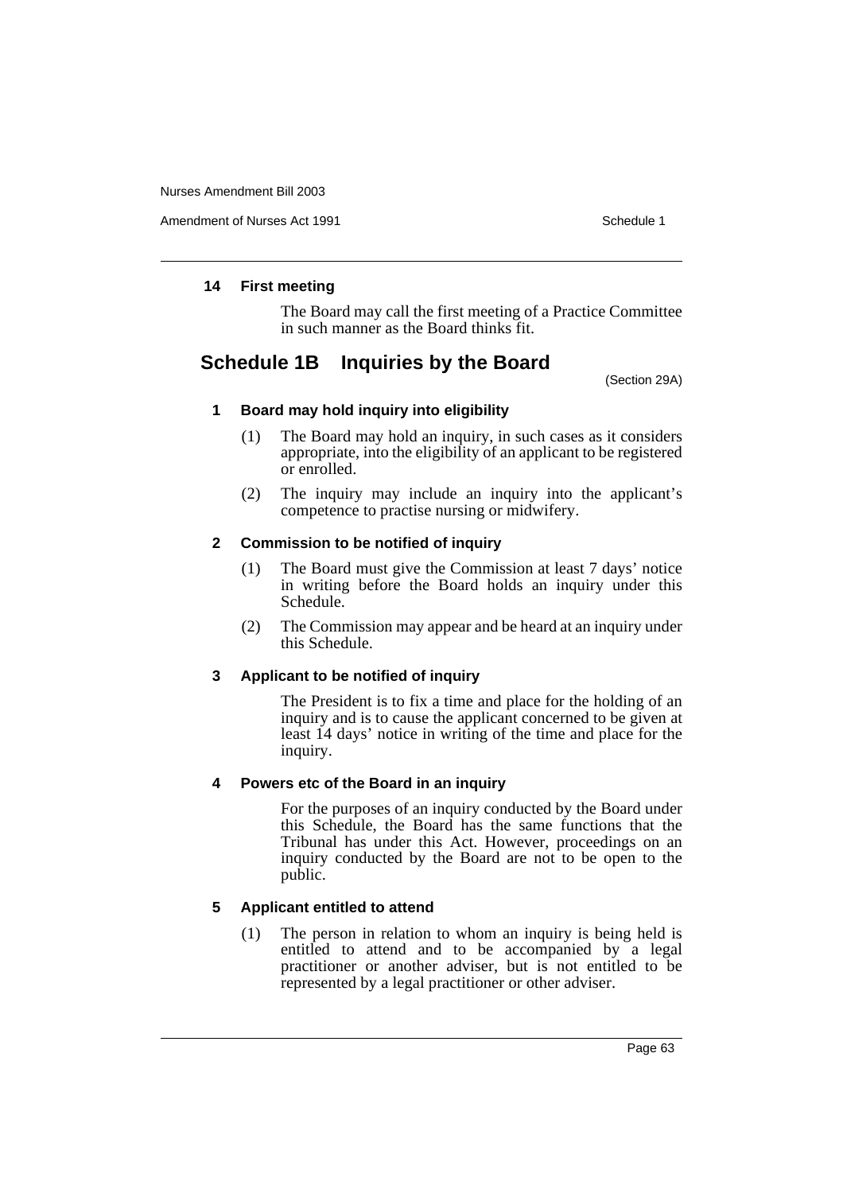### 14 First meeting

The Board may call the first meeting of a Practice Committee in such manner as the Board thinks fit.

## Schedule 1B Inquiries by the Board

(Section 29A)

### 1 Board may hold inquiry into eligibility

(1) The Board may hold an inquiry, in such cases as it considers appropriate, into the eligibility of an applicant to be registered or enrolled.

(2) The inquiry may include an inquiry into the applicant's competence to practise nursing or midwifery.

### 2 Commission to be notified of inquiry

(1) The Board must give the Commission at least 7 days' notice in writing before the Board holds an inquiry under this Schedule.

(2) The Commission may appear and be heard at an inquiry under this Schedule.

### 3 Applicant to be notified of inquiry

The President is to fix a time and place for the holding of an inquiry and is to cause the applicant concerned to be given at least 14 days' notice in writing of the time and place for the inquiry.

### 4 Powers etc of the Board in an inquiry

For the purposes of an inquiry conducted by the Board under this Schedule, the Board has the same functions that the Tribunal has under this Act. However, proceedings on an inquiry conducted by the Board are not to be open to the public.

### 5 Applicant entitled to attend

(1) The person in relation to whom an inquiry is being held is entitled to attend and to be accompanied by a legal practitioner or another adviser, but is not entitled to be represented by a legal practitioner or other adviser.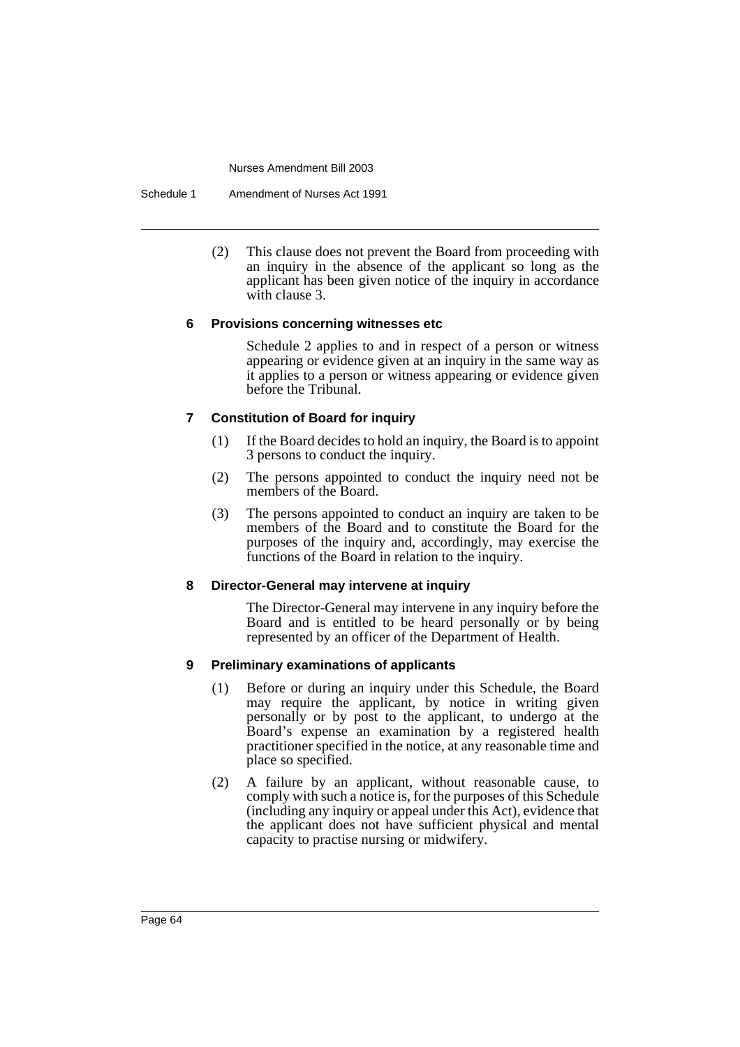(2) This clause does not prevent the Board from proceeding with an inquiry in the absence of the applicant so long as the applicant has been given notice of the inquiry in accordance with clause 3.

#### 6 Provisions concerning witnesses etc

Schedule 2 applies to and in respect of a person or witness appearing or evidence given at an inquiry in the same way as it applies to a person or witness appearing or evidence given before the Tribunal.

#### 7 Constitution of Board for inquiry

(1) If the Board decides to hold an inquiry, the Board is to appoint 3 persons to conduct the inquiry.

(2) The persons appointed to conduct the inquiry need not be members of the Board.

(3) The persons appointed to conduct an inquiry are taken to be members of the Board and to constitute the Board for the purposes of the inquiry and, accordingly, may exercise the functions of the Board in relation to the inquiry.

#### 8 Director-General may intervene at inquiry

The Director-General may intervene in any inquiry before the Board and is entitled to be heard personally or by being represented by an officer of the Department of Health.

#### 9 Preliminary examinations of applicants

(1) Before or during an inquiry under this Schedule, the Board may require the applicant, by notice in writing given personally or by post to the applicant, to undergo at the Board's expense an examination by a registered health practitioner specified in the notice, at any reasonable time and place so specified.

(2) A failure by an applicant, without reasonable cause, to comply with such a notice is, for the purposes of this Schedule (including any inquiry or appeal under this Act), evidence that the applicant does not have sufficient physical and mental capacity to practise nursing or midwifery.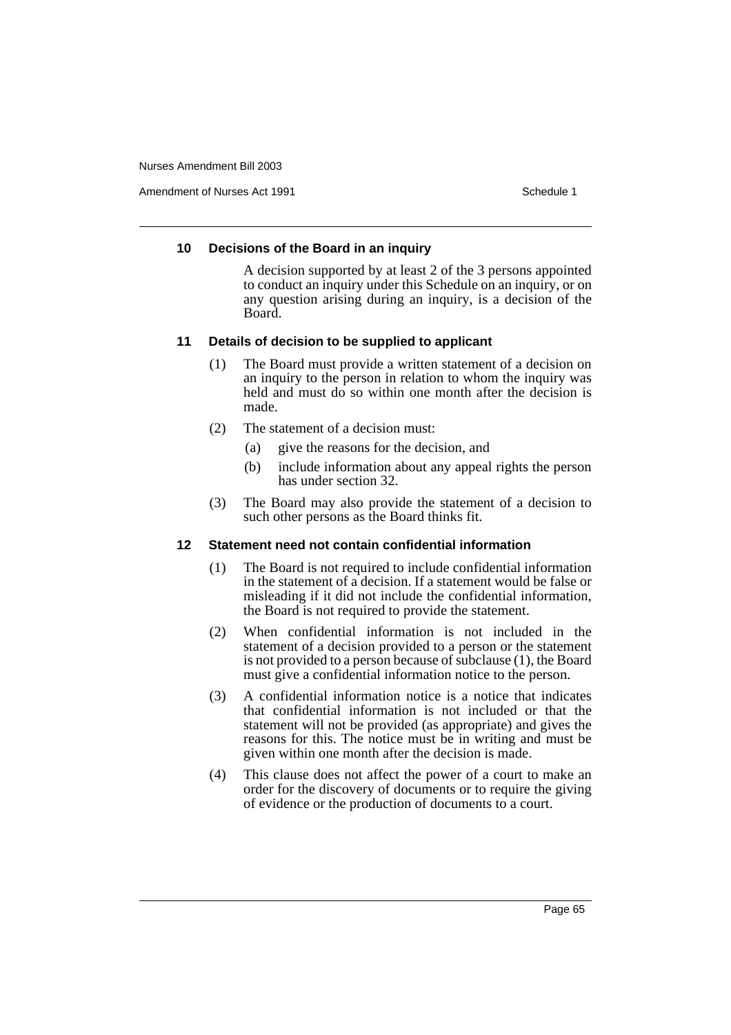### 10 Decisions of the Board in an inquiry

A decision supported by at least 2 of the 3 persons appointed to conduct an inquiry under this Schedule on an inquiry, or on any question arising during an inquiry, is a decision of the Board.

### 11 Details of decision to be supplied to applicant

(1) The Board must provide a written statement of a decision on an inquiry to the person in relation to whom the inquiry was held and must do so within one month after the decision is made.

(2) The statement of a decision must:

   (a) give the reasons for the decision, and

   (b) include information about any appeal rights the person has under section 32.

(3) The Board may also provide the statement of a decision to such other persons as the Board thinks fit.

### 12 Statement need not contain confidential information

(1) The Board is not required to include confidential information in the statement of a decision. If a statement would be false or misleading if it did not include the confidential information, the Board is not required to provide the statement.

(2) When confidential information is not included in the statement of a decision provided to a person or the statement is not provided to a person because of subclause (1), the Board must give a confidential information notice to the person.

(3) A confidential information notice is a notice that indicates that confidential information is not included or that the statement will not be provided (as appropriate) and gives the reasons for this. The notice must be in writing and must be given within one month after the decision is made.

(4) This clause does not affect the power of a court to make an order for the discovery of documents or to require the giving of evidence or the production of documents to a court.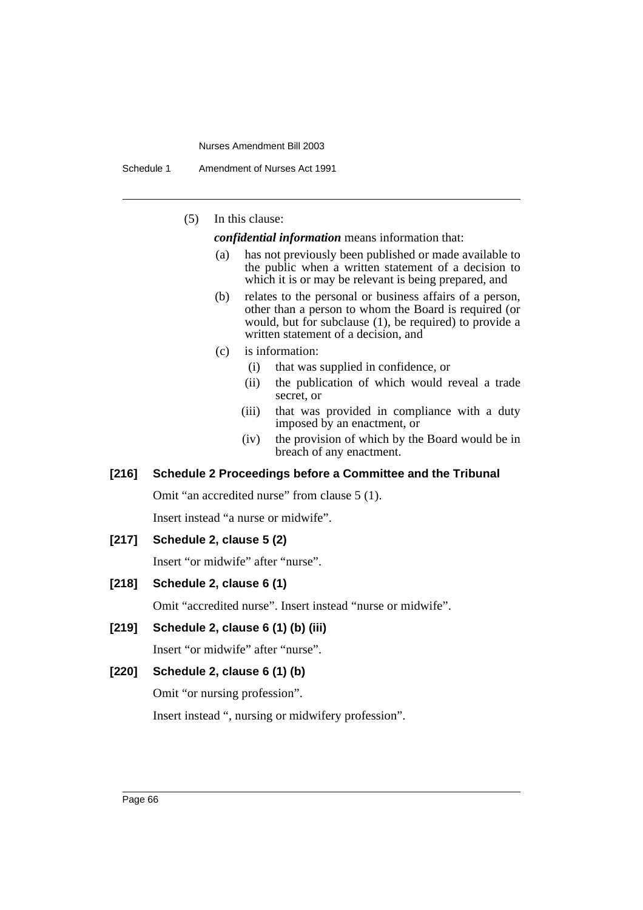(5) In this clause:

***confidential information*** means information that:

(a) has not previously been published or made available to the public when a written statement of a decision to which it is or may be relevant is being prepared, and

(b) relates to the personal or business affairs of a person, other than a person to whom the Board is required (or would, but for subclause (1), be required) to provide a written statement of a decision, and

(c) is information:

(i) that was supplied in confidence, or

(ii) the publication of which would reveal a trade secret, or

(iii) that was provided in compliance with a duty imposed by an enactment, or

(iv) the provision of which by the Board would be in breach of any enactment.

**[216] Schedule 2 Proceedings before a Committee and the Tribunal**

Omit "an accredited nurse" from clause 5 (1).

Insert instead "a nurse or midwife".

**[217] Schedule 2, clause 5 (2)**

Insert "or midwife" after "nurse".

**[218] Schedule 2, clause 6 (1)**

Omit "accredited nurse". Insert instead "nurse or midwife".

**[219] Schedule 2, clause 6 (1) (b) (iii)**

Insert "or midwife" after "nurse".

**[220] Schedule 2, clause 6 (1) (b)**

Omit "or nursing profession".

Insert instead ", nursing or midwifery profession".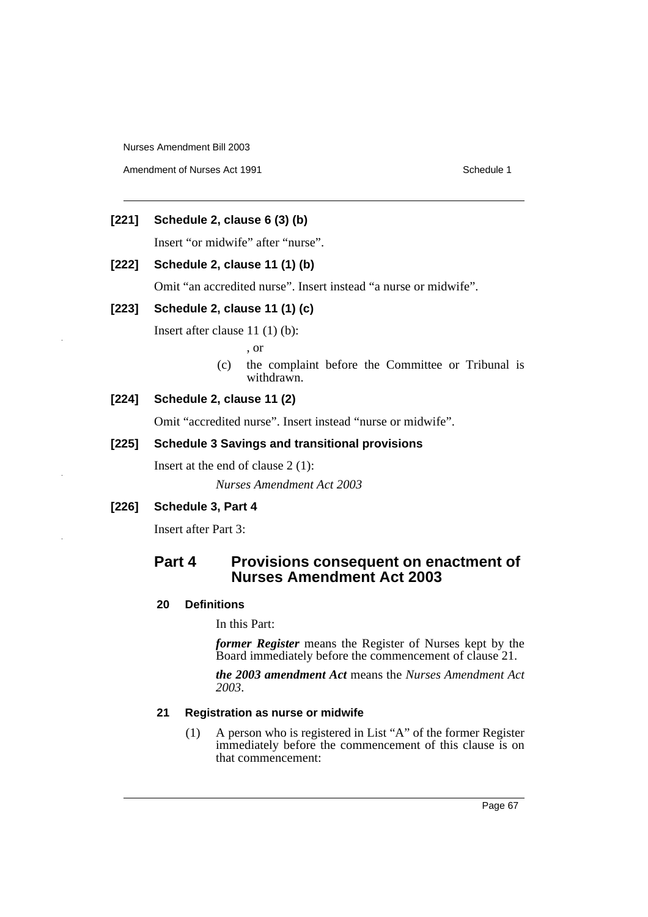**[221] Schedule 2, clause 6 (3) (b)**

Insert "or midwife" after "nurse".

**[222] Schedule 2, clause 11 (1) (b)**

Omit "an accredited nurse". Insert instead "a nurse or midwife".

**[223] Schedule 2, clause 11 (1) (c)**

Insert after clause 11 (1) (b):

, or

(c) the complaint before the Committee or Tribunal is withdrawn.

**[224] Schedule 2, clause 11 (2)**

Omit "accredited nurse". Insert instead "nurse or midwife".

**[225] Schedule 3 Savings and transitional provisions**

Insert at the end of clause 2 (1):

*Nurses Amendment Act 2003*

**[226] Schedule 3, Part 4**

Insert after Part 3:

## Part 4 Provisions consequent on enactment of Nurses Amendment Act 2003

### 20 Definitions

In this Part:

***former Register*** means the Register of Nurses kept by the Board immediately before the commencement of clause 21.

***the 2003 amendment Act*** means the *Nurses Amendment Act 2003*.

### 21 Registration as nurse or midwife

(1) A person who is registered in List "A" of the former Register immediately before the commencement of this clause is on that commencement: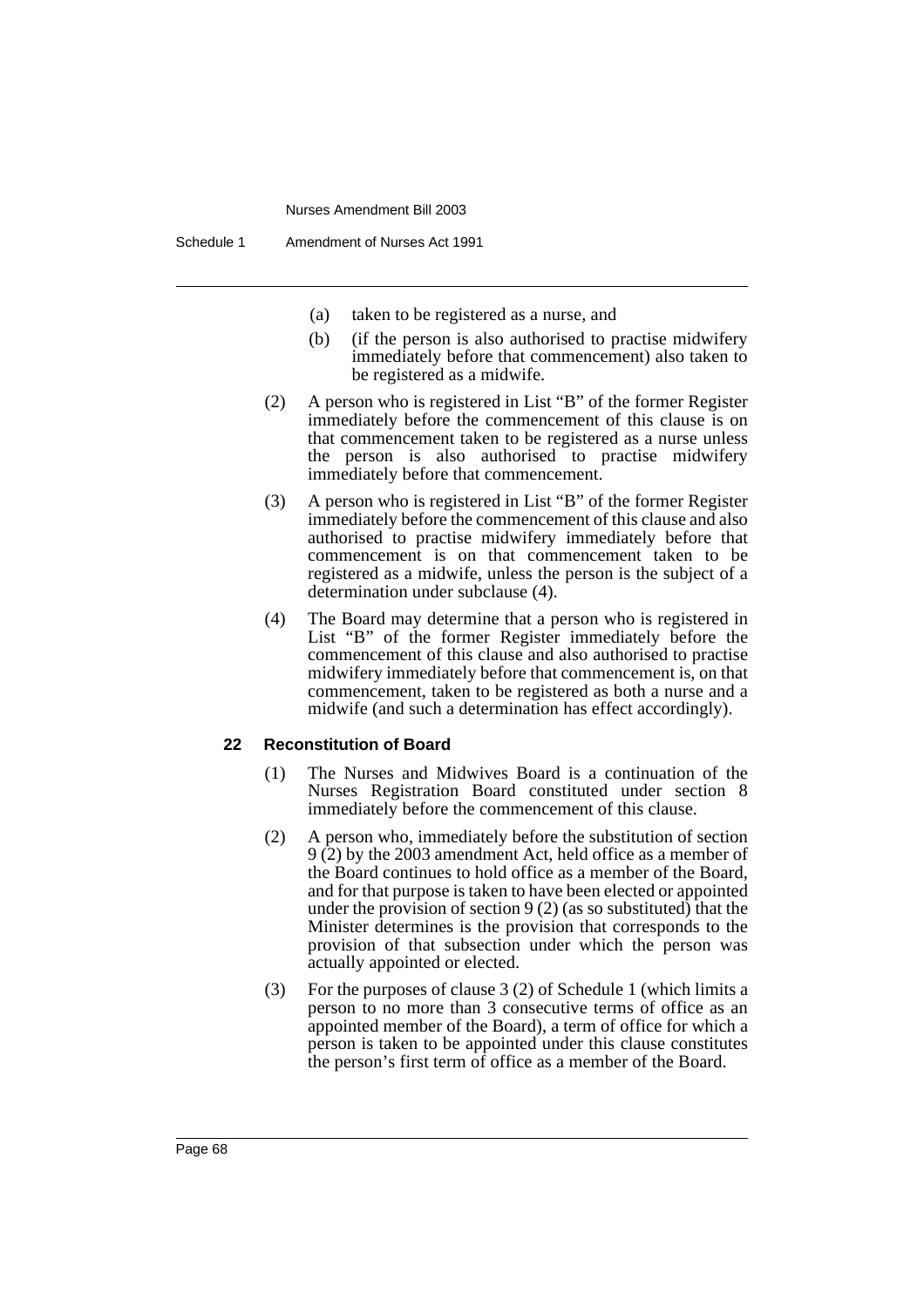(a) taken to be registered as a nurse, and

(b) (if the person is also authorised to practise midwifery immediately before that commencement) also taken to be registered as a midwife.

(2) A person who is registered in List "B" of the former Register immediately before the commencement of this clause is on that commencement taken to be registered as a nurse unless the person is also authorised to practise midwifery immediately before that commencement.

(3) A person who is registered in List "B" of the former Register immediately before the commencement of this clause and also authorised to practise midwifery immediately before that commencement is on that commencement taken to be registered as a midwife, unless the person is the subject of a determination under subclause (4).

(4) The Board may determine that a person who is registered in List "B" of the former Register immediately before the commencement of this clause and also authorised to practise midwifery immediately before that commencement is, on that commencement, taken to be registered as both a nurse and a midwife (and such a determination has effect accordingly).

**22 Reconstitution of Board**

(1) The Nurses and Midwives Board is a continuation of the Nurses Registration Board constituted under section 8 immediately before the commencement of this clause.

(2) A person who, immediately before the substitution of section 9 (2) by the 2003 amendment Act, held office as a member of the Board continues to hold office as a member of the Board, and for that purpose is taken to have been elected or appointed under the provision of section 9 (2) (as so substituted) that the Minister determines is the provision that corresponds to the provision of that subsection under which the person was actually appointed or elected.

(3) For the purposes of clause 3 (2) of Schedule 1 (which limits a person to no more than 3 consecutive terms of office as an appointed member of the Board), a term of office for which a person is taken to be appointed under this clause constitutes the person's first term of office as a member of the Board.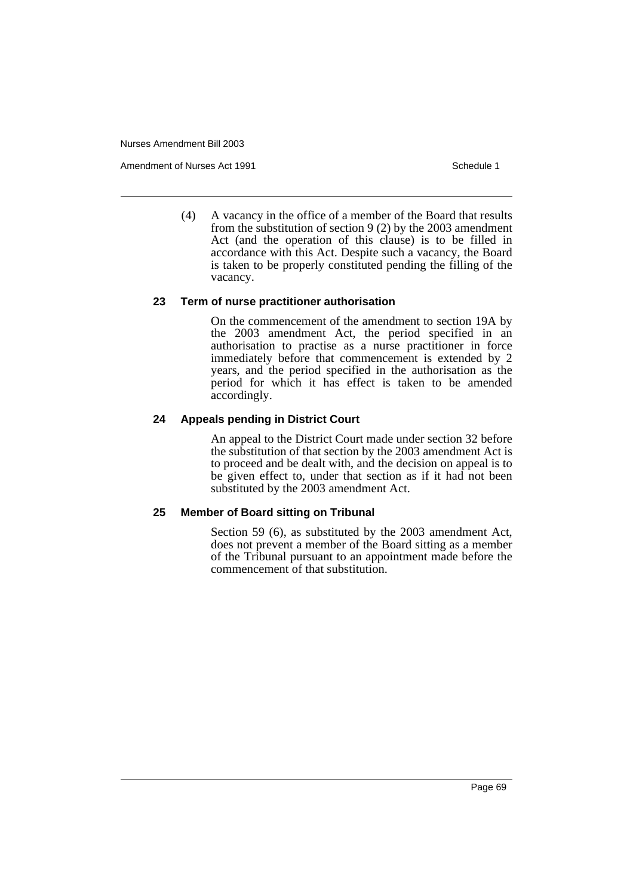(4) A vacancy in the office of a member of the Board that results from the substitution of section 9 (2) by the 2003 amendment Act (and the operation of this clause) is to be filled in accordance with this Act. Despite such a vacancy, the Board is taken to be properly constituted pending the filling of the vacancy.

### 23 Term of nurse practitioner authorisation

On the commencement of the amendment to section 19A by the 2003 amendment Act, the period specified in an authorisation to practise as a nurse practitioner in force immediately before that commencement is extended by 2 years, and the period specified in the authorisation as the period for which it has effect is taken to be amended accordingly.

### 24 Appeals pending in District Court

An appeal to the District Court made under section 32 before the substitution of that section by the 2003 amendment Act is to proceed and be dealt with, and the decision on appeal is to be given effect to, under that section as if it had not been substituted by the 2003 amendment Act.

### 25 Member of Board sitting on Tribunal

Section 59 (6), as substituted by the 2003 amendment Act, does not prevent a member of the Board sitting as a member of the Tribunal pursuant to an appointment made before the commencement of that substitution.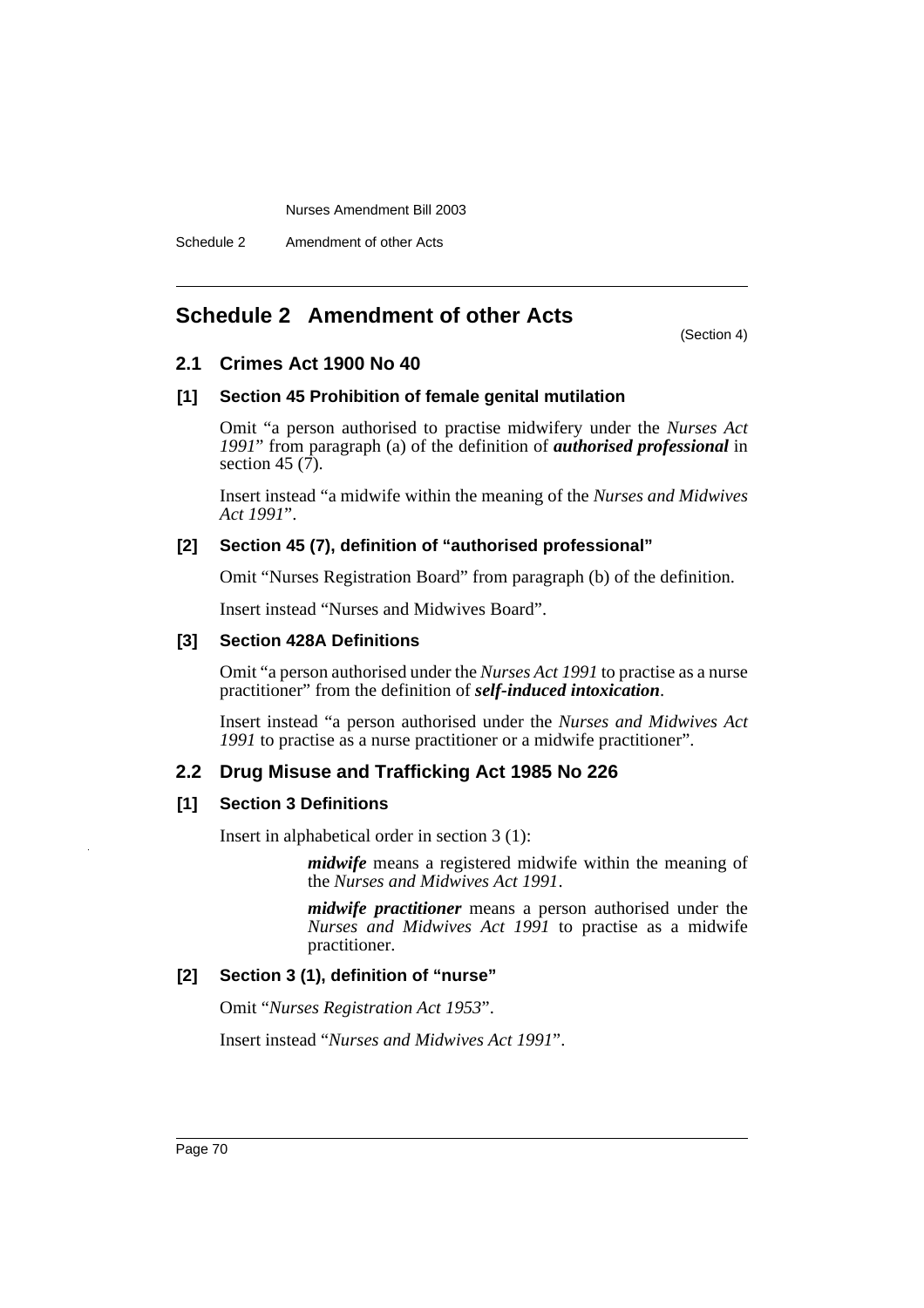## Schedule 2 Amendment of other Acts

(Section 4)

### 2.1 Crimes Act 1900 No 40

#### [1] Section 45 Prohibition of female genital mutilation

Omit "a person authorised to practise midwifery under the *Nurses Act 1991*" from paragraph (a) of the definition of ***authorised professional*** in section 45 (7).

Insert instead "a midwife within the meaning of the *Nurses and Midwives Act 1991*".

#### [2] Section 45 (7), definition of "authorised professional"

Omit "Nurses Registration Board" from paragraph (b) of the definition.

Insert instead "Nurses and Midwives Board".

#### [3] Section 428A Definitions

Omit "a person authorised under the *Nurses Act 1991* to practise as a nurse practitioner" from the definition of ***self-induced intoxication***.

Insert instead "a person authorised under the *Nurses and Midwives Act 1991* to practise as a nurse practitioner or a midwife practitioner".

### 2.2 Drug Misuse and Trafficking Act 1985 No 226

#### [1] Section 3 Definitions

Insert in alphabetical order in section 3 (1):

> ***midwife*** means a registered midwife within the meaning of the *Nurses and Midwives Act 1991*.
>
> ***midwife practitioner*** means a person authorised under the *Nurses and Midwives Act 1991* to practise as a midwife practitioner.

#### [2] Section 3 (1), definition of "nurse"

Omit "*Nurses Registration Act 1953*".

Insert instead "*Nurses and Midwives Act 1991*".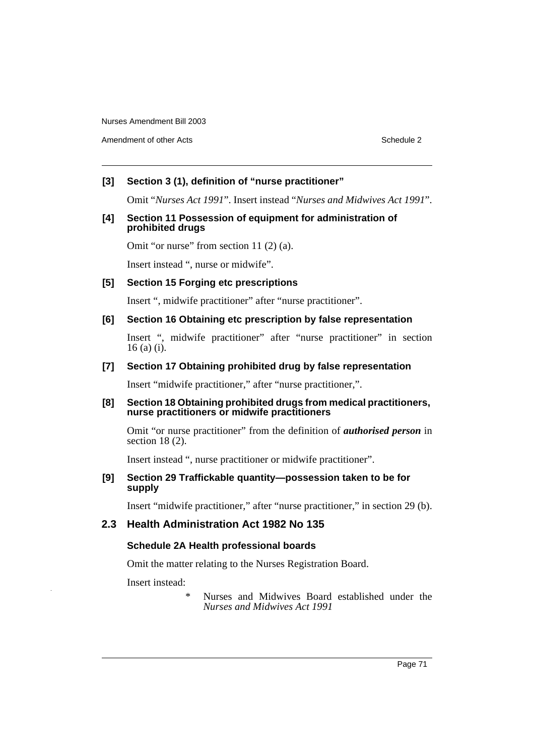**[3] Section 3 (1), definition of "nurse practitioner"**

Omit "*Nurses Act 1991*". Insert instead "*Nurses and Midwives Act 1991*".

**[4] Section 11 Possession of equipment for administration of prohibited drugs**

Omit "or nurse" from section 11 (2) (a).

Insert instead ", nurse or midwife".

**[5] Section 15 Forging etc prescriptions**

Insert ", midwife practitioner" after "nurse practitioner".

**[6] Section 16 Obtaining etc prescription by false representation**

Insert ", midwife practitioner" after "nurse practitioner" in section 16 (a) (i).

**[7] Section 17 Obtaining prohibited drug by false representation**

Insert "midwife practitioner," after "nurse practitioner,".

**[8] Section 18 Obtaining prohibited drugs from medical practitioners, nurse practitioners or midwife practitioners**

Omit "or nurse practitioner" from the definition of ***authorised person*** in section 18 (2).

Insert instead ", nurse practitioner or midwife practitioner".

**[9] Section 29 Trafficable quantity—possession taken to be for supply**

Insert "midwife practitioner," after "nurse practitioner," in section 29 (b).

## 2.3 Health Administration Act 1982 No 135

**Schedule 2A Health professional boards**

Omit the matter relating to the Nurses Registration Board.

Insert instead:

\* Nurses and Midwives Board established under the *Nurses and Midwives Act 1991*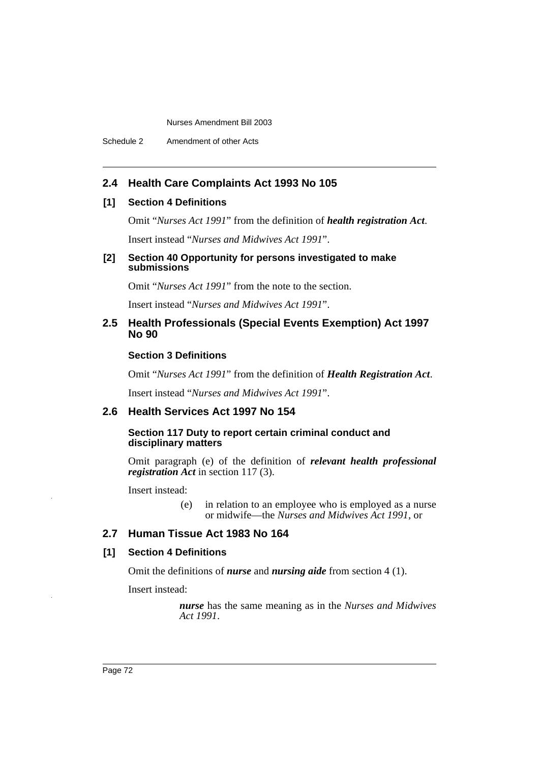## 2.4 Health Care Complaints Act 1993 No 105

### [1] Section 4 Definitions

Omit "*Nurses Act 1991*" from the definition of ***health registration Act***.

Insert instead "*Nurses and Midwives Act 1991*".

### [2] Section 40 Opportunity for persons investigated to make submissions

Omit "*Nurses Act 1991*" from the note to the section.

Insert instead "*Nurses and Midwives Act 1991*".

## 2.5 Health Professionals (Special Events Exemption) Act 1997 No 90

### Section 3 Definitions

Omit "*Nurses Act 1991*" from the definition of ***Health Registration Act***.

Insert instead "*Nurses and Midwives Act 1991*".

## 2.6 Health Services Act 1997 No 154

### Section 117 Duty to report certain criminal conduct and disciplinary matters

Omit paragraph (e) of the definition of ***relevant health professional registration Act*** in section 117 (3).

Insert instead:

> (e) in relation to an employee who is employed as a nurse or midwife—the *Nurses and Midwives Act 1991*, or

## 2.7 Human Tissue Act 1983 No 164

### [1] Section 4 Definitions

Omit the definitions of ***nurse*** and ***nursing aide*** from section 4 (1).

Insert instead:

> ***nurse*** has the same meaning as in the *Nurses and Midwives Act 1991*.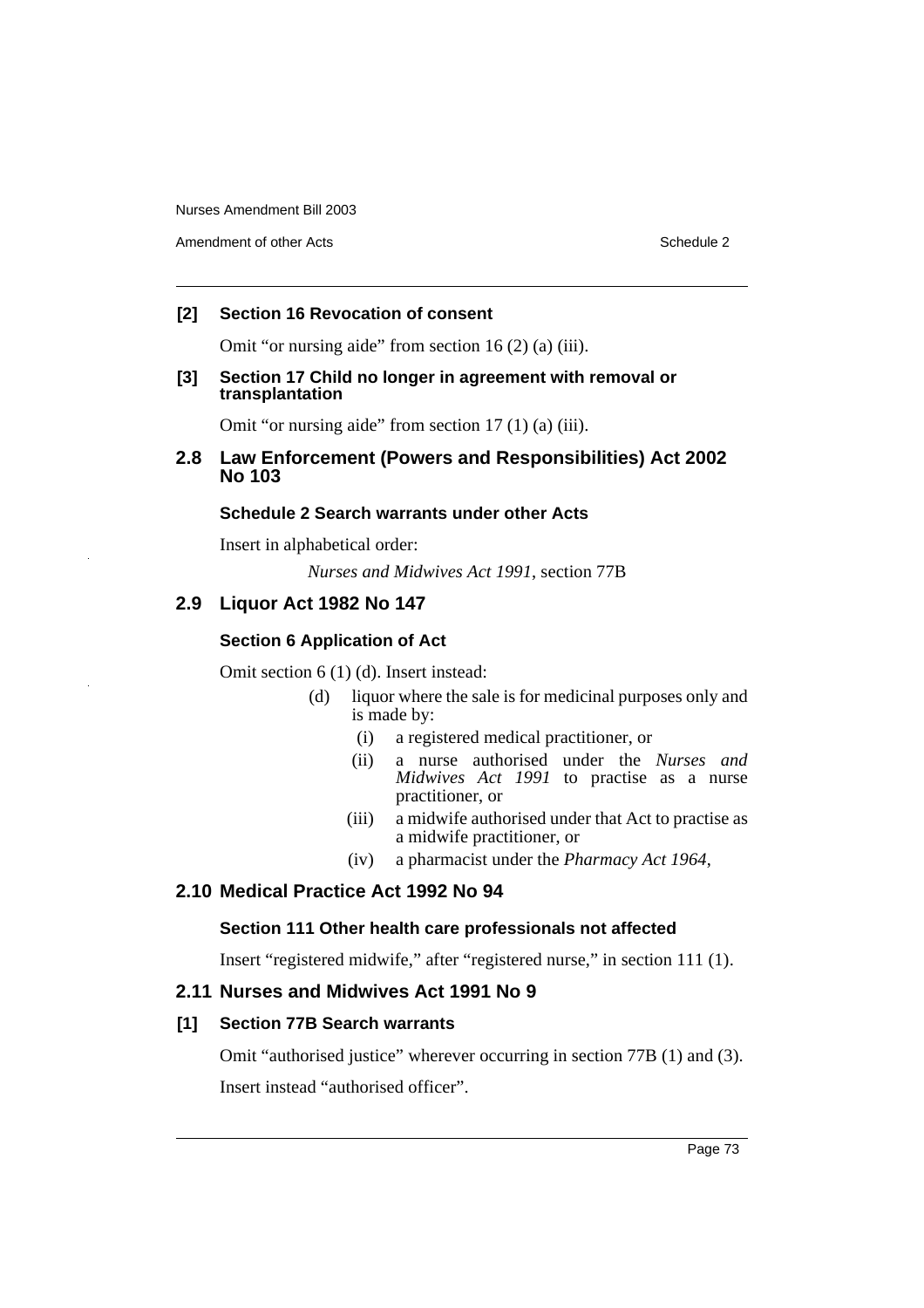**[2] Section 16 Revocation of consent**

Omit "or nursing aide" from section 16 (2) (a) (iii).

**[3] Section 17 Child no longer in agreement with removal or transplantation**

Omit "or nursing aide" from section 17 (1) (a) (iii).

## 2.8 Law Enforcement (Powers and Responsibilities) Act 2002 No 103

### Schedule 2 Search warrants under other Acts

Insert in alphabetical order:

*Nurses and Midwives Act 1991*, section 77B

## 2.9 Liquor Act 1982 No 147

### Section 6 Application of Act

Omit section 6 (1) (d). Insert instead:

(d) liquor where the sale is for medicinal purposes only and is made by:

- (i) a registered medical practitioner, or
- (ii) a nurse authorised under the *Nurses and Midwives Act 1991* to practise as a nurse practitioner, or
- (iii) a midwife authorised under that Act to practise as a midwife practitioner, or
- (iv) a pharmacist under the *Pharmacy Act 1964*,

## 2.10 Medical Practice Act 1992 No 94

### Section 111 Other health care professionals not affected

Insert "registered midwife," after "registered nurse," in section 111 (1).

## 2.11 Nurses and Midwives Act 1991 No 9

**[1] Section 77B Search warrants**

Omit "authorised justice" wherever occurring in section 77B (1) and (3).

Insert instead "authorised officer".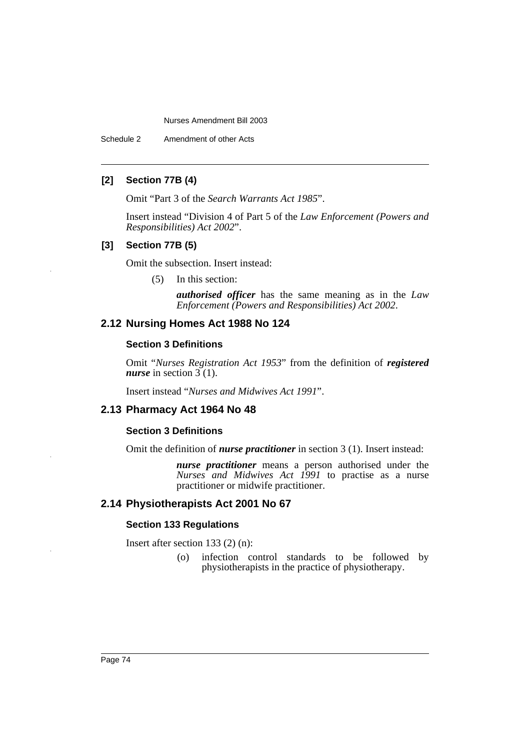### [2] Section 77B (4)

Omit "Part 3 of the *Search Warrants Act 1985*".

Insert instead "Division 4 of Part 5 of the *Law Enforcement (Powers and Responsibilities) Act 2002*".

### [3] Section 77B (5)

Omit the subsection. Insert instead:

> (5) In this section:
>
> ***authorised officer*** has the same meaning as in the *Law Enforcement (Powers and Responsibilities) Act 2002*.

## 2.12 Nursing Homes Act 1988 No 124

### Section 3 Definitions

Omit "*Nurses Registration Act 1953*" from the definition of ***registered nurse*** in section 3 (1).

Insert instead "*Nurses and Midwives Act 1991*".

## 2.13 Pharmacy Act 1964 No 48

### Section 3 Definitions

Omit the definition of ***nurse practitioner*** in section 3 (1). Insert instead:

> ***nurse practitioner*** means a person authorised under the *Nurses and Midwives Act 1991* to practise as a nurse practitioner or midwife practitioner.

## 2.14 Physiotherapists Act 2001 No 67

### Section 133 Regulations

Insert after section 133 (2) (n):

> (o) infection control standards to be followed by physiotherapists in the practice of physiotherapy.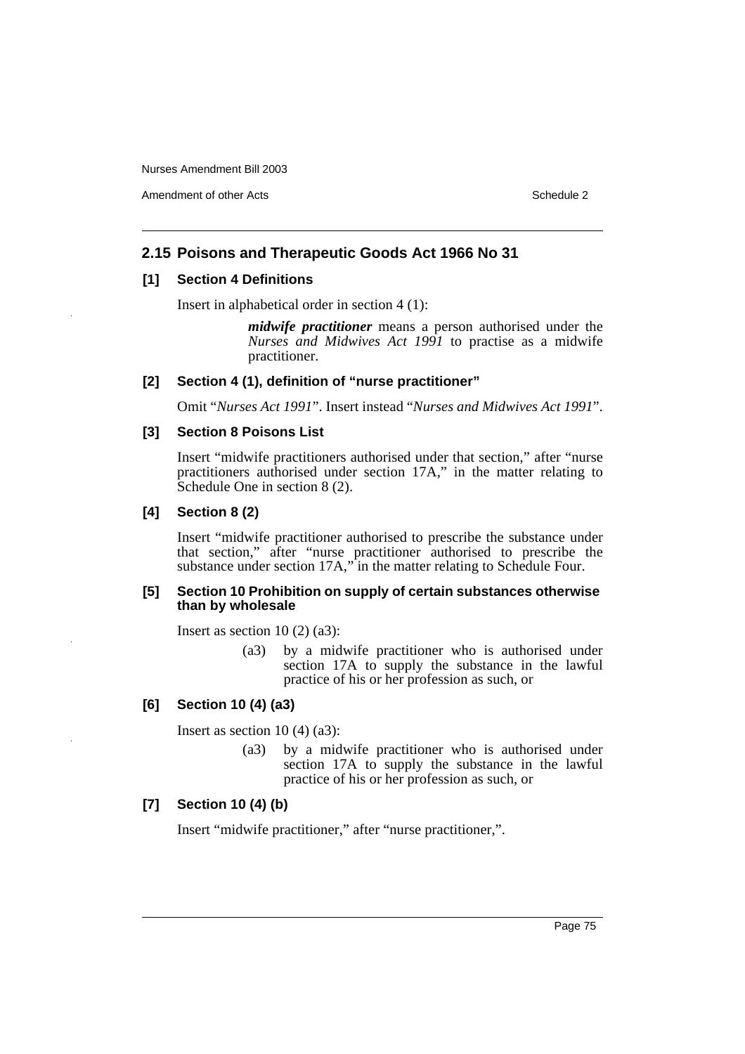## 2.15 Poisons and Therapeutic Goods Act 1966 No 31

### [1] Section 4 Definitions

Insert in alphabetical order in section 4 (1):

> ***midwife practitioner*** means a person authorised under the *Nurses and Midwives Act 1991* to practise as a midwife practitioner.

### [2] Section 4 (1), definition of "nurse practitioner"

Omit "*Nurses Act 1991*". Insert instead "*Nurses and Midwives Act 1991*".

### [3] Section 8 Poisons List

Insert "midwife practitioners authorised under that section," after "nurse practitioners authorised under section 17A," in the matter relating to Schedule One in section 8 (2).

### [4] Section 8 (2)

Insert "midwife practitioner authorised to prescribe the substance under that section," after "nurse practitioner authorised to prescribe the substance under section 17A," in the matter relating to Schedule Four.

### [5] Section 10 Prohibition on supply of certain substances otherwise than by wholesale

Insert as section 10 (2) (a3):

> (a3) by a midwife practitioner who is authorised under section 17A to supply the substance in the lawful practice of his or her profession as such, or

### [6] Section 10 (4) (a3)

Insert as section 10 (4) (a3):

> (a3) by a midwife practitioner who is authorised under section 17A to supply the substance in the lawful practice of his or her profession as such, or

### [7] Section 10 (4) (b)

Insert "midwife practitioner," after "nurse practitioner,".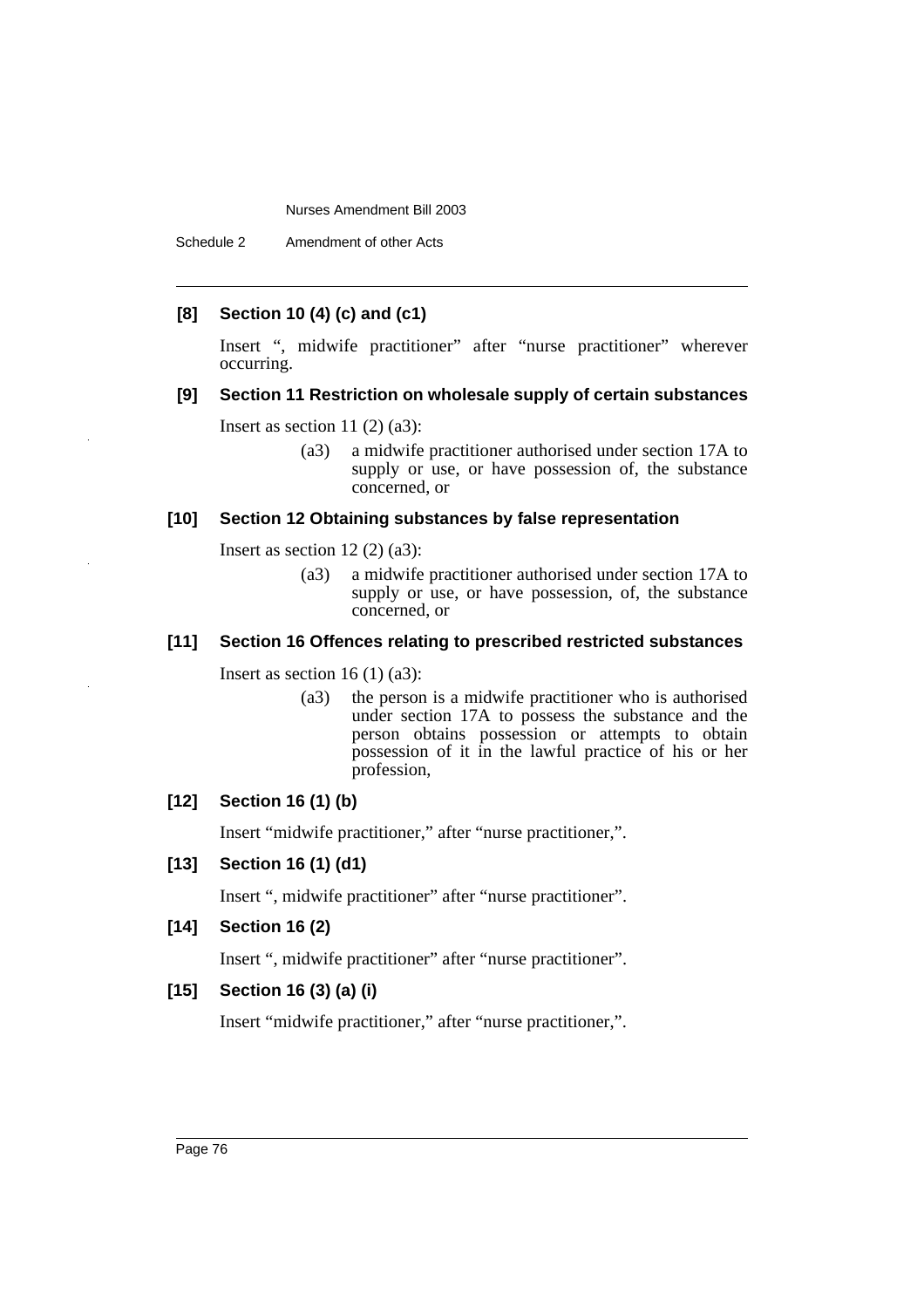### [8] Section 10 (4) (c) and (c1)

Insert ", midwife practitioner" after "nurse practitioner" wherever occurring.

### [9] Section 11 Restriction on wholesale supply of certain substances

Insert as section 11 (2) (a3):

> (a3) a midwife practitioner authorised under section 17A to supply or use, or have possession of, the substance concerned, or

### [10] Section 12 Obtaining substances by false representation

Insert as section 12 (2) (a3):

> (a3) a midwife practitioner authorised under section 17A to supply or use, or have possession, of, the substance concerned, or

### [11] Section 16 Offences relating to prescribed restricted substances

Insert as section 16 (1) (a3):

> (a3) the person is a midwife practitioner who is authorised under section 17A to possess the substance and the person obtains possession or attempts to obtain possession of it in the lawful practice of his or her profession,

### [12] Section 16 (1) (b)

Insert "midwife practitioner," after "nurse practitioner,".

### [13] Section 16 (1) (d1)

Insert ", midwife practitioner" after "nurse practitioner".

### [14] Section 16 (2)

Insert ", midwife practitioner" after "nurse practitioner".

### [15] Section 16 (3) (a) (i)

Insert "midwife practitioner," after "nurse practitioner,".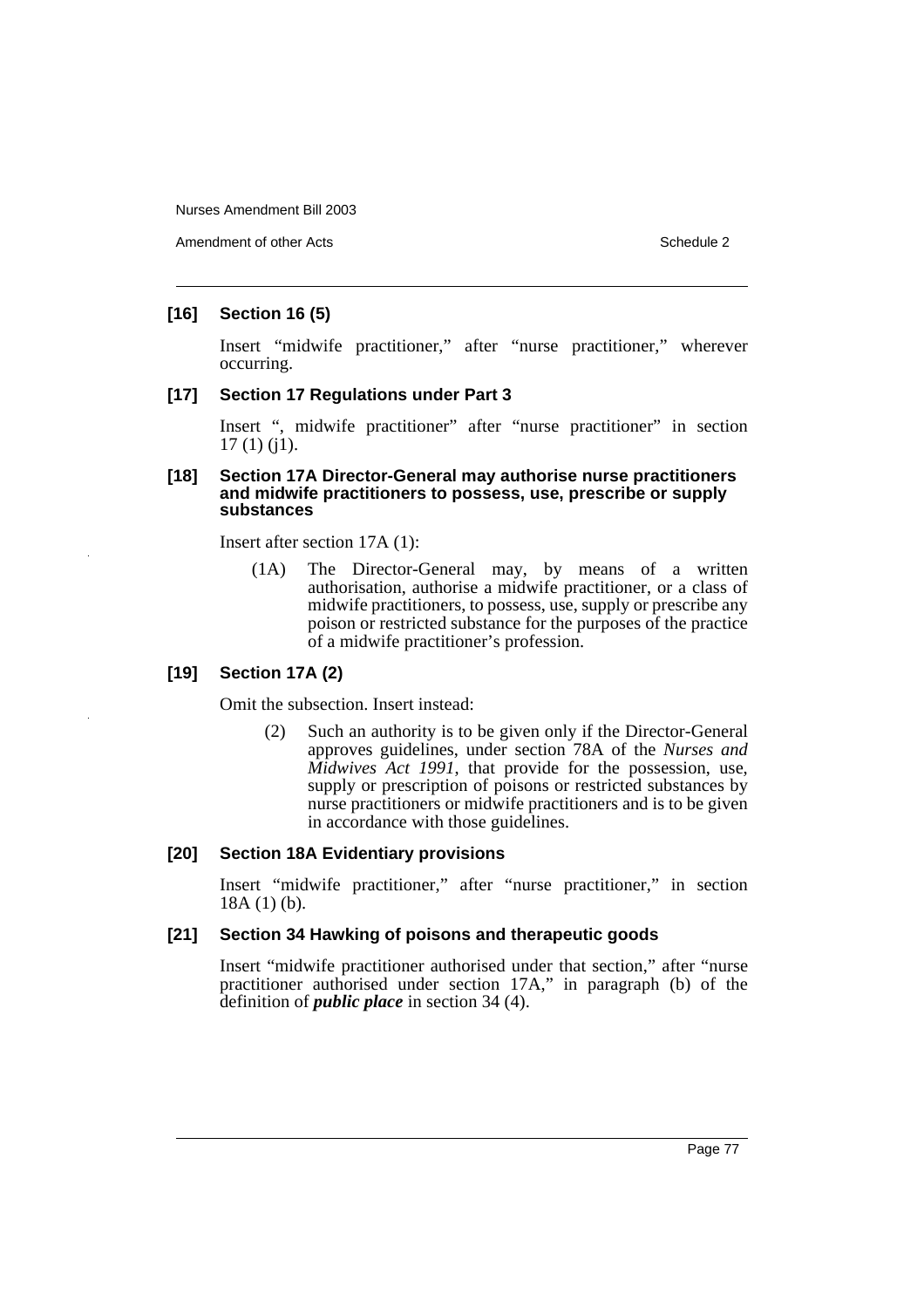### [16] Section 16 (5)

Insert "midwife practitioner," after "nurse practitioner," wherever occurring.

### [17] Section 17 Regulations under Part 3

Insert ", midwife practitioner" after "nurse practitioner" in section 17 (1) (j1).

### [18] Section 17A Director-General may authorise nurse practitioners and midwife practitioners to possess, use, prescribe or supply substances

Insert after section 17A (1):

> (1A) The Director-General may, by means of a written authorisation, authorise a midwife practitioner, or a class of midwife practitioners, to possess, use, supply or prescribe any poison or restricted substance for the purposes of the practice of a midwife practitioner's profession.

### [19] Section 17A (2)

Omit the subsection. Insert instead:

> (2) Such an authority is to be given only if the Director-General approves guidelines, under section 78A of the *Nurses and Midwives Act 1991*, that provide for the possession, use, supply or prescription of poisons or restricted substances by nurse practitioners or midwife practitioners and is to be given in accordance with those guidelines.

### [20] Section 18A Evidentiary provisions

Insert "midwife practitioner," after "nurse practitioner," in section 18A (1) (b).

### [21] Section 34 Hawking of poisons and therapeutic goods

Insert "midwife practitioner authorised under that section," after "nurse practitioner authorised under section 17A," in paragraph (b) of the definition of ***public place*** in section 34 (4).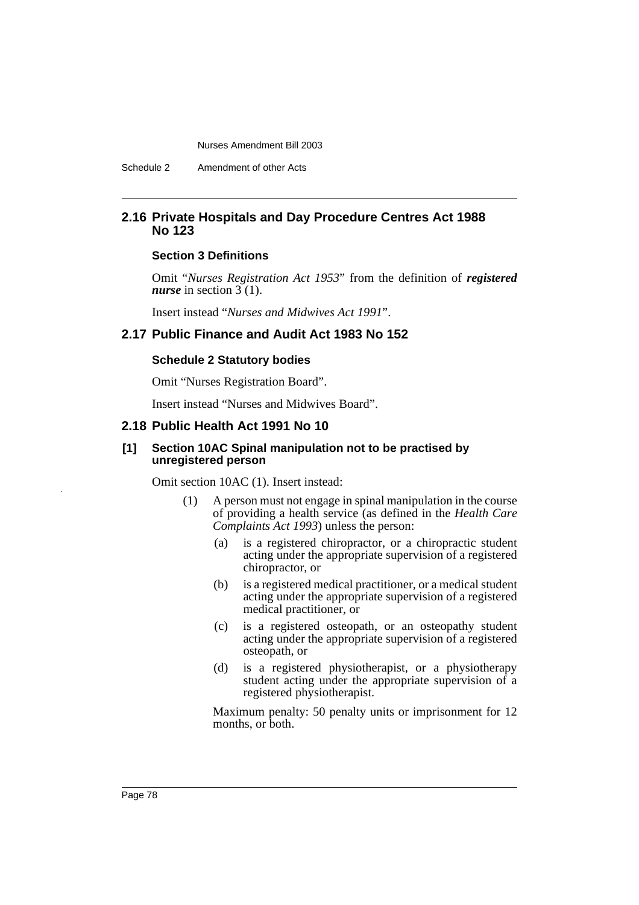## 2.16 Private Hospitals and Day Procedure Centres Act 1988 No 123

### Section 3 Definitions

Omit "*Nurses Registration Act 1953*" from the definition of ***registered nurse*** in section 3 (1).

Insert instead "*Nurses and Midwives Act 1991*".

## 2.17 Public Finance and Audit Act 1983 No 152

### Schedule 2 Statutory bodies

Omit "Nurses Registration Board".

Insert instead "Nurses and Midwives Board".

## 2.18 Public Health Act 1991 No 10

### [1] Section 10AC Spinal manipulation not to be practised by unregistered person

Omit section 10AC (1). Insert instead:

(1) A person must not engage in spinal manipulation in the course of providing a health service (as defined in the *Health Care Complaints Act 1993*) unless the person:

(a) is a registered chiropractor, or a chiropractic student acting under the appropriate supervision of a registered chiropractor, or

(b) is a registered medical practitioner, or a medical student acting under the appropriate supervision of a registered medical practitioner, or

(c) is a registered osteopath, or an osteopathy student acting under the appropriate supervision of a registered osteopath, or

(d) is a registered physiotherapist, or a physiotherapy student acting under the appropriate supervision of a registered physiotherapist.

Maximum penalty: 50 penalty units or imprisonment for 12 months, or both.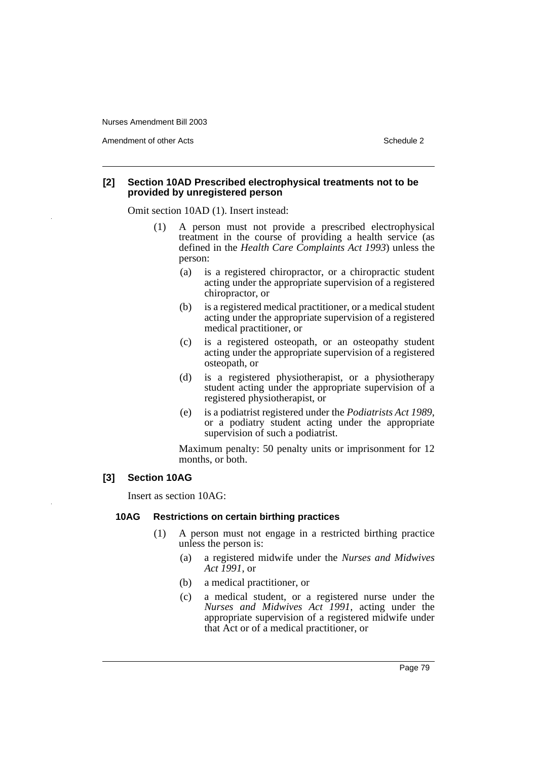### [2] Section 10AD Prescribed electrophysical treatments not to be provided by unregistered person

Omit section 10AD (1). Insert instead:

(1) A person must not provide a prescribed electrophysical treatment in the course of providing a health service (as defined in the *Health Care Complaints Act 1993*) unless the person:

- (a) is a registered chiropractor, or a chiropractic student acting under the appropriate supervision of a registered chiropractor, or
- (b) is a registered medical practitioner, or a medical student acting under the appropriate supervision of a registered medical practitioner, or
- (c) is a registered osteopath, or an osteopathy student acting under the appropriate supervision of a registered osteopath, or
- (d) is a registered physiotherapist, or a physiotherapy student acting under the appropriate supervision of a registered physiotherapist, or
- (e) is a podiatrist registered under the *Podiatrists Act 1989*, or a podiatry student acting under the appropriate supervision of such a podiatrist.

Maximum penalty: 50 penalty units or imprisonment for 12 months, or both.

### [3] Section 10AG

Insert as section 10AG:

#### 10AG Restrictions on certain birthing practices

(1) A person must not engage in a restricted birthing practice unless the person is:

- (a) a registered midwife under the *Nurses and Midwives Act 1991*, or
- (b) a medical practitioner, or
- (c) a medical student, or a registered nurse under the *Nurses and Midwives Act 1991*, acting under the appropriate supervision of a registered midwife under that Act or of a medical practitioner, or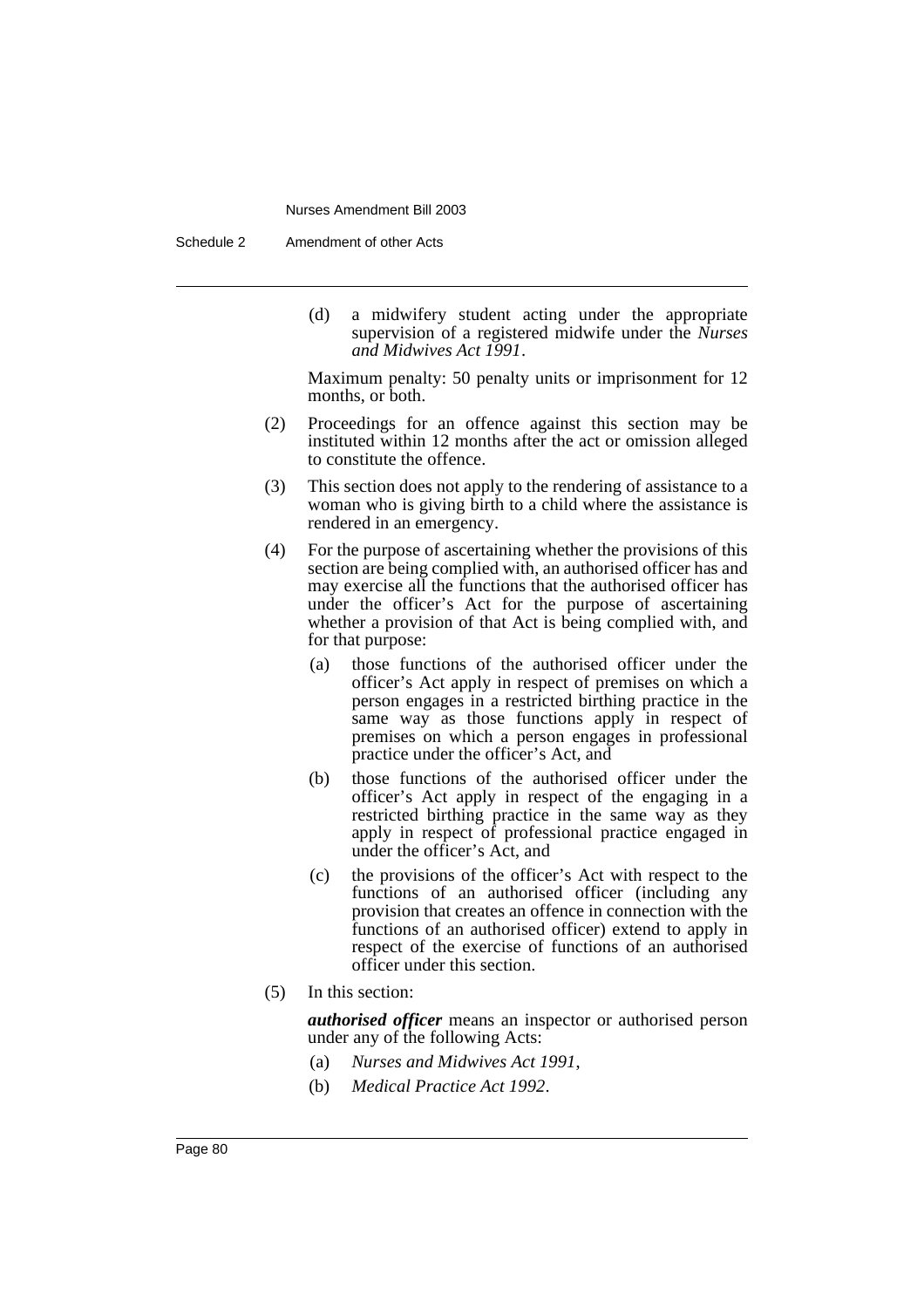(d) a midwifery student acting under the appropriate supervision of a registered midwife under the *Nurses and Midwives Act 1991*.

Maximum penalty: 50 penalty units or imprisonment for 12 months, or both.

(2) Proceedings for an offence against this section may be instituted within 12 months after the act or omission alleged to constitute the offence.

(3) This section does not apply to the rendering of assistance to a woman who is giving birth to a child where the assistance is rendered in an emergency.

(4) For the purpose of ascertaining whether the provisions of this section are being complied with, an authorised officer has and may exercise all the functions that the authorised officer has under the officer's Act for the purpose of ascertaining whether a provision of that Act is being complied with, and for that purpose:

(a) those functions of the authorised officer under the officer's Act apply in respect of premises on which a person engages in a restricted birthing practice in the same way as those functions apply in respect of premises on which a person engages in professional practice under the officer's Act, and

(b) those functions of the authorised officer under the officer's Act apply in respect of the engaging in a restricted birthing practice in the same way as they apply in respect of professional practice engaged in under the officer's Act, and

(c) the provisions of the officer's Act with respect to the functions of an authorised officer (including any provision that creates an offence in connection with the functions of an authorised officer) extend to apply in respect of the exercise of functions of an authorised officer under this section.

(5) In this section:

***authorised officer*** means an inspector or authorised person under any of the following Acts:

(a) *Nurses and Midwives Act 1991*,

(b) *Medical Practice Act 1992*.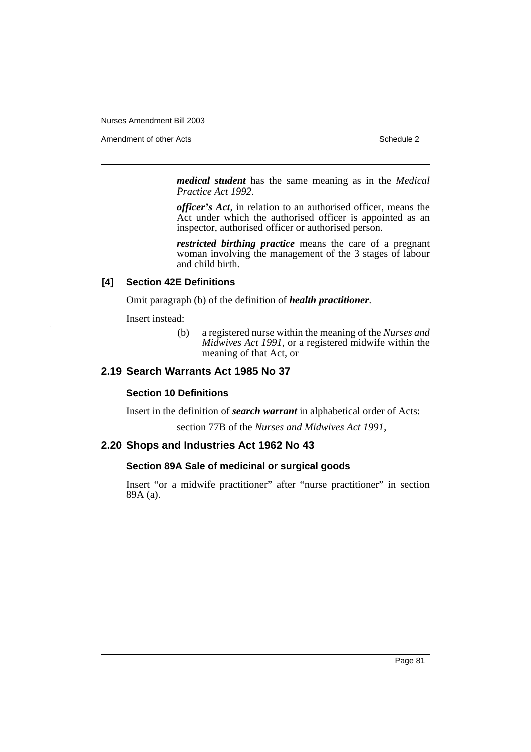***medical student*** has the same meaning as in the *Medical Practice Act 1992*.

***officer's Act***, in relation to an authorised officer, means the Act under which the authorised officer is appointed as an inspector, authorised officer or authorised person.

***restricted birthing practice*** means the care of a pregnant woman involving the management of the 3 stages of labour and child birth.

### [4] Section 42E Definitions

Omit paragraph (b) of the definition of ***health practitioner***.

Insert instead:

(b) a registered nurse within the meaning of the *Nurses and Midwives Act 1991*, or a registered midwife within the meaning of that Act, or

## 2.19 Search Warrants Act 1985 No 37

### Section 10 Definitions

Insert in the definition of ***search warrant*** in alphabetical order of Acts:

section 77B of the *Nurses and Midwives Act 1991*,

## 2.20 Shops and Industries Act 1962 No 43

### Section 89A Sale of medicinal or surgical goods

Insert "or a midwife practitioner" after "nurse practitioner" in section 89A (a).